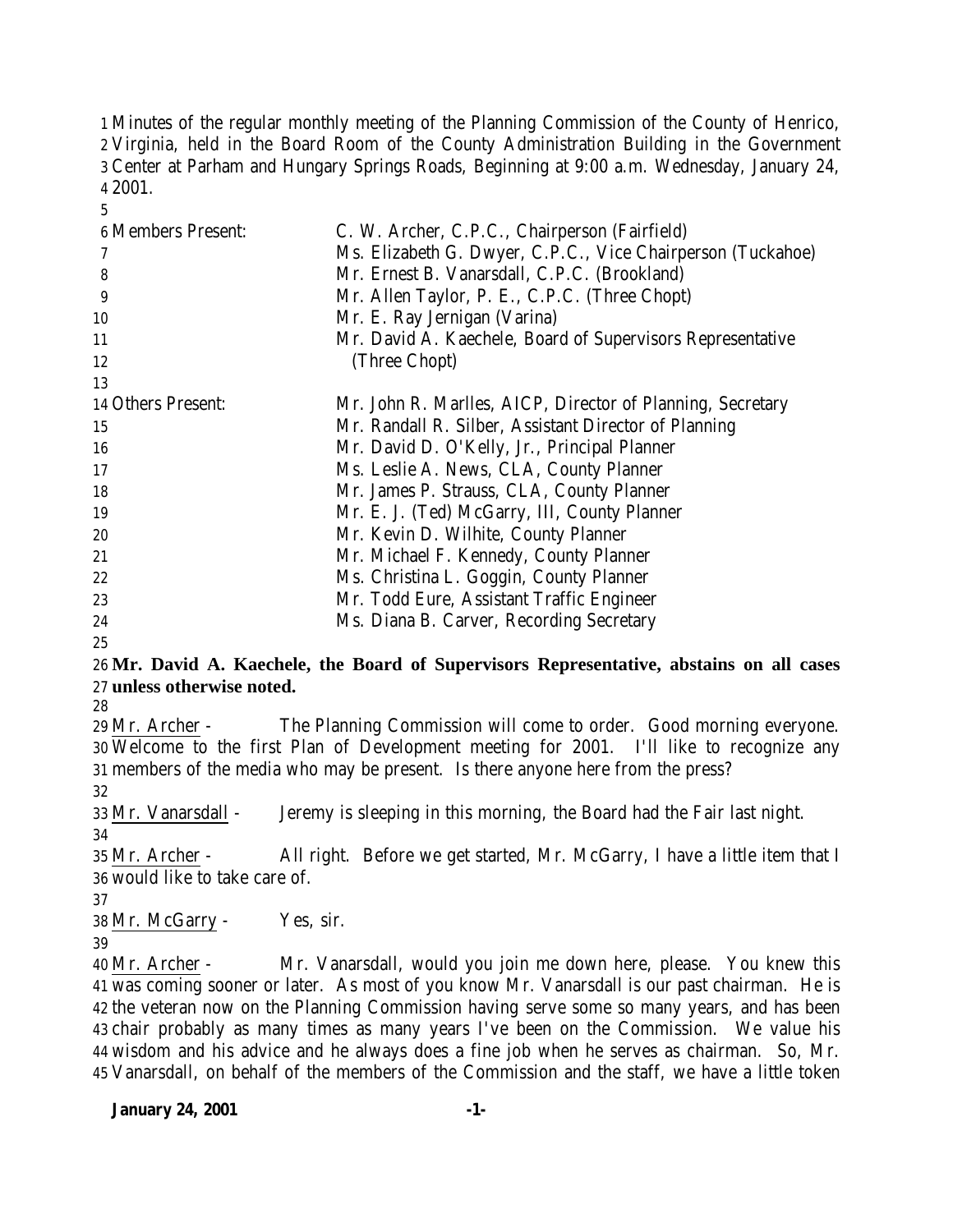Minutes of the regular monthly meeting of the Planning Commission of the County of Henrico, Virginia, held in the Board Room of the County Administration Building in the Government Center at Parham and Hungary Springs Roads, Beginning at 9:00 a.m. Wednesday, January 24, 2001.

| | |
|---|---|
| Members Present: | C. W. Archer, C.P.C., Chairperson (Fairfield) |
| | Ms. Elizabeth G. Dwyer, C.P.C., Vice Chairperson (Tuckahoe) |
| | Mr. Ernest B. Vanarsdall, C.P.C. (Brookland) |
| | Mr. Allen Taylor, P. E., C.P.C. (Three Chopt) |
| | Mr. E. Ray Jernigan (Varina) |
| | Mr. David A. Kaechele, Board of Supervisors Representative (Three Chopt) |
| Others Present: | Mr. John R. Marlles, AICP, Director of Planning, Secretary |
| | Mr. Randall R. Silber, Assistant Director of Planning |
| | Mr. David D. O'Kelly, Jr., Principal Planner |
| | Ms. Leslie A. News, CLA, County Planner |
| | Mr. James P. Strauss, CLA, County Planner |
| | Mr. E. J. (Ted) McGarry, III, County Planner |
| | Mr. Kevin D. Wilhite, County Planner |
| | Mr. Michael F. Kennedy, County Planner |
| | Ms. Christina L. Goggin, County Planner |
| | Mr. Todd Eure, Assistant Traffic Engineer |
| | Ms. Diana B. Carver, Recording Secretary |

**Mr. David A. Kaechele, the Board of Supervisors Representative, abstains on all cases unless otherwise noted.**

Mr. Archer - The Planning Commission will come to order. Good morning everyone. Welcome to the first Plan of Development meeting for 2001. I'll like to recognize any members of the media who may be present. Is there anyone here from the press?

Mr. Vanarsdall - Jeremy is sleeping in this morning, the Board had the Fair last night.

Mr. Archer - All right. Before we get started, Mr. McGarry, I have a little item that I would like to take care of.

Mr. McGarry - Yes, sir.

Mr. Archer - Mr. Vanarsdall, would you join me down here, please. You knew this was coming sooner or later. As most of you know Mr. Vanarsdall is our past chairman. He is the veteran now on the Planning Commission having serve some so many years, and has been chair probably as many times as many years I've been on the Commission. We value his wisdom and his advice and he always does a fine job when he serves as chairman. So, Mr. Vanarsdall, on behalf of the members of the Commission and the staff, we have a little token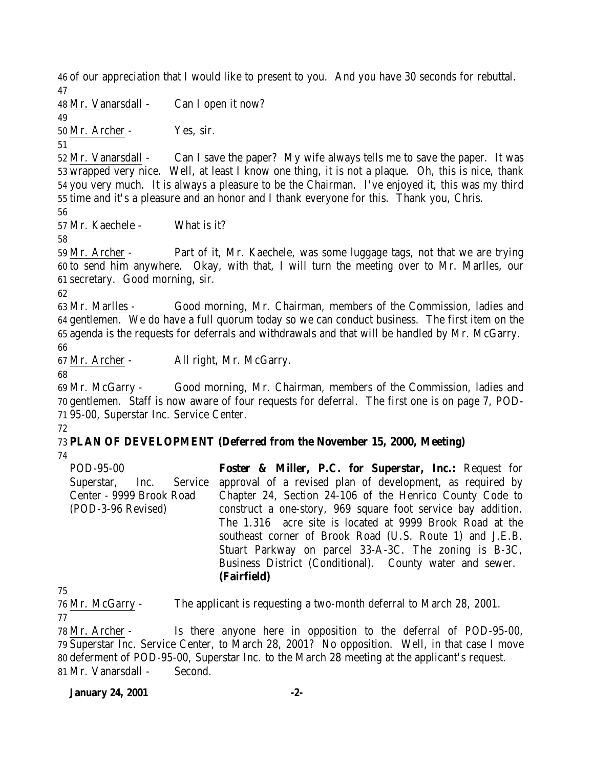of our appreciation that I would like to present to you. And you have 30 seconds for rebuttal.

Mr. Vanarsdall - Can I open it now?

Mr. Archer - Yes, sir.

Mr. Vanarsdall - Can I save the paper? My wife always tells me to save the paper. It was wrapped very nice. Well, at least I know one thing, it is not a plaque. Oh, this is nice, thank you very much. It is always a pleasure to be the Chairman. I've enjoyed it, this was my third time and it's a pleasure and an honor and I thank everyone for this. Thank you, Chris.

Mr. Kaechele - What is it?

Mr. Archer - Part of it, Mr. Kaechele, was some luggage tags, not that we are trying to send him anywhere. Okay, with that, I will turn the meeting over to Mr. Marlles, our secretary. Good morning, sir.

Mr. Marlles - Good morning, Mr. Chairman, members of the Commission, ladies and gentlemen. We do have a full quorum today so we can conduct business. The first item on the agenda is the requests for deferrals and withdrawals and that will be handled by Mr. McGarry.

Mr. Archer - All right, Mr. McGarry.

Mr. McGarry - Good morning, Mr. Chairman, members of the Commission, ladies and gentlemen. Staff is now aware of four requests for deferral. The first one is on page 7, POD-95-00, Superstar Inc. Service Center.

**PLAN OF DEVELOPMENT (Deferred from the November 15, 2000, Meeting)**

| | |
|---|---|
| POD-95-00<br>Superstar, Inc. Service Center - 9999 Brook Road<br>(POD-3-96 Revised) | **Foster & Miller, P.C. for Superstar, Inc.:** Request for approval of a revised plan of development, as required by Chapter 24, Section 24-106 of the Henrico County Code to construct a one-story, 969 square foot service bay addition. The 1.316 acre site is located at 9999 Brook Road at the southeast corner of Brook Road (U.S. Route 1) and J.E.B. Stuart Parkway on parcel 33-A-3C. The zoning is B-3C, Business District (Conditional). County water and sewer. **(Fairfield)** |

Mr. McGarry - The applicant is requesting a two-month deferral to March 28, 2001.

Mr. Archer - Is there anyone here in opposition to the deferral of POD-95-00, Superstar Inc. Service Center, to March 28, 2001? No opposition. Well, in that case I move deferment of POD-95-00, Superstar Inc. to the March 28 meeting at the applicant's request.

Mr. Vanarsdall - Second.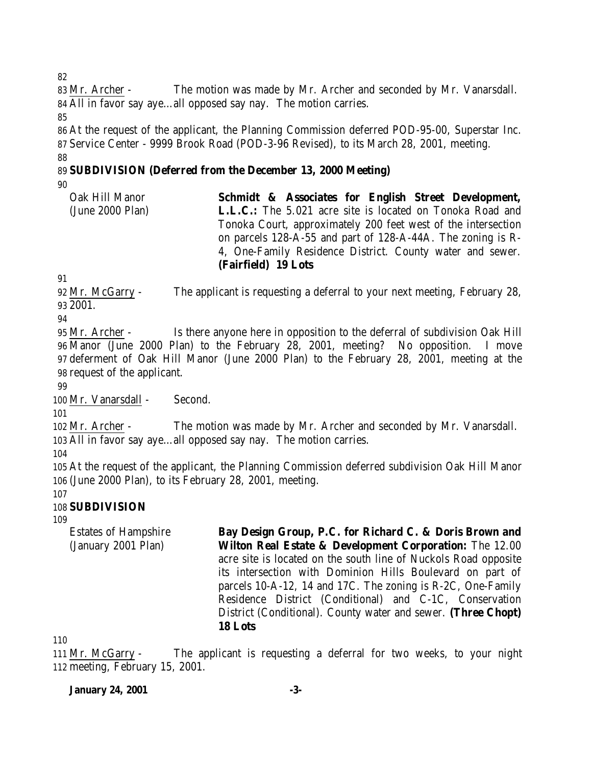Mr. Archer - The motion was made by Mr. Archer and seconded by Mr. Vanarsdall. All in favor say aye…all opposed say nay. The motion carries.

At the request of the applicant, the Planning Commission deferred POD-95-00, Superstar Inc. Service Center - 9999 Brook Road (POD-3-96 Revised), to its March 28, 2001, meeting.

**SUBDIVISION (Deferred from the December 13, 2000 Meeting)**

| | |
|---|---|
| Oak Hill Manor (June 2000 Plan) | **Schmidt & Associates for English Street Development, L.L.C.:** The 5.021 acre site is located on Tonoka Road and Tonoka Court, approximately 200 feet west of the intersection on parcels 128-A-55 and part of 128-A-44A. The zoning is R-4, One-Family Residence District. County water and sewer. **(Fairfield) 19 Lots** |

Mr. McGarry - The applicant is requesting a deferral to your next meeting, February 28, 2001.

Mr. Archer - Is there anyone here in opposition to the deferral of subdivision Oak Hill Manor (June 2000 Plan) to the February 28, 2001, meeting? No opposition. I move deferment of Oak Hill Manor (June 2000 Plan) to the February 28, 2001, meeting at the request of the applicant.

Mr. Vanarsdall - Second.

Mr. Archer - The motion was made by Mr. Archer and seconded by Mr. Vanarsdall. All in favor say aye…all opposed say nay. The motion carries.

At the request of the applicant, the Planning Commission deferred subdivision Oak Hill Manor (June 2000 Plan), to its February 28, 2001, meeting.

**SUBDIVISION**

| | |
|---|---|
| Estates of Hampshire (January 2001 Plan) | **Bay Design Group, P.C. for Richard C. & Doris Brown and Wilton Real Estate & Development Corporation:** The 12.00 acre site is located on the south line of Nuckols Road opposite its intersection with Dominion Hills Boulevard on part of parcels 10-A-12, 14 and 17C. The zoning is R-2C, One-Family Residence District (Conditional) and C-1C, Conservation District (Conditional). County water and sewer. **(Three Chopt) 18 Lots** |

Mr. McGarry - The applicant is requesting a deferral for two weeks, to your night meeting, February 15, 2001.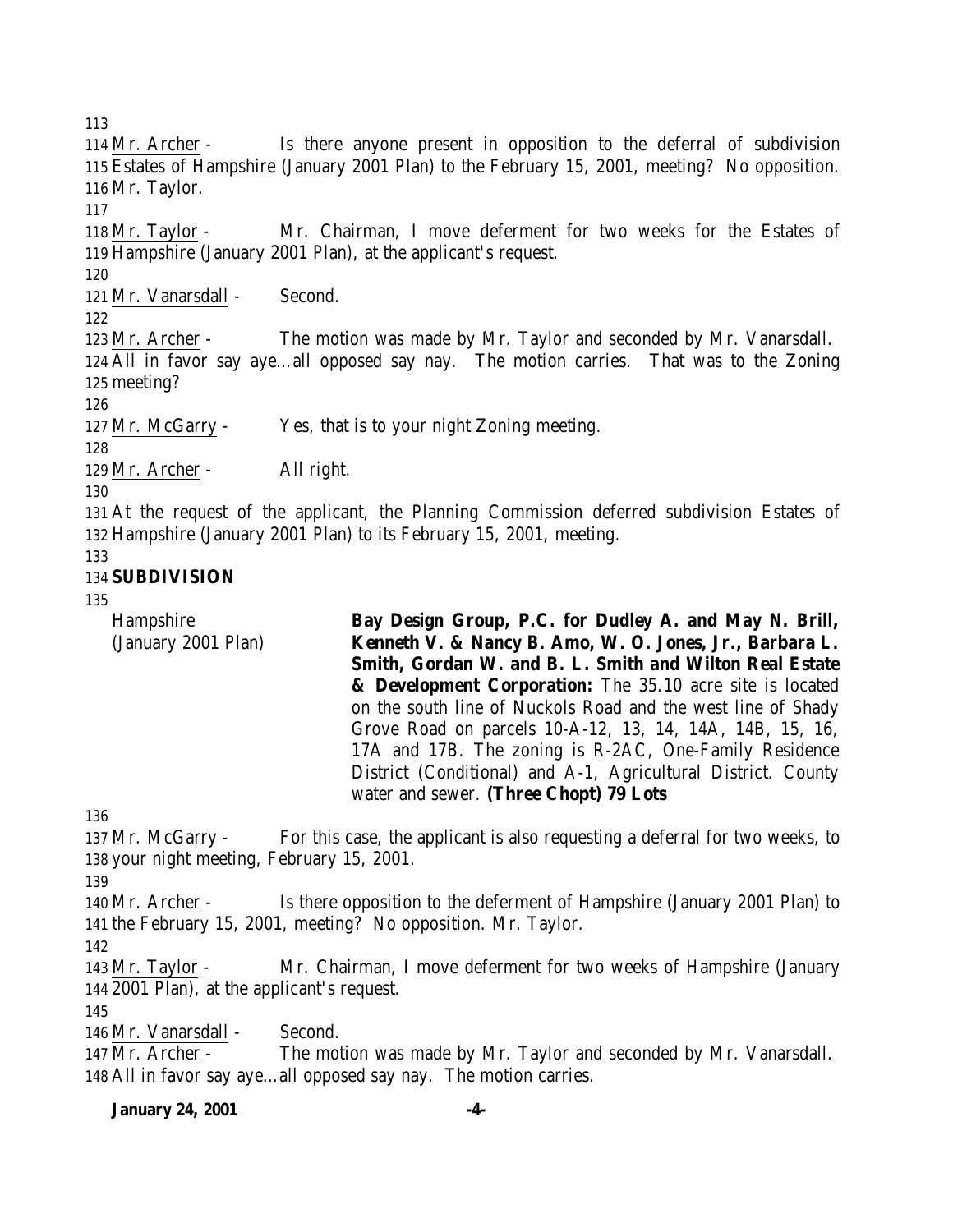113

114 Mr. Archer - Is there anyone present in opposition to the deferral of subdivision
115 Estates of Hampshire (January 2001 Plan) to the February 15, 2001, meeting? No opposition.
116 Mr. Taylor.

117

118 Mr. Taylor - Mr. Chairman, I move deferment for two weeks for the Estates of
119 Hampshire (January 2001 Plan), at the applicant's request.

120

121 Mr. Vanarsdall - Second.

122

123 Mr. Archer - The motion was made by Mr. Taylor and seconded by Mr. Vanarsdall.
124 All in favor say aye…all opposed say nay. The motion carries. That was to the Zoning
125 meeting?

126

127 Mr. McGarry - Yes, that is to your night Zoning meeting.

128

129 Mr. Archer - All right.

130

131 At the request of the applicant, the Planning Commission deferred subdivision Estates of
132 Hampshire (January 2001 Plan) to its February 15, 2001, meeting.

133

134 **SUBDIVISION**

135

| | |
|---|---|
| Hampshire (January 2001 Plan) | **Bay Design Group, P.C. for Dudley A. and May N. Brill, Kenneth V. & Nancy B. Amo, W. O. Jones, Jr., Barbara L. Smith, Gordan W. and B. L. Smith and Wilton Real Estate & Development Corporation:** The 35.10 acre site is located on the south line of Nuckols Road and the west line of Shady Grove Road on parcels 10-A-12, 13, 14, 14A, 14B, 15, 16, 17A and 17B. The zoning is R-2AC, One-Family Residence District (Conditional) and A-1, Agricultural District. County water and sewer. **(Three Chopt) 79 Lots** |

136

137 Mr. McGarry - For this case, the applicant is also requesting a deferral for two weeks, to
138 your night meeting, February 15, 2001.

139

140 Mr. Archer - Is there opposition to the deferment of Hampshire (January 2001 Plan) to
141 the February 15, 2001, meeting? No opposition. Mr. Taylor.

142

143 Mr. Taylor - Mr. Chairman, I move deferment for two weeks of Hampshire (January
144 2001 Plan), at the applicant's request.

145

146 Mr. Vanarsdall - Second.

147 Mr. Archer - The motion was made by Mr. Taylor and seconded by Mr. Vanarsdall.
148 All in favor say aye…all opposed say nay. The motion carries.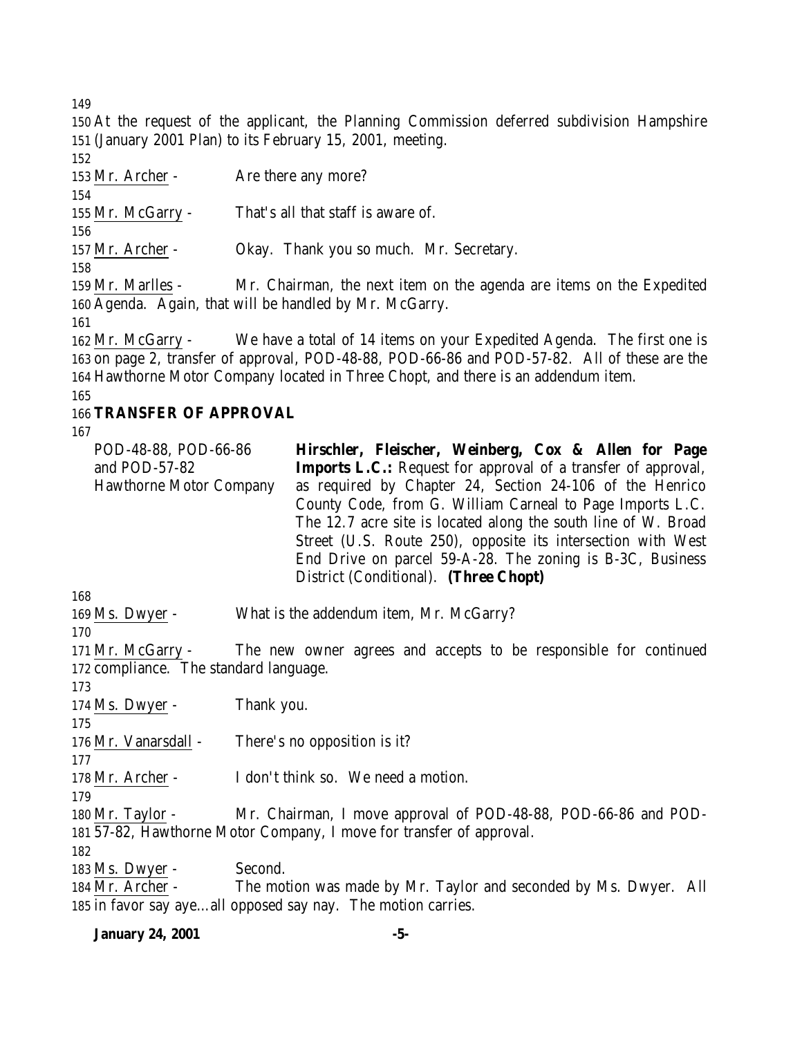At the request of the applicant, the Planning Commission deferred subdivision Hampshire (January 2001 Plan) to its February 15, 2001, meeting.

Mr. Archer - Are there any more?

Mr. McGarry - That's all that staff is aware of.

Mr. Archer - Okay. Thank you so much. Mr. Secretary.

Mr. Marlles - Mr. Chairman, the next item on the agenda are items on the Expedited Agenda. Again, that will be handled by Mr. McGarry.

Mr. McGarry - We have a total of 14 items on your Expedited Agenda. The first one is on page 2, transfer of approval, POD-48-88, POD-66-86 and POD-57-82. All of these are the Hawthorne Motor Company located in Three Chopt, and there is an addendum item.

**TRANSFER OF APPROVAL**

| | |
|---|---|
| POD-48-88, POD-66-86 and POD-57-82 Hawthorne Motor Company | **Hirschler, Fleischer, Weinberg, Cox & Allen for Page Imports L.C.:** Request for approval of a transfer of approval, as required by Chapter 24, Section 24-106 of the Henrico County Code, from G. William Carneal to Page Imports L.C. The 12.7 acre site is located along the south line of W. Broad Street (U.S. Route 250), opposite its intersection with West End Drive on parcel 59-A-28. The zoning is B-3C, Business District (Conditional). **(Three Chopt)** |

Ms. Dwyer - What is the addendum item, Mr. McGarry?

Mr. McGarry - The new owner agrees and accepts to be responsible for continued compliance. The standard language.

Ms. Dwyer - Thank you.

Mr. Vanarsdall - There's no opposition is it?

Mr. Archer - I don't think so. We need a motion.

Mr. Taylor - Mr. Chairman, I move approval of POD-48-88, POD-66-86 and POD-57-82, Hawthorne Motor Company, I move for transfer of approval.

Ms. Dwyer - Second.

Mr. Archer - The motion was made by Mr. Taylor and seconded by Ms. Dwyer. All in favor say aye…all opposed say nay. The motion carries.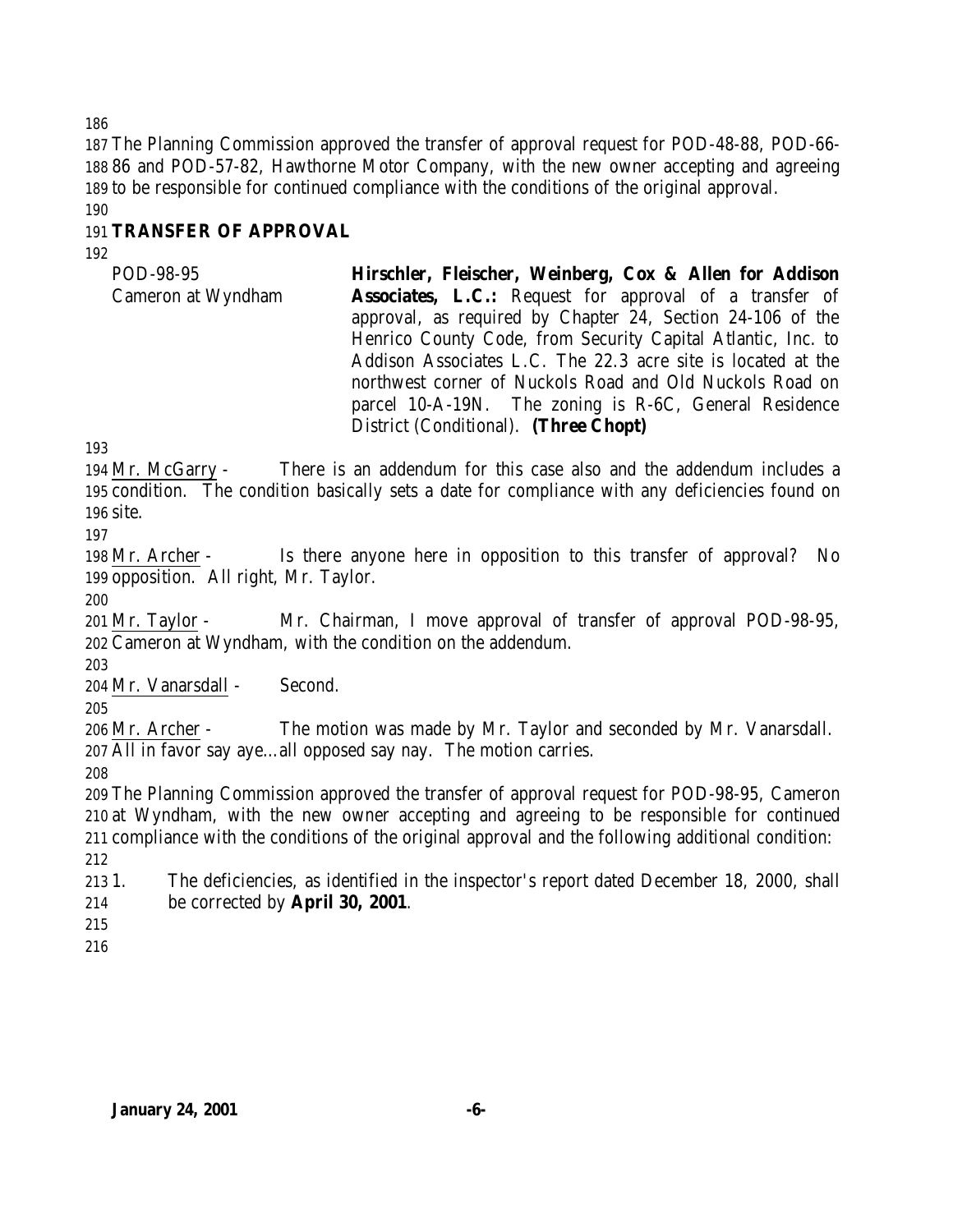The Planning Commission approved the transfer of approval request for POD-48-88, POD-66-86 and POD-57-82, Hawthorne Motor Company, with the new owner accepting and agreeing to be responsible for continued compliance with the conditions of the original approval.

**TRANSFER OF APPROVAL**

| | |
|---|---|
| POD-98-95<br>Cameron at Wyndham | **Hirschler, Fleischer, Weinberg, Cox & Allen for Addison Associates, L.C.:** Request for approval of a transfer of approval, as required by Chapter 24, Section 24-106 of the Henrico County Code, from Security Capital Atlantic, Inc. to Addison Associates L.C. The 22.3 acre site is located at the northwest corner of Nuckols Road and Old Nuckols Road on parcel 10-A-19N. The zoning is R-6C, General Residence District (Conditional). **(Three Chopt)** |

Mr. McGarry - There is an addendum for this case also and the addendum includes a condition. The condition basically sets a date for compliance with any deficiencies found on site.

Mr. Archer - Is there anyone here in opposition to this transfer of approval? No opposition. All right, Mr. Taylor.

Mr. Taylor - Mr. Chairman, I move approval of transfer of approval POD-98-95, Cameron at Wyndham, with the condition on the addendum.

Mr. Vanarsdall - Second.

Mr. Archer - The motion was made by Mr. Taylor and seconded by Mr. Vanarsdall. All in favor say aye…all opposed say nay. The motion carries.

The Planning Commission approved the transfer of approval request for POD-98-95, Cameron at Wyndham, with the new owner accepting and agreeing to be responsible for continued compliance with the conditions of the original approval and the following additional condition:

1. The deficiencies, as identified in the inspector's report dated December 18, 2000, shall be corrected by **April 30, 2001**.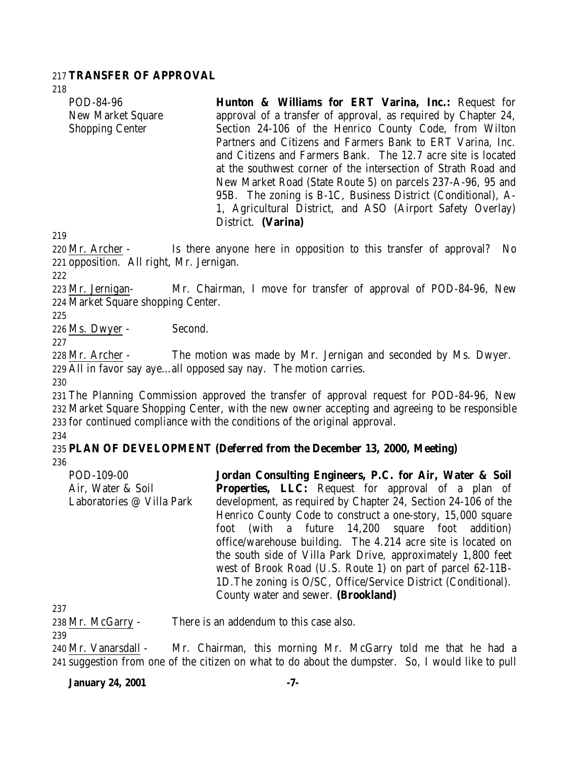**TRANSFER OF APPROVAL**

POD-84-96
New Market Square Shopping Center

**Hunton & Williams for ERT Varina, Inc.:** Request for approval of a transfer of approval, as required by Chapter 24, Section 24-106 of the Henrico County Code, from Wilton Partners and Citizens and Farmers Bank to ERT Varina, Inc. and Citizens and Farmers Bank. The 12.7 acre site is located at the southwest corner of the intersection of Strath Road and New Market Road (State Route 5) on parcels 237-A-96, 95 and 95B. The zoning is B-1C, Business District (Conditional), A-1, Agricultural District, and ASO (Airport Safety Overlay) District. **(Varina)**

Mr. Archer - Is there anyone here in opposition to this transfer of approval? No opposition. All right, Mr. Jernigan.

Mr. Jernigan- Mr. Chairman, I move for transfer of approval of POD-84-96, New Market Square shopping Center.

Ms. Dwyer - Second.

Mr. Archer - The motion was made by Mr. Jernigan and seconded by Ms. Dwyer. All in favor say aye…all opposed say nay. The motion carries.

The Planning Commission approved the transfer of approval request for POD-84-96, New Market Square Shopping Center, with the new owner accepting and agreeing to be responsible for continued compliance with the conditions of the original approval.

**PLAN OF DEVELOPMENT (Deferred from the December 13, 2000, Meeting)**

POD-109-00
Air, Water & Soil Laboratories @ Villa Park

**Jordan Consulting Engineers, P.C. for Air, Water & Soil Properties, LLC:** Request for approval of a plan of development, as required by Chapter 24, Section 24-106 of the Henrico County Code to construct a one-story, 15,000 square foot (with a future 14,200 square foot addition) office/warehouse building. The 4.214 acre site is located on the south side of Villa Park Drive, approximately 1,800 feet west of Brook Road (U.S. Route 1) on part of parcel 62-11B-1D.The zoning is O/SC, Office/Service District (Conditional). County water and sewer. **(Brookland)**

Mr. McGarry - There is an addendum to this case also.

Mr. Vanarsdall - Mr. Chairman, this morning Mr. McGarry told me that he had a suggestion from one of the citizen on what to do about the dumpster. So, I would like to pull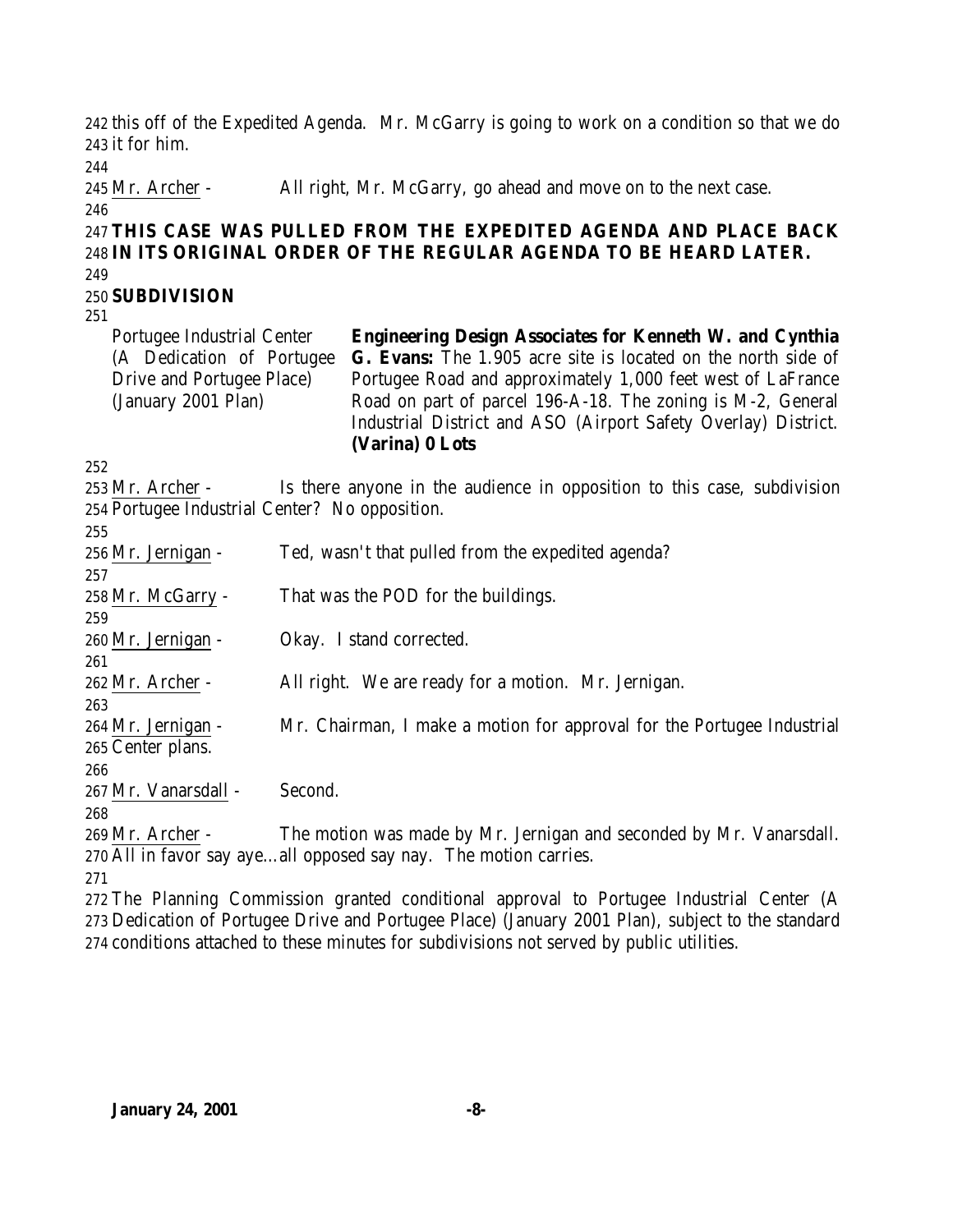this off of the Expedited Agenda. Mr. McGarry is going to work on a condition so that we do it for him.

Mr. Archer - All right, Mr. McGarry, go ahead and move on to the next case.

**THIS CASE WAS PULLED FROM THE EXPEDITED AGENDA AND PLACE BACK IN ITS ORIGINAL ORDER OF THE REGULAR AGENDA TO BE HEARD LATER.**

**SUBDIVISION**

| | |
|---|---|
| Portugee Industrial Center (A Dedication of Portugee Drive and Portugee Place) (January 2001 Plan) | **Engineering Design Associates for Kenneth W. and Cynthia G. Evans:** The 1.905 acre site is located on the north side of Portugee Road and approximately 1,000 feet west of LaFrance Road on part of parcel 196-A-18. The zoning is M-2, General Industrial District and ASO (Airport Safety Overlay) District. **(Varina) 0 Lots** |

Mr. Archer - Is there anyone in the audience in opposition to this case, subdivision Portugee Industrial Center? No opposition.

Mr. Jernigan - Ted, wasn't that pulled from the expedited agenda?

Mr. McGarry - That was the POD for the buildings.

Mr. Jernigan - Okay. I stand corrected.

Mr. Archer - All right. We are ready for a motion. Mr. Jernigan.

Mr. Jernigan - Mr. Chairman, I make a motion for approval for the Portugee Industrial Center plans.

Mr. Vanarsdall - Second.

Mr. Archer - The motion was made by Mr. Jernigan and seconded by Mr. Vanarsdall. All in favor say aye…all opposed say nay. The motion carries.

The Planning Commission granted conditional approval to Portugee Industrial Center (A Dedication of Portugee Drive and Portugee Place) (January 2001 Plan), subject to the standard conditions attached to these minutes for subdivisions not served by public utilities.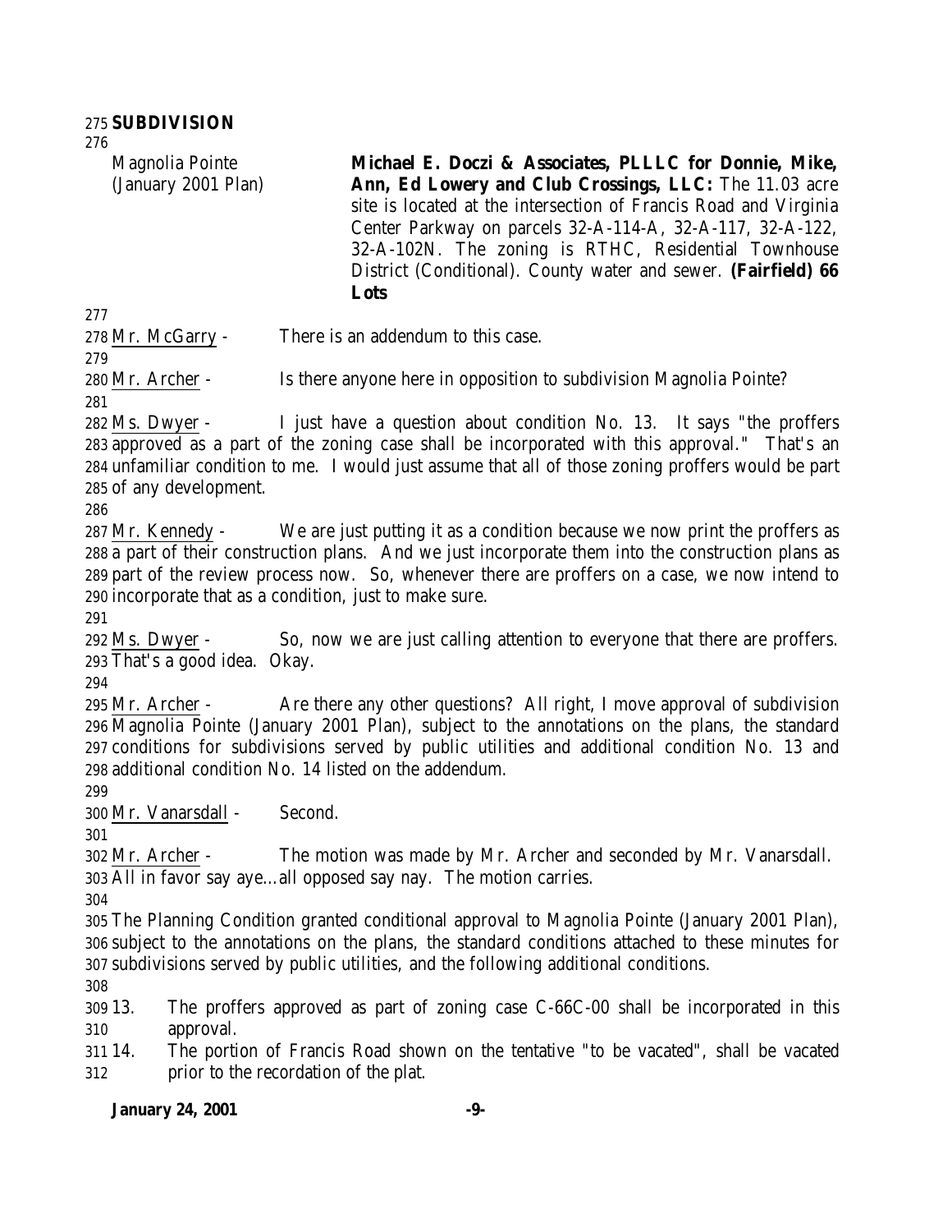**SUBDIVISION**

Magnolia Pointe (January 2001 Plan)

**Michael E. Doczi & Associates, PLLLC for Donnie, Mike, Ann, Ed Lowery and Club Crossings, LLC:** The 11.03 acre site is located at the intersection of Francis Road and Virginia Center Parkway on parcels 32-A-114-A, 32-A-117, 32-A-122, 32-A-102N. The zoning is RTHC, Residential Townhouse District (Conditional). County water and sewer. **(Fairfield) 66 Lots**

Mr. McGarry - There is an addendum to this case.

Mr. Archer - Is there anyone here in opposition to subdivision Magnolia Pointe?

Ms. Dwyer - I just have a question about condition No. 13. It says "the proffers approved as a part of the zoning case shall be incorporated with this approval." That's an unfamiliar condition to me. I would just assume that all of those zoning proffers would be part of any development.

Mr. Kennedy - We are just putting it as a condition because we now print the proffers as a part of their construction plans. And we just incorporate them into the construction plans as part of the review process now. So, whenever there are proffers on a case, we now intend to incorporate that as a condition, just to make sure.

Ms. Dwyer - So, now we are just calling attention to everyone that there are proffers. That's a good idea. Okay.

Mr. Archer - Are there any other questions? All right, I move approval of subdivision Magnolia Pointe (January 2001 Plan), subject to the annotations on the plans, the standard conditions for subdivisions served by public utilities and additional condition No. 13 and additional condition No. 14 listed on the addendum.

Mr. Vanarsdall - Second.

Mr. Archer - The motion was made by Mr. Archer and seconded by Mr. Vanarsdall. All in favor say aye…all opposed say nay. The motion carries.

The Planning Condition granted conditional approval to Magnolia Pointe (January 2001 Plan), subject to the annotations on the plans, the standard conditions attached to these minutes for subdivisions served by public utilities, and the following additional conditions.

13. The proffers approved as part of zoning case C-66C-00 shall be incorporated in this approval.
14. The portion of Francis Road shown on the tentative "to be vacated", shall be vacated prior to the recordation of the plat.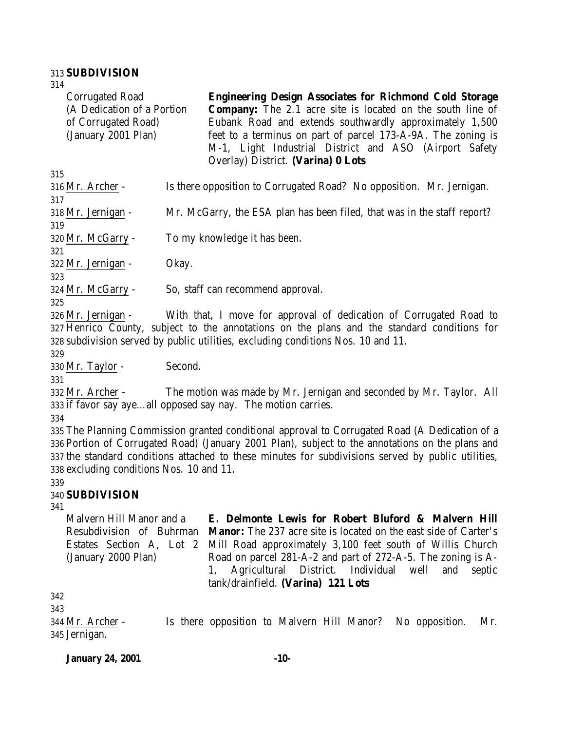**SUBDIVISION**

| | |
|---|---|
| Corrugated Road (A Dedication of a Portion of Corrugated Road) (January 2001 Plan) | **Engineering Design Associates for Richmond Cold Storage Company:** The 2.1 acre site is located on the south line of Eubank Road and extends southwardly approximately 1,500 feet to a terminus on part of parcel 173-A-9A. The zoning is M-1, Light Industrial District and ASO (Airport Safety Overlay) District. **(Varina) 0 Lots** |

Mr. Archer - Is there opposition to Corrugated Road? No opposition. Mr. Jernigan.

Mr. Jernigan - Mr. McGarry, the ESA plan has been filed, that was in the staff report?

Mr. McGarry - To my knowledge it has been.

Mr. Jernigan - Okay.

Mr. McGarry - So, staff can recommend approval.

Mr. Jernigan - With that, I move for approval of dedication of Corrugated Road to Henrico County, subject to the annotations on the plans and the standard conditions for subdivision served by public utilities, excluding conditions Nos. 10 and 11.

Mr. Taylor - Second.

Mr. Archer - The motion was made by Mr. Jernigan and seconded by Mr. Taylor. All if favor say aye…all opposed say nay. The motion carries.

The Planning Commission granted conditional approval to Corrugated Road (A Dedication of a Portion of Corrugated Road) (January 2001 Plan), subject to the annotations on the plans and the standard conditions attached to these minutes for subdivisions served by public utilities, excluding conditions Nos. 10 and 11.

**SUBDIVISION**

| | |
|---|---|
| Malvern Hill Manor and a Resubdivision of Buhrman Estates Section A, Lot 2 (January 2000 Plan) | **E. Delmonte Lewis for Robert Bluford & Malvern Hill Manor:** The 237 acre site is located on the east side of Carter's Mill Road approximately 3,100 feet south of Willis Church Road on parcel 281-A-2 and part of 272-A-5. The zoning is A-1, Agricultural District. Individual well and septic tank/drainfield. **(Varina) 121 Lots** |

Mr. Archer - Is there opposition to Malvern Hill Manor? No opposition. Mr. Jernigan.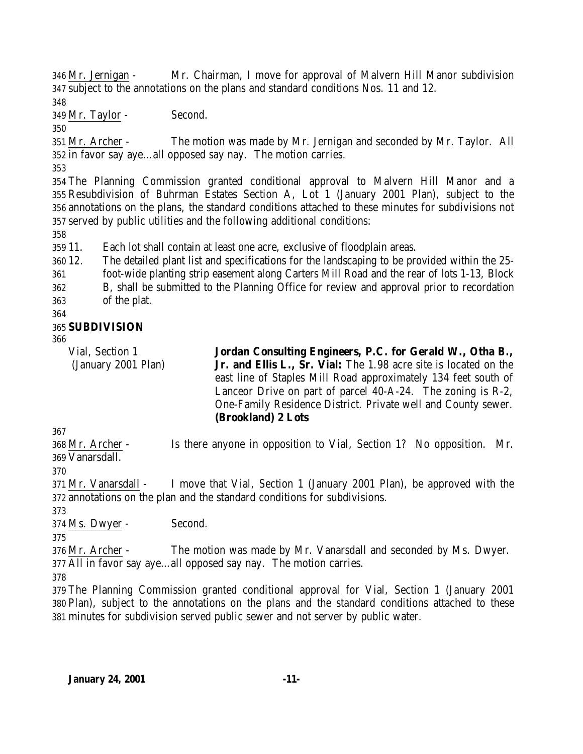Mr. Jernigan - Mr. Chairman, I move for approval of Malvern Hill Manor subdivision subject to the annotations on the plans and standard conditions Nos. 11 and 12.

Mr. Taylor - Second.

Mr. Archer - The motion was made by Mr. Jernigan and seconded by Mr. Taylor. All in favor say aye…all opposed say nay. The motion carries.

The Planning Commission granted conditional approval to Malvern Hill Manor and a Resubdivision of Buhrman Estates Section A, Lot 1 (January 2001 Plan), subject to the annotations on the plans, the standard conditions attached to these minutes for subdivisions not served by public utilities and the following additional conditions:

11. Each lot shall contain at least one acre, exclusive of floodplain areas.
12. The detailed plant list and specifications for the landscaping to be provided within the 25-foot-wide planting strip easement along Carters Mill Road and the rear of lots 1-13, Block B, shall be submitted to the Planning Office for review and approval prior to recordation of the plat.

## SUBDIVISION

Vial, Section 1 (January 2001 Plan)

**Jordan Consulting Engineers, P.C. for Gerald W., Otha B., Jr. and Ellis L., Sr. Vial:** The 1.98 acre site is located on the east line of Staples Mill Road approximately 134 feet south of Lanceor Drive on part of parcel 40-A-24. The zoning is R-2, One-Family Residence District. Private well and County sewer. **(Brookland) 2 Lots**

Mr. Archer - Is there anyone in opposition to Vial, Section 1? No opposition. Mr. Vanarsdall.

Mr. Vanarsdall - I move that Vial, Section 1 (January 2001 Plan), be approved with the annotations on the plan and the standard conditions for subdivisions.

Ms. Dwyer - Second.

Mr. Archer - The motion was made by Mr. Vanarsdall and seconded by Ms. Dwyer. All in favor say aye…all opposed say nay. The motion carries.

The Planning Commission granted conditional approval for Vial, Section 1 (January 2001 Plan), subject to the annotations on the plans and the standard conditions attached to these minutes for subdivision served public sewer and not server by public water.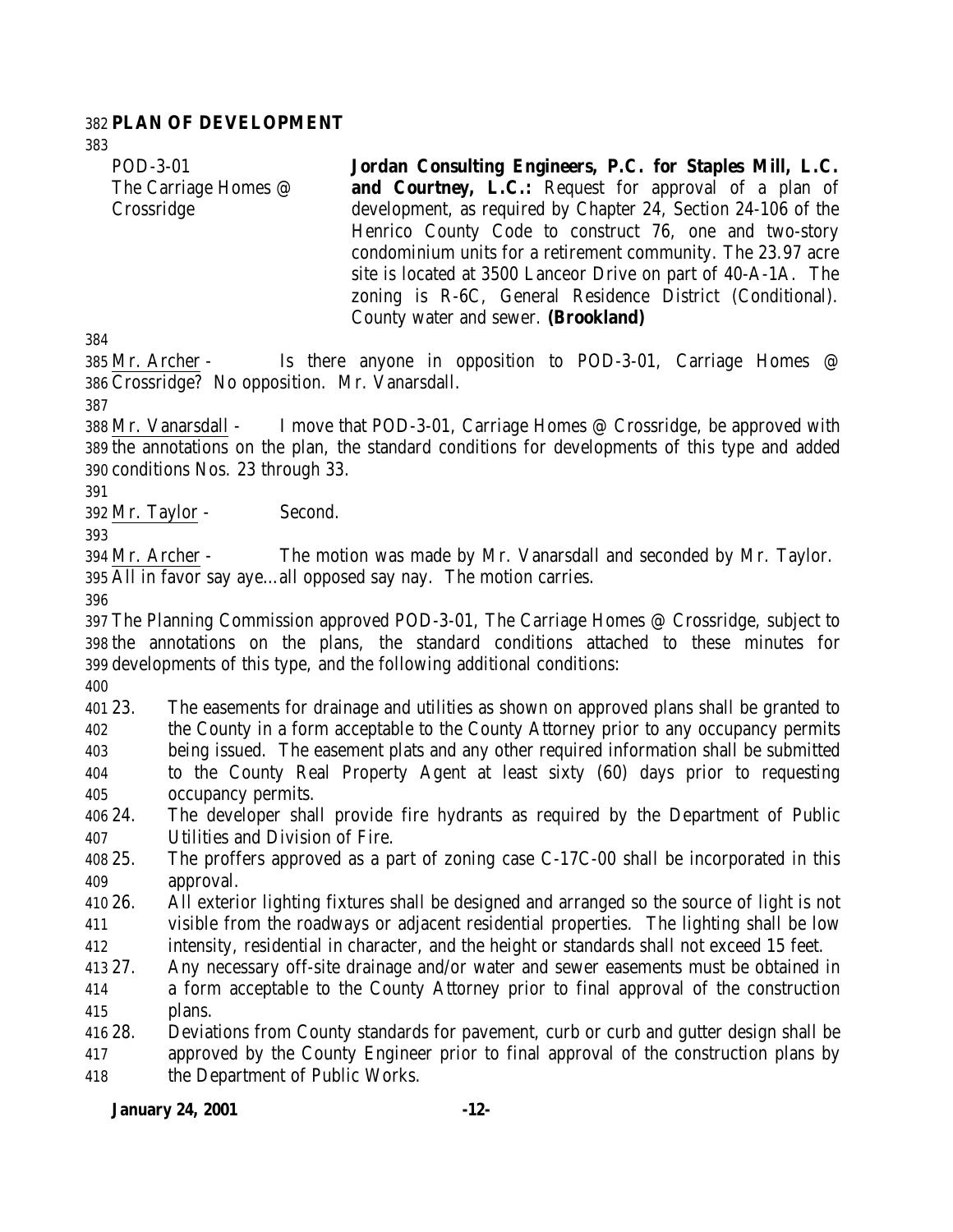## PLAN OF DEVELOPMENT

POD-3-01
The Carriage Homes @ Crossridge

**Jordan Consulting Engineers, P.C. for Staples Mill, L.C. and Courtney, L.C.:** Request for approval of a plan of development, as required by Chapter 24, Section 24-106 of the Henrico County Code to construct 76, one and two-story condominium units for a retirement community. The 23.97 acre site is located at 3500 Lanceor Drive on part of 40-A-1A. The zoning is R-6C, General Residence District (Conditional). County water and sewer. **(Brookland)**

Mr. Archer - Is there anyone in opposition to POD-3-01, Carriage Homes @ Crossridge? No opposition. Mr. Vanarsdall.

Mr. Vanarsdall - I move that POD-3-01, Carriage Homes @ Crossridge, be approved with the annotations on the plan, the standard conditions for developments of this type and added conditions Nos. 23 through 33.

Mr. Taylor - Second.

Mr. Archer - The motion was made by Mr. Vanarsdall and seconded by Mr. Taylor. All in favor say aye…all opposed say nay. The motion carries.

The Planning Commission approved POD-3-01, The Carriage Homes @ Crossridge, subject to the annotations on the plans, the standard conditions attached to these minutes for developments of this type, and the following additional conditions:

23. The easements for drainage and utilities as shown on approved plans shall be granted to the County in a form acceptable to the County Attorney prior to any occupancy permits being issued. The easement plats and any other required information shall be submitted to the County Real Property Agent at least sixty (60) days prior to requesting occupancy permits.
24. The developer shall provide fire hydrants as required by the Department of Public Utilities and Division of Fire.
25. The proffers approved as a part of zoning case C-17C-00 shall be incorporated in this approval.
26. All exterior lighting fixtures shall be designed and arranged so the source of light is not visible from the roadways or adjacent residential properties. The lighting shall be low intensity, residential in character, and the height or standards shall not exceed 15 feet.
27. Any necessary off-site drainage and/or water and sewer easements must be obtained in a form acceptable to the County Attorney prior to final approval of the construction plans.
28. Deviations from County standards for pavement, curb or curb and gutter design shall be approved by the County Engineer prior to final approval of the construction plans by the Department of Public Works.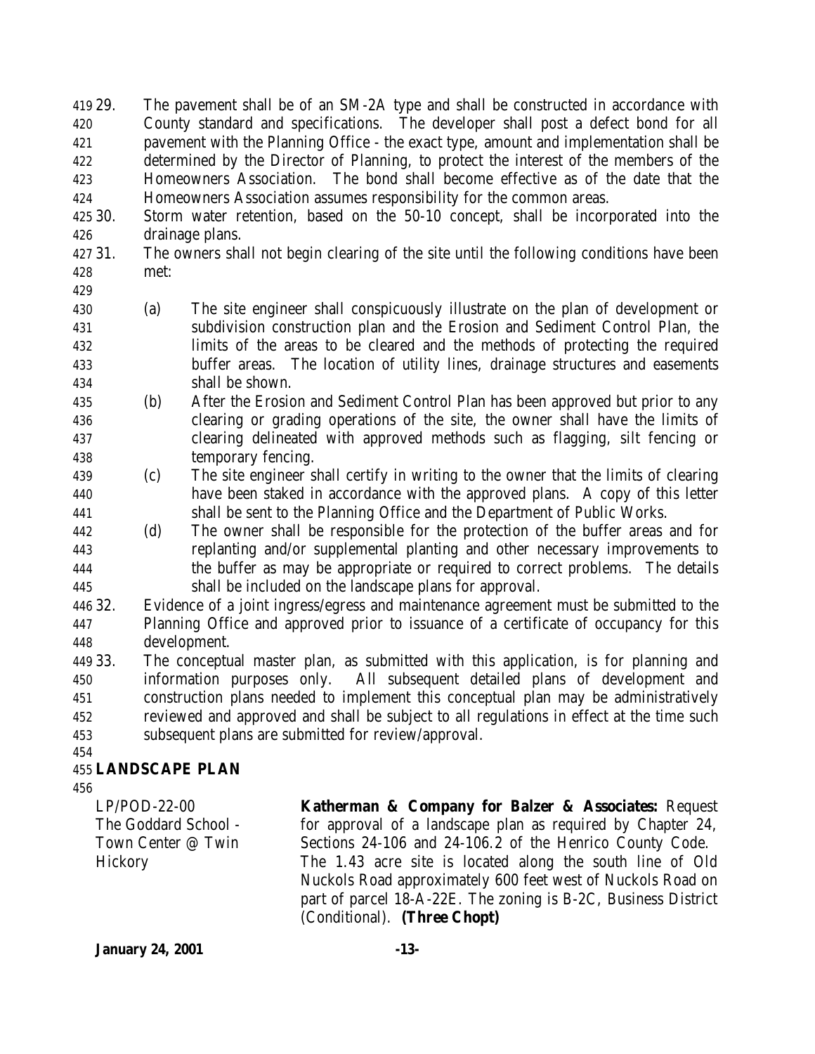29. The pavement shall be of an SM-2A type and shall be constructed in accordance with County standard and specifications. The developer shall post a defect bond for all pavement with the Planning Office - the exact type, amount and implementation shall be determined by the Director of Planning, to protect the interest of the members of the Homeowners Association. The bond shall become effective as of the date that the Homeowners Association assumes responsibility for the common areas.
30. Storm water retention, based on the 50-10 concept, shall be incorporated into the drainage plans.
31. The owners shall not begin clearing of the site until the following conditions have been met:

    (a) The site engineer shall conspicuously illustrate on the plan of development or subdivision construction plan and the Erosion and Sediment Control Plan, the limits of the areas to be cleared and the methods of protecting the required buffer areas. The location of utility lines, drainage structures and easements shall be shown.
    (b) After the Erosion and Sediment Control Plan has been approved but prior to any clearing or grading operations of the site, the owner shall have the limits of clearing delineated with approved methods such as flagging, silt fencing or temporary fencing.
    (c) The site engineer shall certify in writing to the owner that the limits of clearing have been staked in accordance with the approved plans. A copy of this letter shall be sent to the Planning Office and the Department of Public Works.
    (d) The owner shall be responsible for the protection of the buffer areas and for replanting and/or supplemental planting and other necessary improvements to the buffer as may be appropriate or required to correct problems. The details shall be included on the landscape plans for approval.
32. Evidence of a joint ingress/egress and maintenance agreement must be submitted to the Planning Office and approved prior to issuance of a certificate of occupancy for this development.
33. The conceptual master plan, as submitted with this application, is for planning and information purposes only. All subsequent detailed plans of development and construction plans needed to implement this conceptual plan may be administratively reviewed and approved and shall be subject to all regulations in effect at the time such subsequent plans are submitted for review/approval.

## LANDSCAPE PLAN

LP/POD-22-00
The Goddard School - Town Center @ Twin Hickory

**Katherman & Company for Balzer & Associates:** Request for approval of a landscape plan as required by Chapter 24, Sections 24-106 and 24-106.2 of the Henrico County Code. The 1.43 acre site is located along the south line of Old Nuckols Road approximately 600 feet west of Nuckols Road on part of parcel 18-A-22E. The zoning is B-2C, Business District (Conditional). **(Three Chopt)**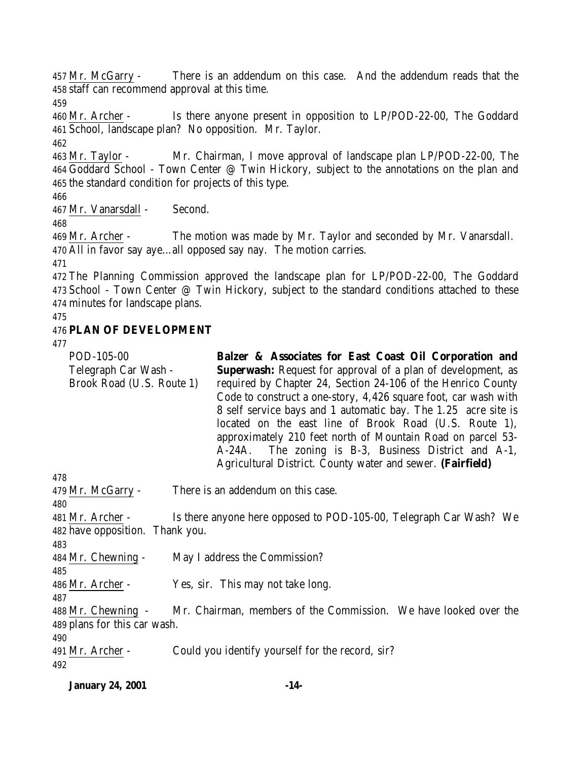Mr. McGarry - There is an addendum on this case. And the addendum reads that the staff can recommend approval at this time.

Mr. Archer - Is there anyone present in opposition to LP/POD-22-00, The Goddard School, landscape plan? No opposition. Mr. Taylor.

Mr. Taylor - Mr. Chairman, I move approval of landscape plan LP/POD-22-00, The Goddard School - Town Center @ Twin Hickory, subject to the annotations on the plan and the standard condition for projects of this type.

Mr. Vanarsdall - Second.

Mr. Archer - The motion was made by Mr. Taylor and seconded by Mr. Vanarsdall. All in favor say aye…all opposed say nay. The motion carries.

The Planning Commission approved the landscape plan for LP/POD-22-00, The Goddard School - Town Center @ Twin Hickory, subject to the standard conditions attached to these minutes for landscape plans.

## PLAN OF DEVELOPMENT

POD-105-00
Telegraph Car Wash - Brook Road (U.S. Route 1)

**Balzer & Associates for East Coast Oil Corporation and Superwash:** Request for approval of a plan of development, as required by Chapter 24, Section 24-106 of the Henrico County Code to construct a one-story, 4,426 square foot, car wash with 8 self service bays and 1 automatic bay. The 1.25 acre site is located on the east line of Brook Road (U.S. Route 1), approximately 210 feet north of Mountain Road on parcel 53-A-24A. The zoning is B-3, Business District and A-1, Agricultural District. County water and sewer. **(Fairfield)**

Mr. McGarry - There is an addendum on this case.

Mr. Archer - Is there anyone here opposed to POD-105-00, Telegraph Car Wash? We have opposition. Thank you.

Mr. Chewning - May I address the Commission?

Mr. Archer - Yes, sir. This may not take long.

Mr. Chewning - Mr. Chairman, members of the Commission. We have looked over the plans for this car wash.

Mr. Archer - Could you identify yourself for the record, sir?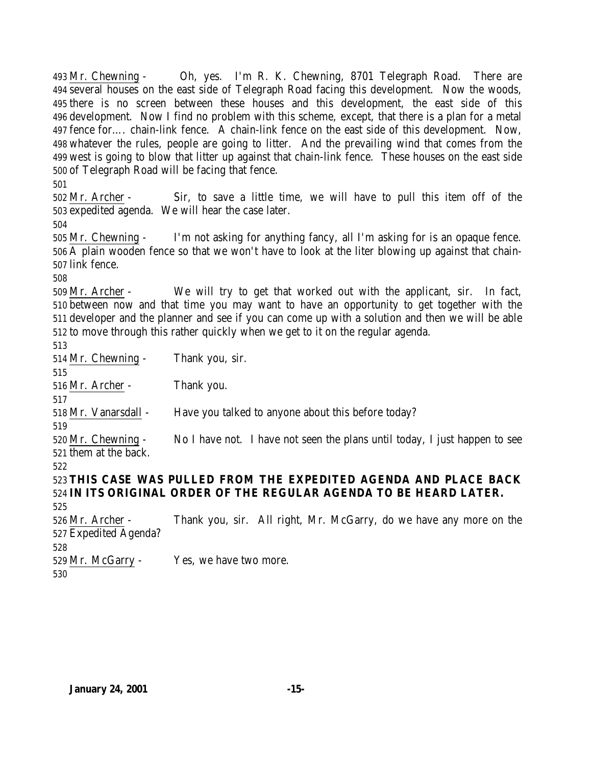Mr. Chewning - Oh, yes. I'm R. K. Chewning, 8701 Telegraph Road. There are several houses on the east side of Telegraph Road facing this development. Now the woods, there is no screen between these houses and this development, the east side of this development. Now I find no problem with this scheme, except, that there is a plan for a metal fence for…. chain-link fence. A chain-link fence on the east side of this development. Now, whatever the rules, people are going to litter. And the prevailing wind that comes from the west is going to blow that litter up against that chain-link fence. These houses on the east side of Telegraph Road will be facing that fence.

Mr. Archer - Sir, to save a little time, we will have to pull this item off of the expedited agenda. We will hear the case later.

Mr. Chewning - I'm not asking for anything fancy, all I'm asking for is an opaque fence. A plain wooden fence so that we won't have to look at the liter blowing up against that chain-link fence.

Mr. Archer - We will try to get that worked out with the applicant, sir. In fact, between now and that time you may want to have an opportunity to get together with the developer and the planner and see if you can come up with a solution and then we will be able to move through this rather quickly when we get to it on the regular agenda.

Mr. Chewning - Thank you, sir.

Mr. Archer - Thank you.

Mr. Vanarsdall - Have you talked to anyone about this before today?

Mr. Chewning - No I have not. I have not seen the plans until today, I just happen to see them at the back.

**THIS CASE WAS PULLED FROM THE EXPEDITED AGENDA AND PLACE BACK IN ITS ORIGINAL ORDER OF THE REGULAR AGENDA TO BE HEARD LATER.**

Mr. Archer - Thank you, sir. All right, Mr. McGarry, do we have any more on the Expedited Agenda?

Mr. McGarry - Yes, we have two more.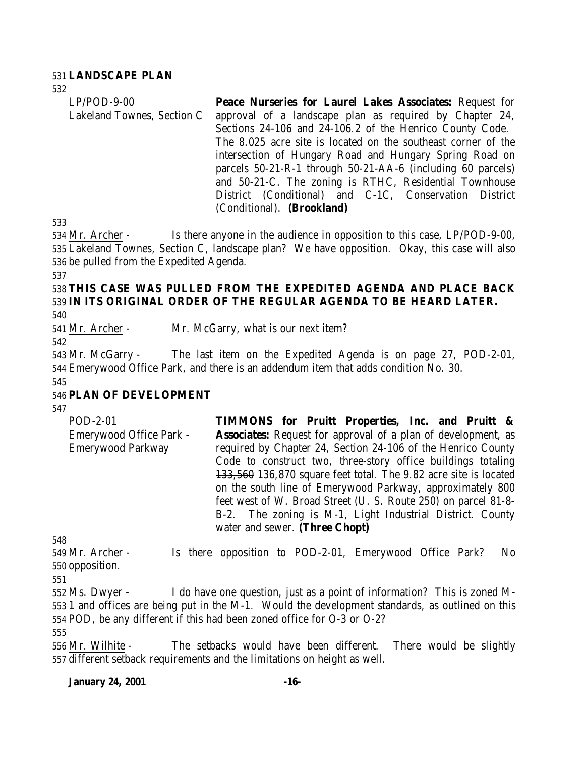**LANDSCAPE PLAN**

LP/POD-9-00
Lakeland Townes, Section C

**Peace Nurseries for Laurel Lakes Associates:** Request for approval of a landscape plan as required by Chapter 24, Sections 24-106 and 24-106.2 of the Henrico County Code. The 8.025 acre site is located on the southeast corner of the intersection of Hungary Road and Hungary Spring Road on parcels 50-21-R-1 through 50-21-AA-6 (including 60 parcels) and 50-21-C. The zoning is RTHC, Residential Townhouse District (Conditional) and C-1C, Conservation District (Conditional). **(Brookland)**

Mr. Archer - Is there anyone in the audience in opposition to this case, LP/POD-9-00, Lakeland Townes, Section C, landscape plan? We have opposition. Okay, this case will also be pulled from the Expedited Agenda.

**THIS CASE WAS PULLED FROM THE EXPEDITED AGENDA AND PLACE BACK IN ITS ORIGINAL ORDER OF THE REGULAR AGENDA TO BE HEARD LATER.**

Mr. Archer - Mr. McGarry, what is our next item?

Mr. McGarry - The last item on the Expedited Agenda is on page 27, POD-2-01, Emerywood Office Park, and there is an addendum item that adds condition No. 30.

**PLAN OF DEVELOPMENT**

POD-2-01
Emerywood Office Park - Emerywood Parkway

**TIMMONS for Pruitt Properties, Inc. and Pruitt & Associates:** Request for approval of a plan of development, as required by Chapter 24, Section 24-106 of the Henrico County Code to construct two, three-story office buildings totaling ~~133,560~~ 136,870 square feet total. The 9.82 acre site is located on the south line of Emerywood Parkway, approximately 800 feet west of W. Broad Street (U. S. Route 250) on parcel 81-8-B-2. The zoning is M-1, Light Industrial District. County water and sewer. **(Three Chopt)**

Mr. Archer - Is there opposition to POD-2-01, Emerywood Office Park? No opposition.

Ms. Dwyer - I do have one question, just as a point of information? This is zoned M-1 and offices are being put in the M-1. Would the development standards, as outlined on this POD, be any different if this had been zoned office for O-3 or O-2?

Mr. Wilhite - The setbacks would have been different. There would be slightly different setback requirements and the limitations on height as well.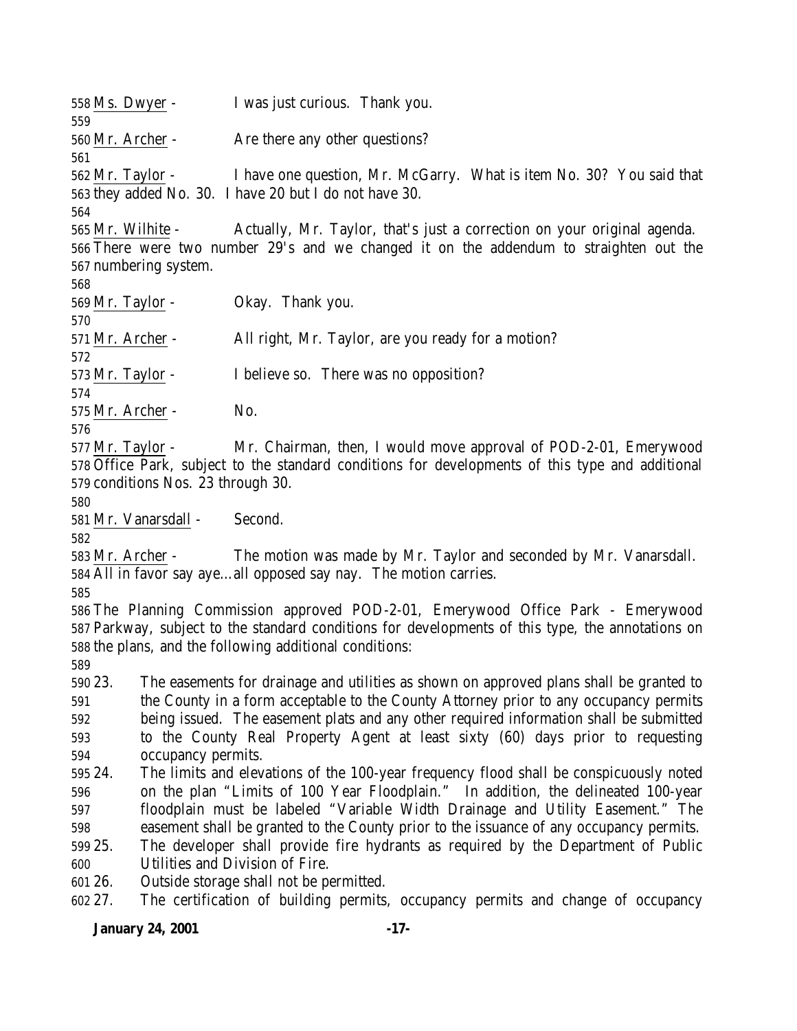Ms. Dwyer - I was just curious. Thank you.

Mr. Archer - Are there any other questions?

Mr. Taylor - I have one question, Mr. McGarry. What is item No. 30? You said that they added No. 30. I have 20 but I do not have 30.

Mr. Wilhite - Actually, Mr. Taylor, that's just a correction on your original agenda. There were two number 29's and we changed it on the addendum to straighten out the numbering system.

Mr. Taylor - Okay. Thank you.

Mr. Archer - All right, Mr. Taylor, are you ready for a motion?

Mr. Taylor - I believe so. There was no opposition?

Mr. Archer - No.

Mr. Taylor - Mr. Chairman, then, I would move approval of POD-2-01, Emerywood Office Park, subject to the standard conditions for developments of this type and additional conditions Nos. 23 through 30.

Mr. Vanarsdall - Second.

Mr. Archer - The motion was made by Mr. Taylor and seconded by Mr. Vanarsdall. All in favor say aye…all opposed say nay. The motion carries.

The Planning Commission approved POD-2-01, Emerywood Office Park - Emerywood Parkway, subject to the standard conditions for developments of this type, the annotations on the plans, and the following additional conditions:

23. The easements for drainage and utilities as shown on approved plans shall be granted to the County in a form acceptable to the County Attorney prior to any occupancy permits being issued. The easement plats and any other required information shall be submitted to the County Real Property Agent at least sixty (60) days prior to requesting occupancy permits.
24. The limits and elevations of the 100-year frequency flood shall be conspicuously noted on the plan "Limits of 100 Year Floodplain." In addition, the delineated 100-year floodplain must be labeled "Variable Width Drainage and Utility Easement." The easement shall be granted to the County prior to the issuance of any occupancy permits.
25. The developer shall provide fire hydrants as required by the Department of Public Utilities and Division of Fire.
26. Outside storage shall not be permitted.
27. The certification of building permits, occupancy permits and change of occupancy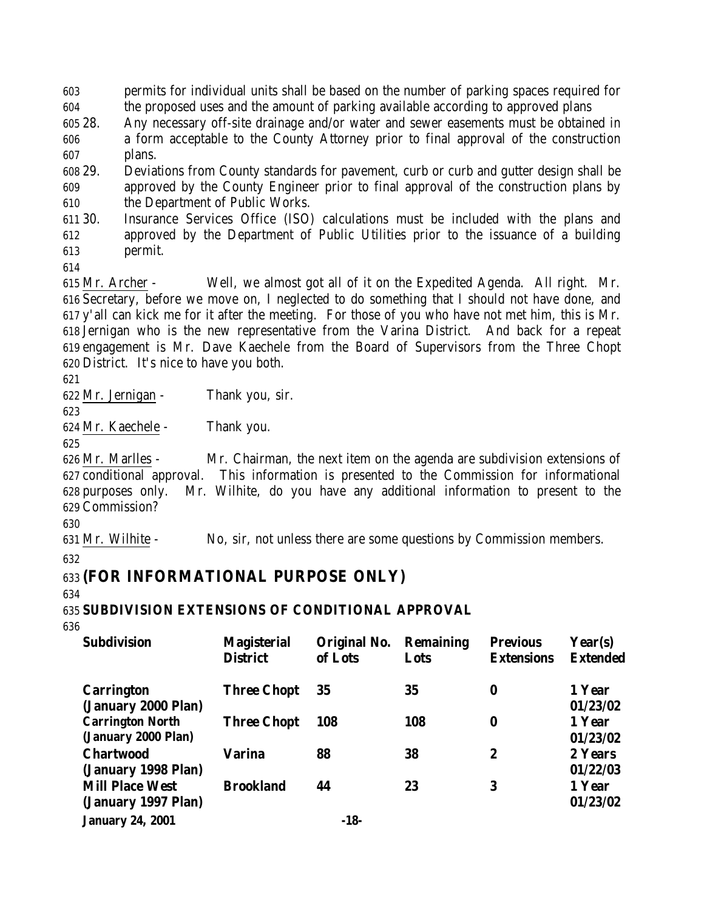permits for individual units shall be based on the number of parking spaces required for the proposed uses and the amount of parking available according to approved plans

28. Any necessary off-site drainage and/or water and sewer easements must be obtained in a form acceptable to the County Attorney prior to final approval of the construction plans.
29. Deviations from County standards for pavement, curb or curb and gutter design shall be approved by the County Engineer prior to final approval of the construction plans by the Department of Public Works.
30. Insurance Services Office (ISO) calculations must be included with the plans and approved by the Department of Public Utilities prior to the issuance of a building permit.

Mr. Archer - Well, we almost got all of it on the Expedited Agenda. All right. Mr. Secretary, before we move on, I neglected to do something that I should not have done, and y'all can kick me for it after the meeting. For those of you who have not met him, this is Mr. Jernigan who is the new representative from the Varina District. And back for a repeat engagement is Mr. Dave Kaechele from the Board of Supervisors from the Three Chopt District. It's nice to have you both.

Mr. Jernigan - Thank you, sir.

Mr. Kaechele - Thank you.

Mr. Marlles - Mr. Chairman, the next item on the agenda are subdivision extensions of conditional approval. This information is presented to the Commission for informational purposes only. Mr. Wilhite, do you have any additional information to present to the Commission?

Mr. Wilhite - No, sir, not unless there are some questions by Commission members.

## (FOR INFORMATIONAL PURPOSE ONLY)

## SUBDIVISION EXTENSIONS OF CONDITIONAL APPROVAL

| Subdivision | Magisterial District | Original No. of Lots | Remaining Lots | Previous Extensions | Year(s) Extended |
|---|---|---|---|---|---|
| **Carrington (January 2000 Plan)** | **Three Chopt** | **35** | **35** | **0** | **1 Year 01/23/02** |
| **Carrington North (January 2000 Plan)** | **Three Chopt** | **108** | **108** | **0** | **1 Year 01/23/02** |
| **Chartwood (January 1998 Plan)** | **Varina** | **88** | **38** | **2** | **2 Years 01/22/03** |
| **Mill Place West (January 1997 Plan)** | **Brookland** | **44** | **23** | **3** | **1 Year 01/23/02** |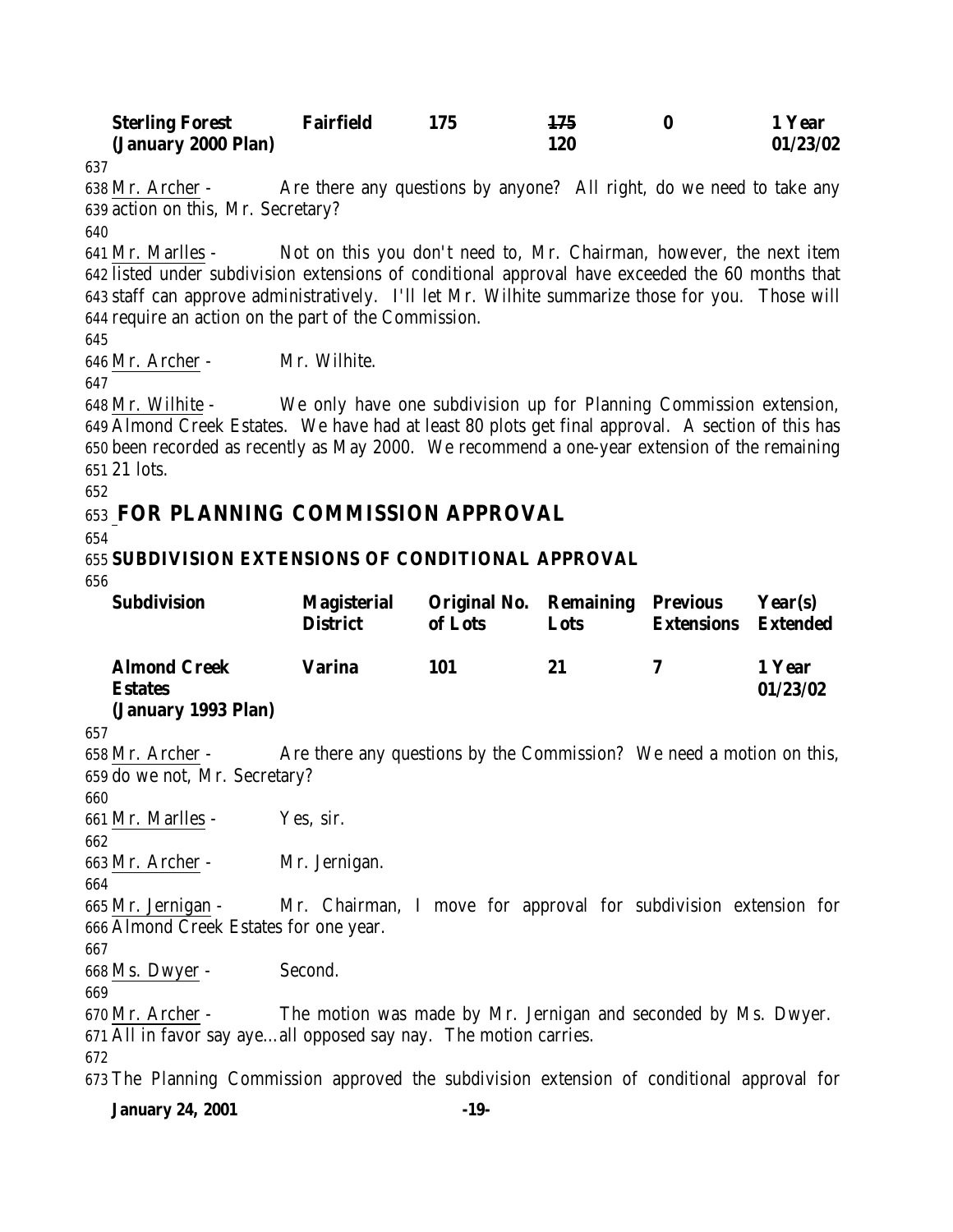| **Sterling Forest (January 2000 Plan)** | **Fairfield** | **175** | **~~175~~ 120** | **0** | **1 Year 01/23/02** |
|---|---|---|---|---|---|

Mr. Archer - Are there any questions by anyone? All right, do we need to take any action on this, Mr. Secretary?

Mr. Marlles - Not on this you don't need to, Mr. Chairman, however, the next item listed under subdivision extensions of conditional approval have exceeded the 60 months that staff can approve administratively. I'll let Mr. Wilhite summarize those for you. Those will require an action on the part of the Commission.

Mr. Archer - Mr. Wilhite.

Mr. Wilhite - We only have one subdivision up for Planning Commission extension, Almond Creek Estates. We have had at least 80 plots get final approval. A section of this has been recorded as recently as May 2000. We recommend a one-year extension of the remaining 21 lots.

## FOR PLANNING COMMISSION APPROVAL

### SUBDIVISION EXTENSIONS OF CONDITIONAL APPROVAL

| **Subdivision** | **Magisterial District** | **Original No. of Lots** | **Remaining Lots** | **Previous Extensions** | **Year(s) Extended** |
|---|---|---|---|---|---|
| **Almond Creek Estates (January 1993 Plan)** | **Varina** | **101** | **21** | **7** | **1 Year 01/23/02** |

Mr. Archer - Are there any questions by the Commission? We need a motion on this, do we not, Mr. Secretary?

Mr. Marlles - Yes, sir.

Mr. Archer - Mr. Jernigan.

Mr. Jernigan - Mr. Chairman, I move for approval for subdivision extension for Almond Creek Estates for one year.

Ms. Dwyer - Second.

Mr. Archer - The motion was made by Mr. Jernigan and seconded by Ms. Dwyer. All in favor say aye…all opposed say nay. The motion carries.

The Planning Commission approved the subdivision extension of conditional approval for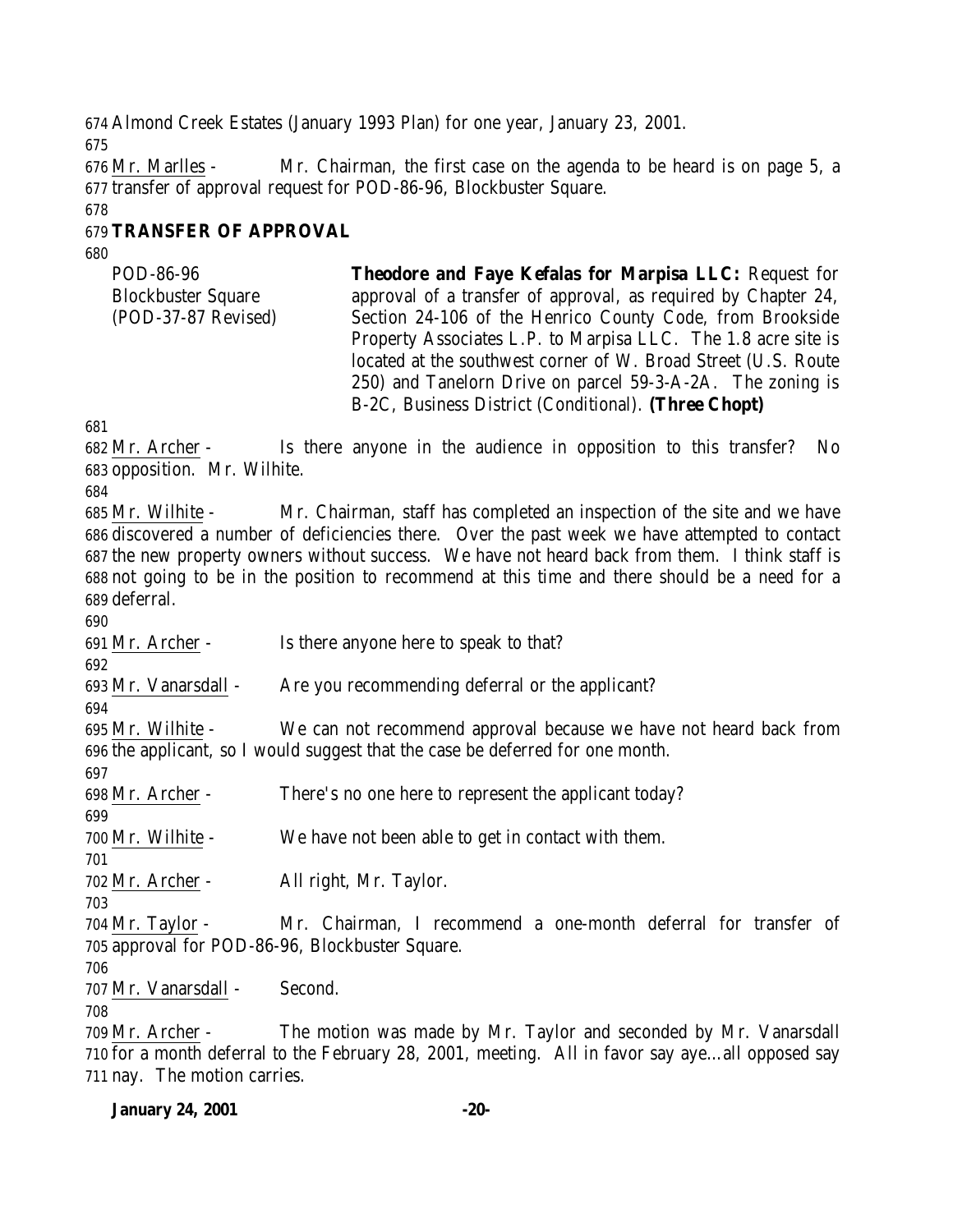Almond Creek Estates (January 1993 Plan) for one year, January 23, 2001.

Mr. Marlles - Mr. Chairman, the first case on the agenda to be heard is on page 5, a transfer of approval request for POD-86-96, Blockbuster Square.

## TRANSFER OF APPROVAL

| | |
|---|---|
| POD-86-96<br>Blockbuster Square<br>(POD-37-87 Revised) | **Theodore and Faye Kefalas for Marpisa LLC:** Request for approval of a transfer of approval, as required by Chapter 24, Section 24-106 of the Henrico County Code, from Brookside Property Associates L.P. to Marpisa LLC. The 1.8 acre site is located at the southwest corner of W. Broad Street (U.S. Route 250) and Tanelorn Drive on parcel 59-3-A-2A. The zoning is B-2C, Business District (Conditional). **(Three Chopt)** |

Mr. Archer - Is there anyone in the audience in opposition to this transfer? No opposition. Mr. Wilhite.

Mr. Wilhite - Mr. Chairman, staff has completed an inspection of the site and we have discovered a number of deficiencies there. Over the past week we have attempted to contact the new property owners without success. We have not heard back from them. I think staff is not going to be in the position to recommend at this time and there should be a need for a deferral.

Mr. Archer - Is there anyone here to speak to that?

Mr. Vanarsdall - Are you recommending deferral or the applicant?

Mr. Wilhite - We can not recommend approval because we have not heard back from the applicant, so I would suggest that the case be deferred for one month.

Mr. Archer - There's no one here to represent the applicant today?

Mr. Wilhite - We have not been able to get in contact with them.

Mr. Archer - All right, Mr. Taylor.

Mr. Taylor - Mr. Chairman, I recommend a one-month deferral for transfer of approval for POD-86-96, Blockbuster Square.

Mr. Vanarsdall - Second.

Mr. Archer - The motion was made by Mr. Taylor and seconded by Mr. Vanarsdall for a month deferral to the February 28, 2001, meeting. All in favor say aye…all opposed say nay. The motion carries.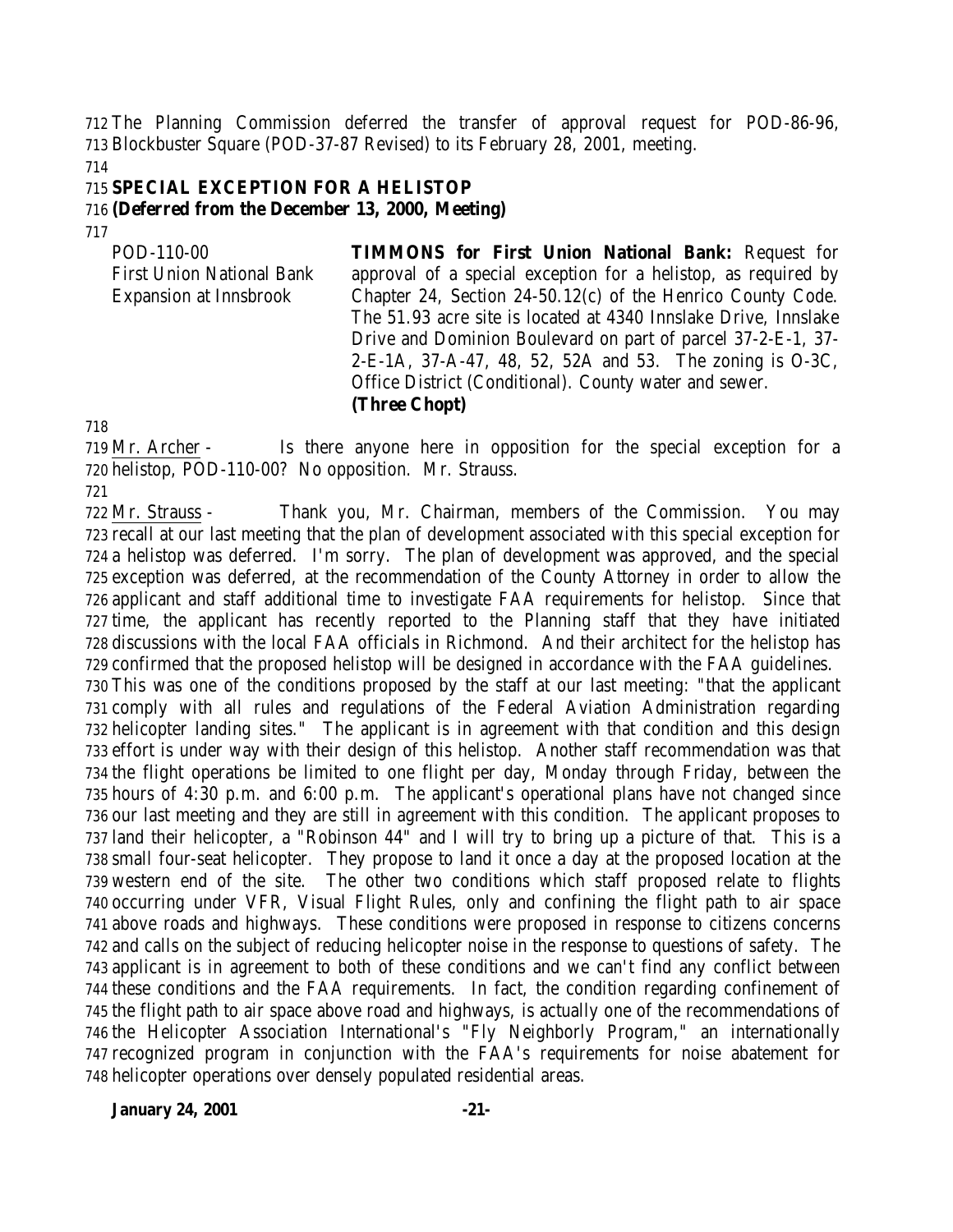The Planning Commission deferred the transfer of approval request for POD-86-96, Blockbuster Square (POD-37-87 Revised) to its February 28, 2001, meeting.

**SPECIAL EXCEPTION FOR A HELISTOP**
**(Deferred from the December 13, 2000, Meeting)**

| | |
|---|---|
| POD-110-00<br>First Union National Bank<br>Expansion at Innsbrook | **TIMMONS for First Union National Bank:** Request for approval of a special exception for a helistop, as required by Chapter 24, Section 24-50.12(c) of the Henrico County Code. The 51.93 acre site is located at 4340 Innslake Drive, Innslake Drive and Dominion Boulevard on part of parcel 37-2-E-1, 37-2-E-1A, 37-A-47, 48, 52, 52A and 53. The zoning is O-3C, Office District (Conditional). County water and sewer. **(Three Chopt)** |

Mr. Archer - Is there anyone here in opposition for the special exception for a helistop, POD-110-00? No opposition. Mr. Strauss.

Mr. Strauss - Thank you, Mr. Chairman, members of the Commission. You may recall at our last meeting that the plan of development associated with this special exception for a helistop was deferred. I'm sorry. The plan of development was approved, and the special exception was deferred, at the recommendation of the County Attorney in order to allow the applicant and staff additional time to investigate FAA requirements for helistop. Since that time, the applicant has recently reported to the Planning staff that they have initiated discussions with the local FAA officials in Richmond. And their architect for the helistop has confirmed that the proposed helistop will be designed in accordance with the FAA guidelines. This was one of the conditions proposed by the staff at our last meeting: "that the applicant comply with all rules and regulations of the Federal Aviation Administration regarding helicopter landing sites." The applicant is in agreement with that condition and this design effort is under way with their design of this helistop. Another staff recommendation was that the flight operations be limited to one flight per day, Monday through Friday, between the hours of 4:30 p.m. and 6:00 p.m. The applicant's operational plans have not changed since our last meeting and they are still in agreement with this condition. The applicant proposes to land their helicopter, a "Robinson 44" and I will try to bring up a picture of that. This is a small four-seat helicopter. They propose to land it once a day at the proposed location at the western end of the site. The other two conditions which staff proposed relate to flights occurring under VFR, Visual Flight Rules, only and confining the flight path to air space above roads and highways. These conditions were proposed in response to citizens concerns and calls on the subject of reducing helicopter noise in the response to questions of safety. The applicant is in agreement to both of these conditions and we can't find any conflict between these conditions and the FAA requirements. In fact, the condition regarding confinement of the flight path to air space above road and highways, is actually one of the recommendations of the Helicopter Association International's "Fly Neighborly Program," an internationally recognized program in conjunction with the FAA's requirements for noise abatement for helicopter operations over densely populated residential areas.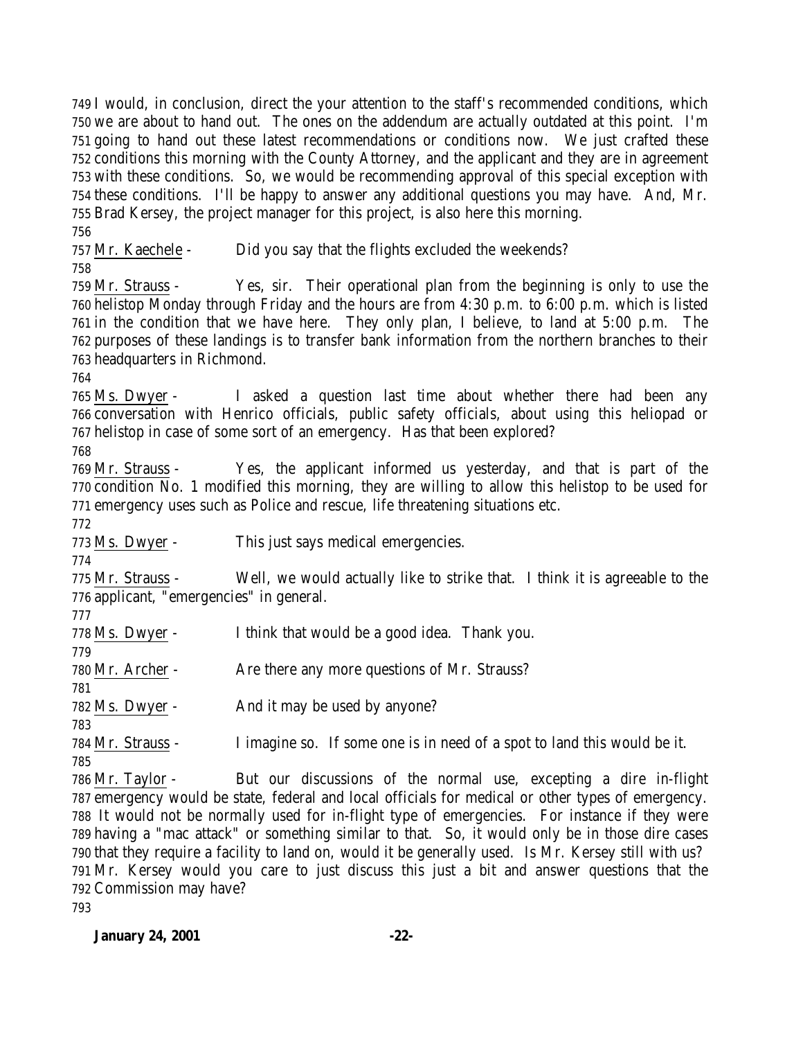I would, in conclusion, direct the your attention to the staff's recommended conditions, which we are about to hand out. The ones on the addendum are actually outdated at this point. I'm going to hand out these latest recommendations or conditions now. We just crafted these conditions this morning with the County Attorney, and the applicant and they are in agreement with these conditions. So, we would be recommending approval of this special exception with these conditions. I'll be happy to answer any additional questions you may have. And, Mr. Brad Kersey, the project manager for this project, is also here this morning.

Mr. Kaechele - Did you say that the flights excluded the weekends?

Mr. Strauss - Yes, sir. Their operational plan from the beginning is only to use the helistop Monday through Friday and the hours are from 4:30 p.m. to 6:00 p.m. which is listed in the condition that we have here. They only plan, I believe, to land at 5:00 p.m. The purposes of these landings is to transfer bank information from the northern branches to their headquarters in Richmond.

Ms. Dwyer - I asked a question last time about whether there had been any conversation with Henrico officials, public safety officials, about using this heliopad or helistop in case of some sort of an emergency. Has that been explored?

Mr. Strauss - Yes, the applicant informed us yesterday, and that is part of the condition No. 1 modified this morning, they are willing to allow this helistop to be used for emergency uses such as Police and rescue, life threatening situations etc.

Ms. Dwyer - This just says medical emergencies.

Mr. Strauss - Well, we would actually like to strike that. I think it is agreeable to the applicant, "emergencies" in general.

Ms. Dwyer - I think that would be a good idea. Thank you.

Mr. Archer - Are there any more questions of Mr. Strauss?

Ms. Dwyer - And it may be used by anyone?

Mr. Strauss - I imagine so. If some one is in need of a spot to land this would be it.

Mr. Taylor - But our discussions of the normal use, excepting a dire in-flight emergency would be state, federal and local officials for medical or other types of emergency. It would not be normally used for in-flight type of emergencies. For instance if they were having a "mac attack" or something similar to that. So, it would only be in those dire cases that they require a facility to land on, would it be generally used. Is Mr. Kersey still with us? Mr. Kersey would you care to just discuss this just a bit and answer questions that the Commission may have?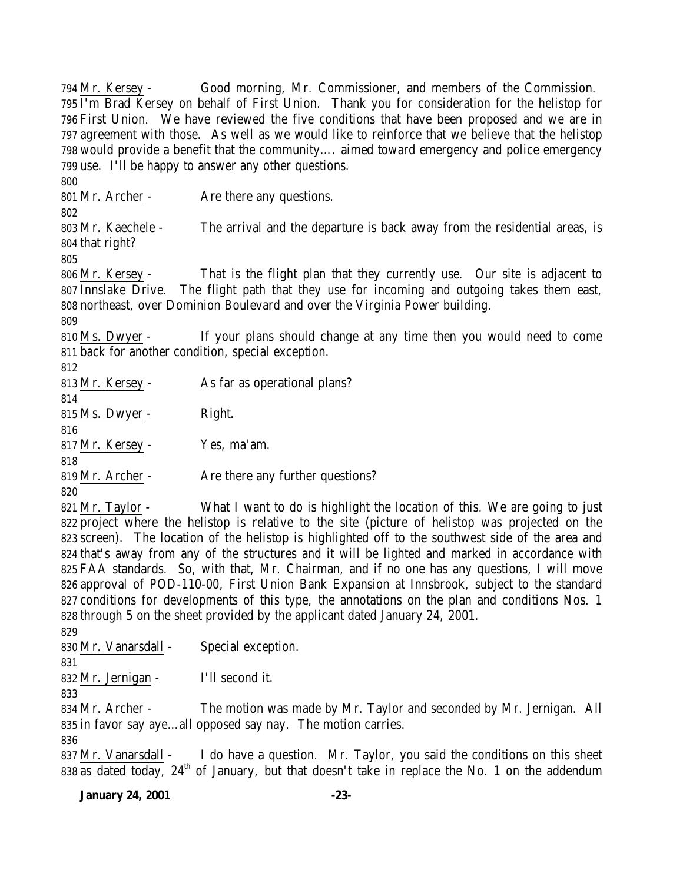794 Mr. Kersey - Good morning, Mr. Commissioner, and members of the Commission.
795 I'm Brad Kersey on behalf of First Union. Thank you for consideration for the helistop for
796 First Union. We have reviewed the five conditions that have been proposed and we are in
797 agreement with those. As well as we would like to reinforce that we believe that the helistop
798 would provide a benefit that the community…. aimed toward emergency and police emergency
799 use. I'll be happy to answer any other questions.

800

801 Mr. Archer - Are there any questions.

802

803 Mr. Kaechele - The arrival and the departure is back away from the residential areas, is
804 that right?

805

806 Mr. Kersey - That is the flight plan that they currently use. Our site is adjacent to
807 Innslake Drive. The flight path that they use for incoming and outgoing takes them east,
808 northeast, over Dominion Boulevard and over the Virginia Power building.

809

810 Ms. Dwyer - If your plans should change at any time then you would need to come
811 back for another condition, special exception.

812

813 Mr. Kersey - As far as operational plans?

814

815 Ms. Dwyer - Right.

816

817 Mr. Kersey - Yes, ma'am.

818

819 Mr. Archer - Are there any further questions?

820

821 Mr. Taylor - What I want to do is highlight the location of this. We are going to just
822 project where the helistop is relative to the site (picture of helistop was projected on the
823 screen). The location of the helistop is highlighted off to the southwest side of the area and
824 that's away from any of the structures and it will be lighted and marked in accordance with
825 FAA standards. So, with that, Mr. Chairman, and if no one has any questions, I will move
826 approval of POD-110-00, First Union Bank Expansion at Innsbrook, subject to the standard
827 conditions for developments of this type, the annotations on the plan and conditions Nos. 1
828 through 5 on the sheet provided by the applicant dated January 24, 2001.

829

830 Mr. Vanarsdall - Special exception.

831

832 Mr. Jernigan - I'll second it.

833

834 Mr. Archer - The motion was made by Mr. Taylor and seconded by Mr. Jernigan. All
835 in favor say aye…all opposed say nay. The motion carries.

836

837 Mr. Vanarsdall - I do have a question. Mr. Taylor, you said the conditions on this sheet
838 as dated today, 24th of January, but that doesn't take in replace the No. 1 on the addendum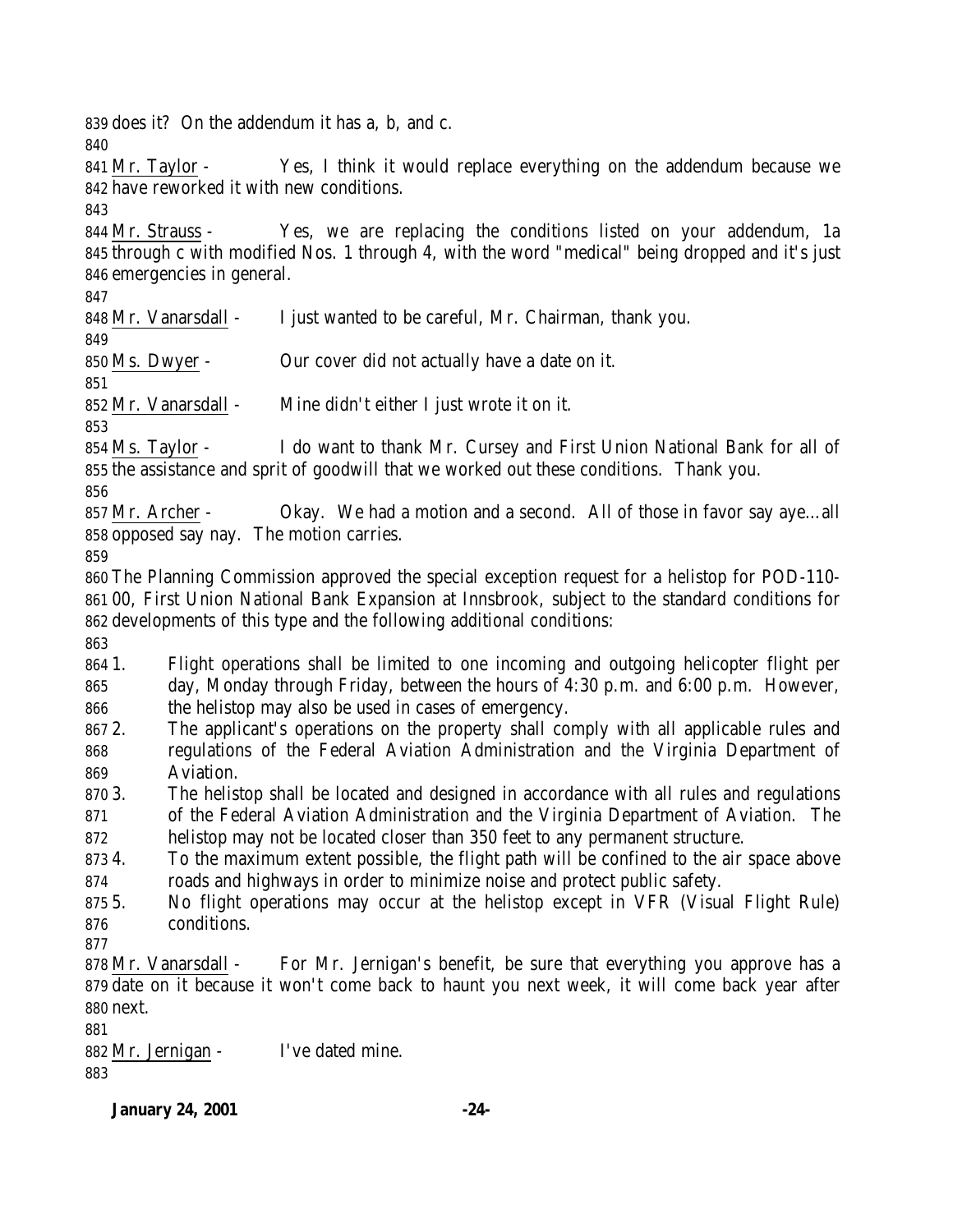does it? On the addendum it has a, b, and c.

<u>Mr. Taylor</u> - Yes, I think it would replace everything on the addendum because we have reworked it with new conditions.

<u>Mr. Strauss</u> - Yes, we are replacing the conditions listed on your addendum, 1a through c with modified Nos. 1 through 4, with the word "medical" being dropped and it's just emergencies in general.

<u>Mr. Vanarsdall</u> - I just wanted to be careful, Mr. Chairman, thank you.

<u>Ms. Dwyer</u> - Our cover did not actually have a date on it.

<u>Mr. Vanarsdall</u> - Mine didn't either I just wrote it on it.

<u>Ms. Taylor</u> - I do want to thank Mr. Cursey and First Union National Bank for all of the assistance and sprit of goodwill that we worked out these conditions. Thank you.

<u>Mr. Archer</u> - Okay. We had a motion and a second. All of those in favor say aye…all opposed say nay. The motion carries.

The Planning Commission approved the special exception request for a helistop for POD-110-00, First Union National Bank Expansion at Innsbrook, subject to the standard conditions for developments of this type and the following additional conditions:

1. Flight operations shall be limited to one incoming and outgoing helicopter flight per day, Monday through Friday, between the hours of 4:30 p.m. and 6:00 p.m. However, the helistop may also be used in cases of emergency.
2. The applicant's operations on the property shall comply with all applicable rules and regulations of the Federal Aviation Administration and the Virginia Department of Aviation.
3. The helistop shall be located and designed in accordance with all rules and regulations of the Federal Aviation Administration and the Virginia Department of Aviation. The helistop may not be located closer than 350 feet to any permanent structure.
4. To the maximum extent possible, the flight path will be confined to the air space above roads and highways in order to minimize noise and protect public safety.
5. No flight operations may occur at the helistop except in VFR (Visual Flight Rule) conditions.

<u>Mr. Vanarsdall</u> - For Mr. Jernigan's benefit, be sure that everything you approve has a date on it because it won't come back to haunt you next week, it will come back year after next.

<u>Mr. Jernigan</u> - I've dated mine.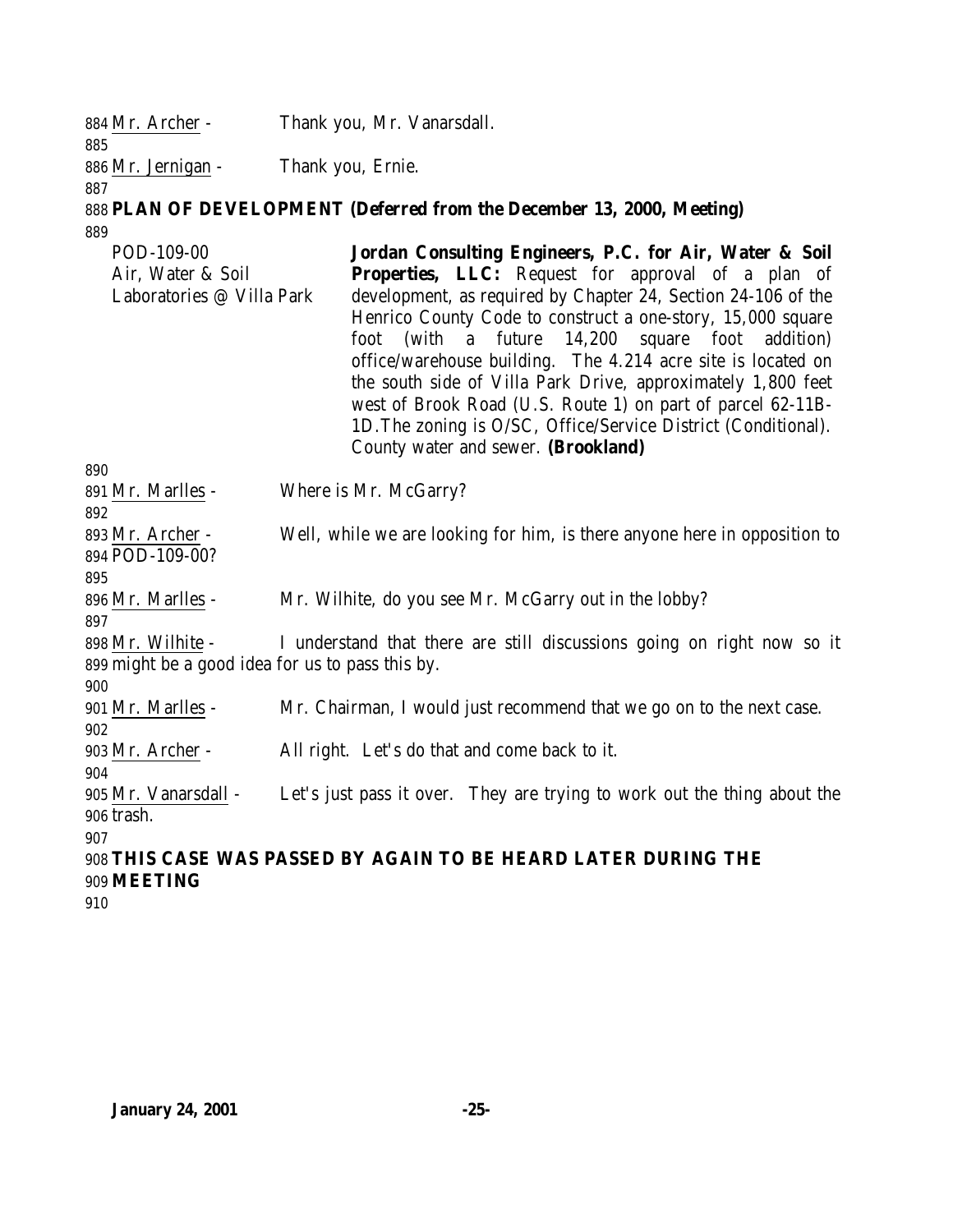884 Mr. Archer - Thank you, Mr. Vanarsdall.

885

886 Mr. Jernigan - Thank you, Ernie.

887

888 **PLAN OF DEVELOPMENT (Deferred from the December 13, 2000, Meeting)**

889

POD-109-00
Air, Water & Soil
Laboratories @ Villa Park

**Jordan Consulting Engineers, P.C. for Air, Water & Soil Properties, LLC:** Request for approval of a plan of development, as required by Chapter 24, Section 24-106 of the Henrico County Code to construct a one-story, 15,000 square foot (with a future 14,200 square foot addition) office/warehouse building. The 4.214 acre site is located on the south side of Villa Park Drive, approximately 1,800 feet west of Brook Road (U.S. Route 1) on part of parcel 62-11B-1D.The zoning is O/SC, Office/Service District (Conditional). County water and sewer. **(Brookland)**

890

891 Mr. Marlles - Where is Mr. McGarry?

892

893 Mr. Archer - Well, while we are looking for him, is there anyone here in opposition to
894 POD-109-00?

895

896 Mr. Marlles - Mr. Wilhite, do you see Mr. McGarry out in the lobby?

897

898 Mr. Wilhite - I understand that there are still discussions going on right now so it
899 might be a good idea for us to pass this by.

900

901 Mr. Marlles - Mr. Chairman, I would just recommend that we go on to the next case.

902

903 Mr. Archer - All right. Let's do that and come back to it.

904

905 Mr. Vanarsdall - Let's just pass it over. They are trying to work out the thing about the
906 trash.

907

908 **THIS CASE WAS PASSED BY AGAIN TO BE HEARD LATER DURING THE**
909 **MEETING**

910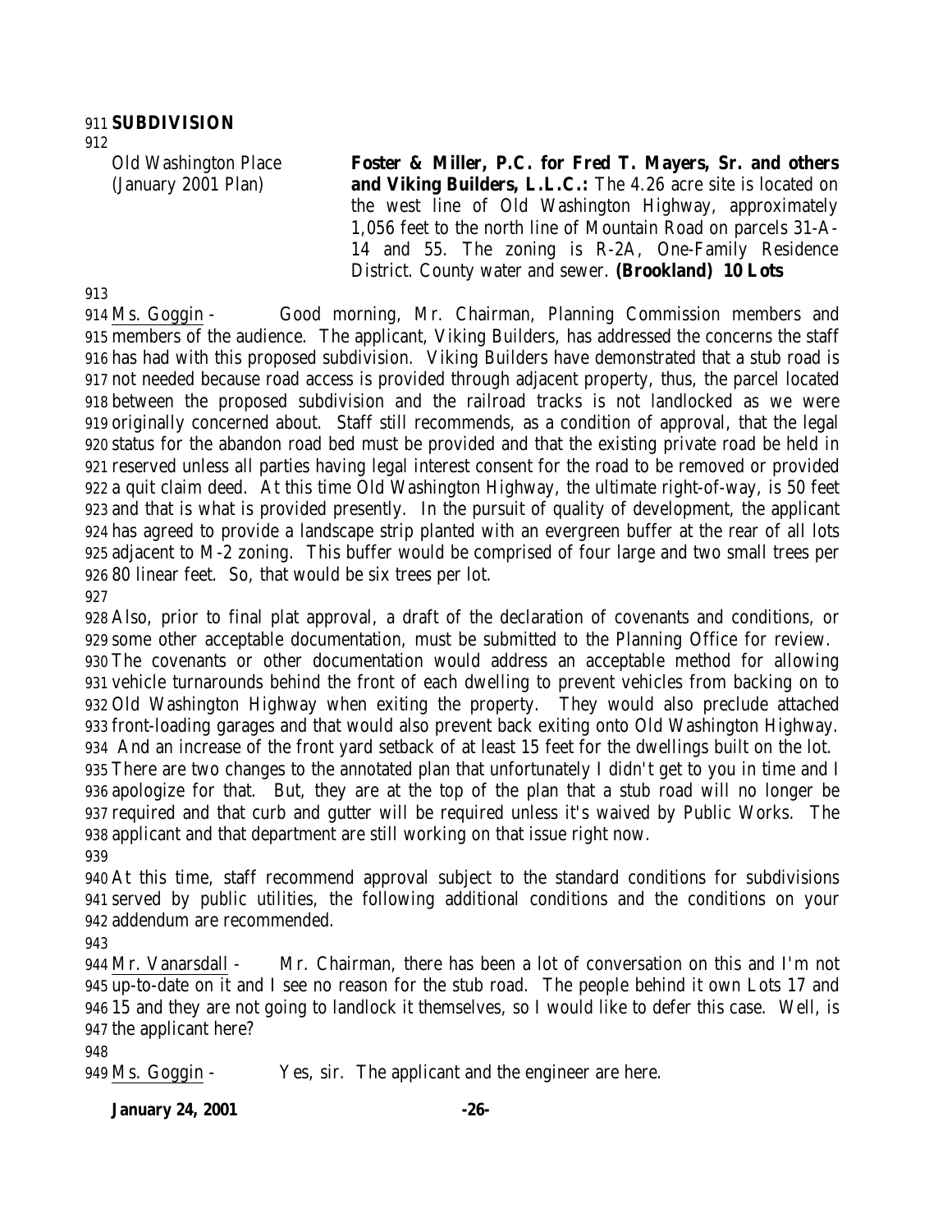**SUBDIVISION**

Old Washington Place (January 2001 Plan)

**Foster & Miller, P.C. for Fred T. Mayers, Sr. and others and Viking Builders, L.L.C.:** The 4.26 acre site is located on the west line of Old Washington Highway, approximately 1,056 feet to the north line of Mountain Road on parcels 31-A-14 and 55. The zoning is R-2A, One-Family Residence District. County water and sewer. **(Brookland) 10 Lots**

Ms. Goggin - Good morning, Mr. Chairman, Planning Commission members and members of the audience. The applicant, Viking Builders, has addressed the concerns the staff has had with this proposed subdivision. Viking Builders have demonstrated that a stub road is not needed because road access is provided through adjacent property, thus, the parcel located between the proposed subdivision and the railroad tracks is not landlocked as we were originally concerned about. Staff still recommends, as a condition of approval, that the legal status for the abandon road bed must be provided and that the existing private road be held in reserved unless all parties having legal interest consent for the road to be removed or provided a quit claim deed. At this time Old Washington Highway, the ultimate right-of-way, is 50 feet and that is what is provided presently. In the pursuit of quality of development, the applicant has agreed to provide a landscape strip planted with an evergreen buffer at the rear of all lots adjacent to M-2 zoning. This buffer would be comprised of four large and two small trees per 80 linear feet. So, that would be six trees per lot.

Also, prior to final plat approval, a draft of the declaration of covenants and conditions, or some other acceptable documentation, must be submitted to the Planning Office for review. The covenants or other documentation would address an acceptable method for allowing vehicle turnarounds behind the front of each dwelling to prevent vehicles from backing on to Old Washington Highway when exiting the property. They would also preclude attached front-loading garages and that would also prevent back exiting onto Old Washington Highway. And an increase of the front yard setback of at least 15 feet for the dwellings built on the lot. There are two changes to the annotated plan that unfortunately I didn't get to you in time and I apologize for that. But, they are at the top of the plan that a stub road will no longer be required and that curb and gutter will be required unless it's waived by Public Works. The applicant and that department are still working on that issue right now.

At this time, staff recommend approval subject to the standard conditions for subdivisions served by public utilities, the following additional conditions and the conditions on your addendum are recommended.

Mr. Vanarsdall - Mr. Chairman, there has been a lot of conversation on this and I'm not up-to-date on it and I see no reason for the stub road. The people behind it own Lots 17 and 15 and they are not going to landlock it themselves, so I would like to defer this case. Well, is the applicant here?

Ms. Goggin - Yes, sir. The applicant and the engineer are here.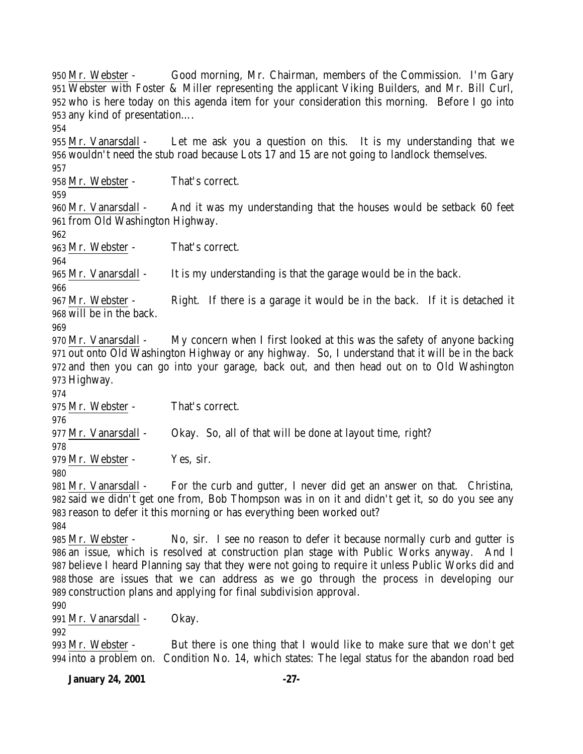Mr. Webster - Good morning, Mr. Chairman, members of the Commission. I'm Gary Webster with Foster & Miller representing the applicant Viking Builders, and Mr. Bill Curl, who is here today on this agenda item for your consideration this morning. Before I go into any kind of presentation….

Mr. Vanarsdall - Let me ask you a question on this. It is my understanding that we wouldn't need the stub road because Lots 17 and 15 are not going to landlock themselves.

Mr. Webster - That's correct.

Mr. Vanarsdall - And it was my understanding that the houses would be setback 60 feet from Old Washington Highway.

Mr. Webster - That's correct.

Mr. Vanarsdall - It is my understanding is that the garage would be in the back.

Mr. Webster - Right. If there is a garage it would be in the back. If it is detached it will be in the back.

Mr. Vanarsdall - My concern when I first looked at this was the safety of anyone backing out onto Old Washington Highway or any highway. So, I understand that it will be in the back and then you can go into your garage, back out, and then head out on to Old Washington Highway.

Mr. Webster - That's correct.

Mr. Vanarsdall - Okay. So, all of that will be done at layout time, right?

Mr. Webster - Yes, sir.

Mr. Vanarsdall - For the curb and gutter, I never did get an answer on that. Christina, said we didn't get one from, Bob Thompson was in on it and didn't get it, so do you see any reason to defer it this morning or has everything been worked out?

Mr. Webster - No, sir. I see no reason to defer it because normally curb and gutter is an issue, which is resolved at construction plan stage with Public Works anyway. And I believe I heard Planning say that they were not going to require it unless Public Works did and those are issues that we can address as we go through the process in developing our construction plans and applying for final subdivision approval.

Mr. Vanarsdall - Okay.

Mr. Webster - But there is one thing that I would like to make sure that we don't get into a problem on. Condition No. 14, which states: The legal status for the abandon road bed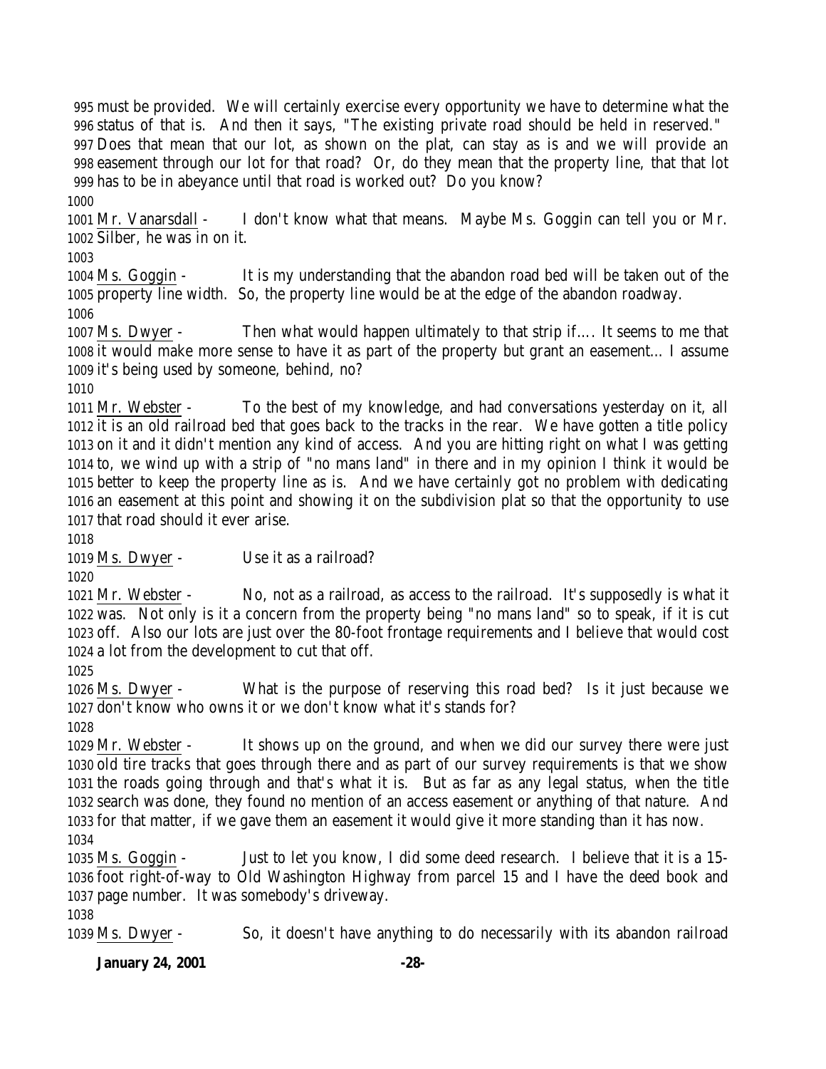995 must be provided. We will certainly exercise every opportunity we have to determine what the
996 status of that is. And then it says, "The existing private road should be held in reserved."
997 Does that mean that our lot, as shown on the plat, can stay as is and we will provide an
998 easement through our lot for that road? Or, do they mean that the property line, that that lot
999 has to be in abeyance until that road is worked out? Do you know?
1000
1001 Mr. Vanarsdall - I don't know what that means. Maybe Ms. Goggin can tell you or Mr.
1002 Silber, he was in on it.
1003
1004 Ms. Goggin - It is my understanding that the abandon road bed will be taken out of the
1005 property line width. So, the property line would be at the edge of the abandon roadway.
1006
1007 Ms. Dwyer - Then what would happen ultimately to that strip if…. It seems to me that
1008 it would make more sense to have it as part of the property but grant an easement… I assume
1009 it's being used by someone, behind, no?
1010
1011 Mr. Webster - To the best of my knowledge, and had conversations yesterday on it, all
1012 it is an old railroad bed that goes back to the tracks in the rear. We have gotten a title policy
1013 on it and it didn't mention any kind of access. And you are hitting right on what I was getting
1014 to, we wind up with a strip of "no mans land" in there and in my opinion I think it would be
1015 better to keep the property line as is. And we have certainly got no problem with dedicating
1016 an easement at this point and showing it on the subdivision plat so that the opportunity to use
1017 that road should it ever arise.
1018
1019 Ms. Dwyer - Use it as a railroad?
1020
1021 Mr. Webster - No, not as a railroad, as access to the railroad. It's supposedly is what it
1022 was. Not only is it a concern from the property being "no mans land" so to speak, if it is cut
1023 off. Also our lots are just over the 80-foot frontage requirements and I believe that would cost
1024 a lot from the development to cut that off.
1025
1026 Ms. Dwyer - What is the purpose of reserving this road bed? Is it just because we
1027 don't know who owns it or we don't know what it's stands for?
1028
1029 Mr. Webster - It shows up on the ground, and when we did our survey there were just
1030 old tire tracks that goes through there and as part of our survey requirements is that we show
1031 the roads going through and that's what it is. But as far as any legal status, when the title
1032 search was done, they found no mention of an access easement or anything of that nature. And
1033 for that matter, if we gave them an easement it would give it more standing than it has now.
1034
1035 Ms. Goggin - Just to let you know, I did some deed research. I believe that it is a 15-
1036 foot right-of-way to Old Washington Highway from parcel 15 and I have the deed book and
1037 page number. It was somebody's driveway.
1038
1039 Ms. Dwyer - So, it doesn't have anything to do necessarily with its abandon railroad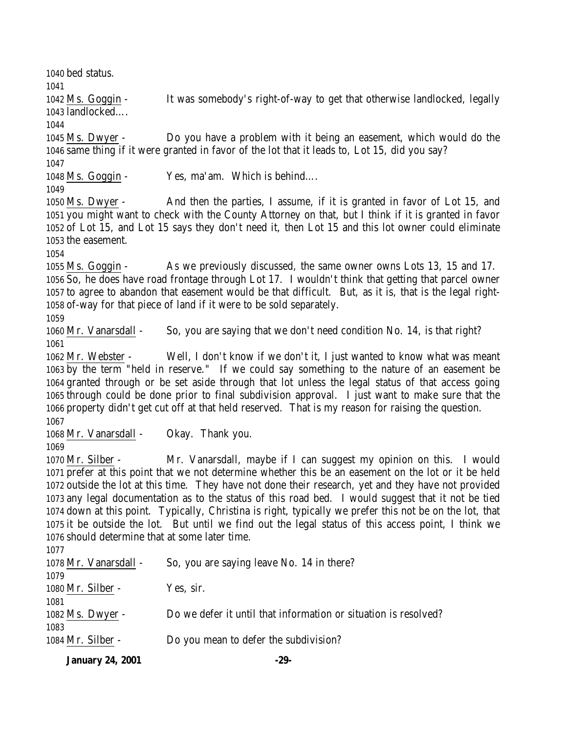bed status.

Ms. Goggin - It was somebody's right-of-way to get that otherwise landlocked, legally landlocked….

Ms. Dwyer - Do you have a problem with it being an easement, which would do the same thing if it were granted in favor of the lot that it leads to, Lot 15, did you say?

Ms. Goggin - Yes, ma'am. Which is behind….

Ms. Dwyer - And then the parties, I assume, if it is granted in favor of Lot 15, and you might want to check with the County Attorney on that, but I think if it is granted in favor of Lot 15, and Lot 15 says they don't need it, then Lot 15 and this lot owner could eliminate the easement.

Ms. Goggin - As we previously discussed, the same owner owns Lots 13, 15 and 17. So, he does have road frontage through Lot 17. I wouldn't think that getting that parcel owner to agree to abandon that easement would be that difficult. But, as it is, that is the legal right-of-way for that piece of land if it were to be sold separately.

Mr. Vanarsdall - So, you are saying that we don't need condition No. 14, is that right?

Mr. Webster - Well, I don't know if we don't it, I just wanted to know what was meant by the term "held in reserve." If we could say something to the nature of an easement be granted through or be set aside through that lot unless the legal status of that access going through could be done prior to final subdivision approval. I just want to make sure that the property didn't get cut off at that held reserved. That is my reason for raising the question.

Mr. Vanarsdall - Okay. Thank you.

Mr. Silber - Mr. Vanarsdall, maybe if I can suggest my opinion on this. I would prefer at this point that we not determine whether this be an easement on the lot or it be held outside the lot at this time. They have not done their research, yet and they have not provided any legal documentation as to the status of this road bed. I would suggest that it not be tied down at this point. Typically, Christina is right, typically we prefer this not be on the lot, that it be outside the lot. But until we find out the legal status of this access point, I think we should determine that at some later time.

Mr. Vanarsdall - So, you are saying leave No. 14 in there?

Mr. Silber - Yes, sir.

Ms. Dwyer - Do we defer it until that information or situation is resolved?

Mr. Silber - Do you mean to defer the subdivision?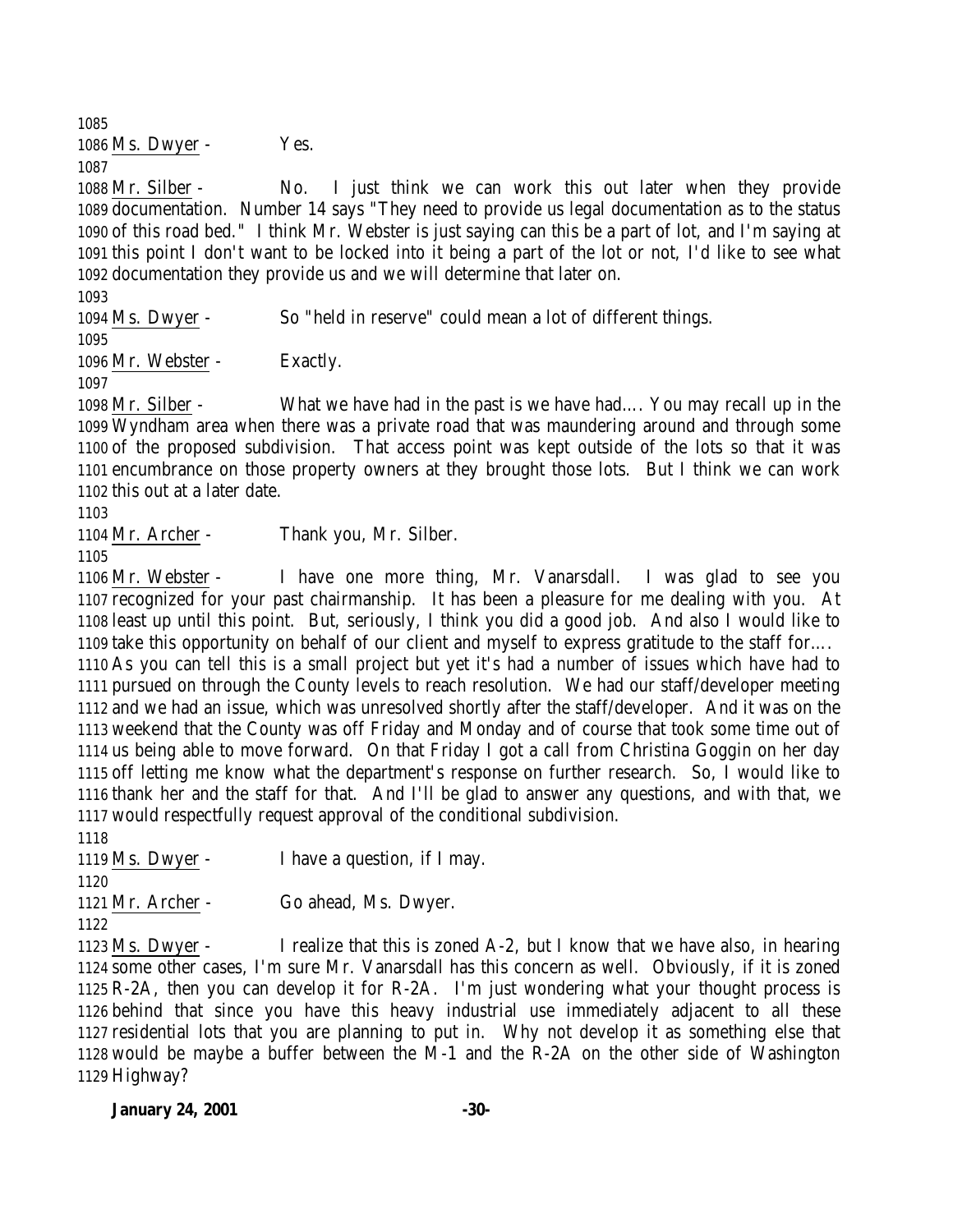Ms. Dwyer - Yes.

Mr. Silber - No. I just think we can work this out later when they provide documentation. Number 14 says "They need to provide us legal documentation as to the status of this road bed." I think Mr. Webster is just saying can this be a part of lot, and I'm saying at this point I don't want to be locked into it being a part of the lot or not, I'd like to see what documentation they provide us and we will determine that later on.

Ms. Dwyer - So "held in reserve" could mean a lot of different things.

Mr. Webster - Exactly.

Mr. Silber - What we have had in the past is we have had.... You may recall up in the Wyndham area when there was a private road that was maundering around and through some of the proposed subdivision. That access point was kept outside of the lots so that it was encumbrance on those property owners at they brought those lots. But I think we can work this out at a later date.

Mr. Archer - Thank you, Mr. Silber.

Mr. Webster - I have one more thing, Mr. Vanarsdall. I was glad to see you recognized for your past chairmanship. It has been a pleasure for me dealing with you. At least up until this point. But, seriously, I think you did a good job. And also I would like to take this opportunity on behalf of our client and myself to express gratitude to the staff for.... As you can tell this is a small project but yet it's had a number of issues which have had to pursued on through the County levels to reach resolution. We had our staff/developer meeting and we had an issue, which was unresolved shortly after the staff/developer. And it was on the weekend that the County was off Friday and Monday and of course that took some time out of us being able to move forward. On that Friday I got a call from Christina Goggin on her day off letting me know what the department's response on further research. So, I would like to thank her and the staff for that. And I'll be glad to answer any questions, and with that, we would respectfully request approval of the conditional subdivision.

Ms. Dwyer - I have a question, if I may.

Mr. Archer - Go ahead, Ms. Dwyer.

Ms. Dwyer - I realize that this is zoned A-2, but I know that we have also, in hearing some other cases, I'm sure Mr. Vanarsdall has this concern as well. Obviously, if it is zoned R-2A, then you can develop it for R-2A. I'm just wondering what your thought process is behind that since you have this heavy industrial use immediately adjacent to all these residential lots that you are planning to put in. Why not develop it as something else that would be maybe a buffer between the M-1 and the R-2A on the other side of Washington Highway?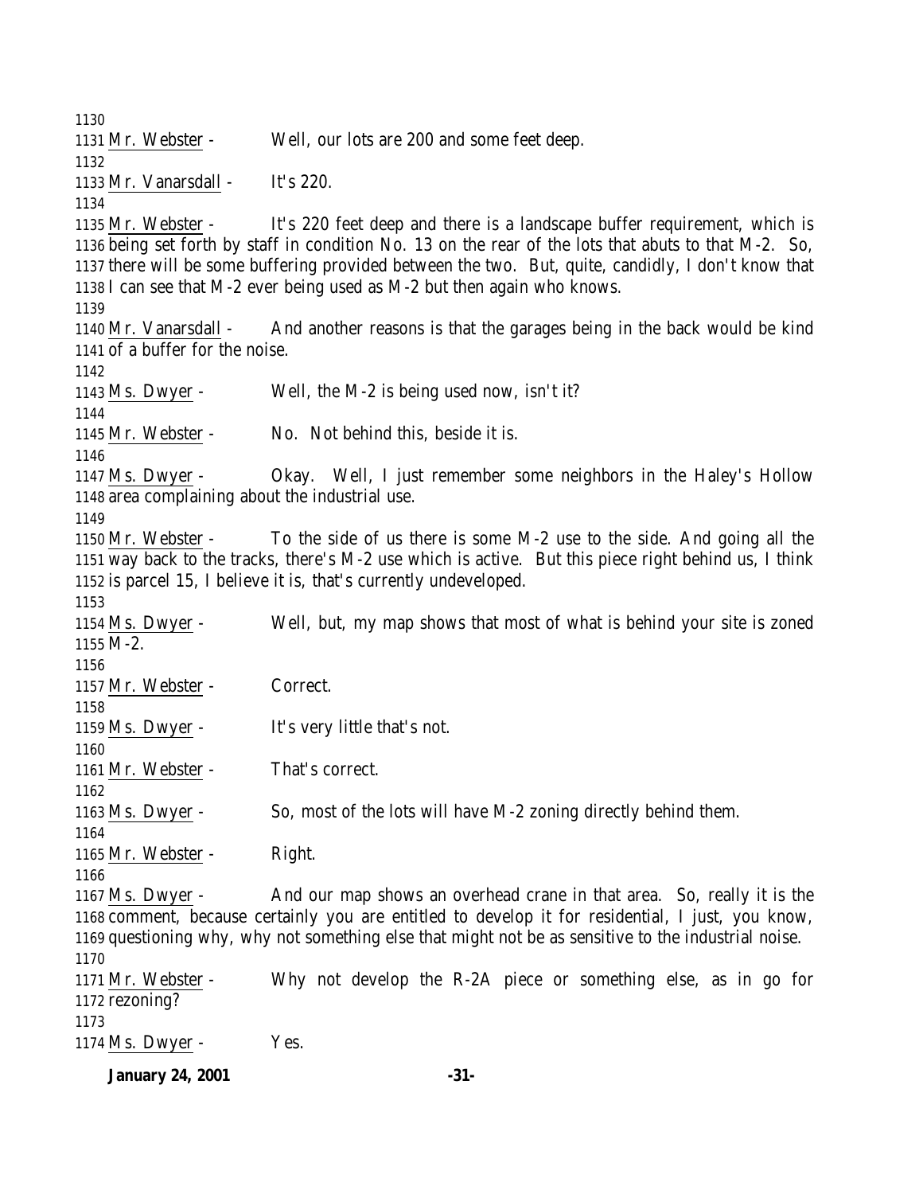1130
1131 Mr. Webster - Well, our lots are 200 and some feet deep.
1132
1133 Mr. Vanarsdall - It's 220.
1134
1135 Mr. Webster - It's 220 feet deep and there is a landscape buffer requirement, which is
1136 being set forth by staff in condition No. 13 on the rear of the lots that abuts to that M-2. So,
1137 there will be some buffering provided between the two. But, quite, candidly, I don't know that
1138 I can see that M-2 ever being used as M-2 but then again who knows.
1139
1140 Mr. Vanarsdall - And another reasons is that the garages being in the back would be kind
1141 of a buffer for the noise.
1142
1143 Ms. Dwyer - Well, the M-2 is being used now, isn't it?
1144
1145 Mr. Webster - No. Not behind this, beside it is.
1146
1147 Ms. Dwyer - Okay. Well, I just remember some neighbors in the Haley's Hollow
1148 area complaining about the industrial use.
1149
1150 Mr. Webster - To the side of us there is some M-2 use to the side. And going all the
1151 way back to the tracks, there's M-2 use which is active. But this piece right behind us, I think
1152 is parcel 15, I believe it is, that's currently undeveloped.
1153
1154 Ms. Dwyer - Well, but, my map shows that most of what is behind your site is zoned
1155 M-2.
1156
1157 Mr. Webster - Correct.
1158
1159 Ms. Dwyer - It's very little that's not.
1160
1161 Mr. Webster - That's correct.
1162
1163 Ms. Dwyer - So, most of the lots will have M-2 zoning directly behind them.
1164
1165 Mr. Webster - Right.
1166
1167 Ms. Dwyer - And our map shows an overhead crane in that area. So, really it is the
1168 comment, because certainly you are entitled to develop it for residential, I just, you know,
1169 questioning why, why not something else that might not be as sensitive to the industrial noise.
1170
1171 Mr. Webster - Why not develop the R-2A piece or something else, as in go for
1172 rezoning?
1173
1174 Ms. Dwyer - Yes.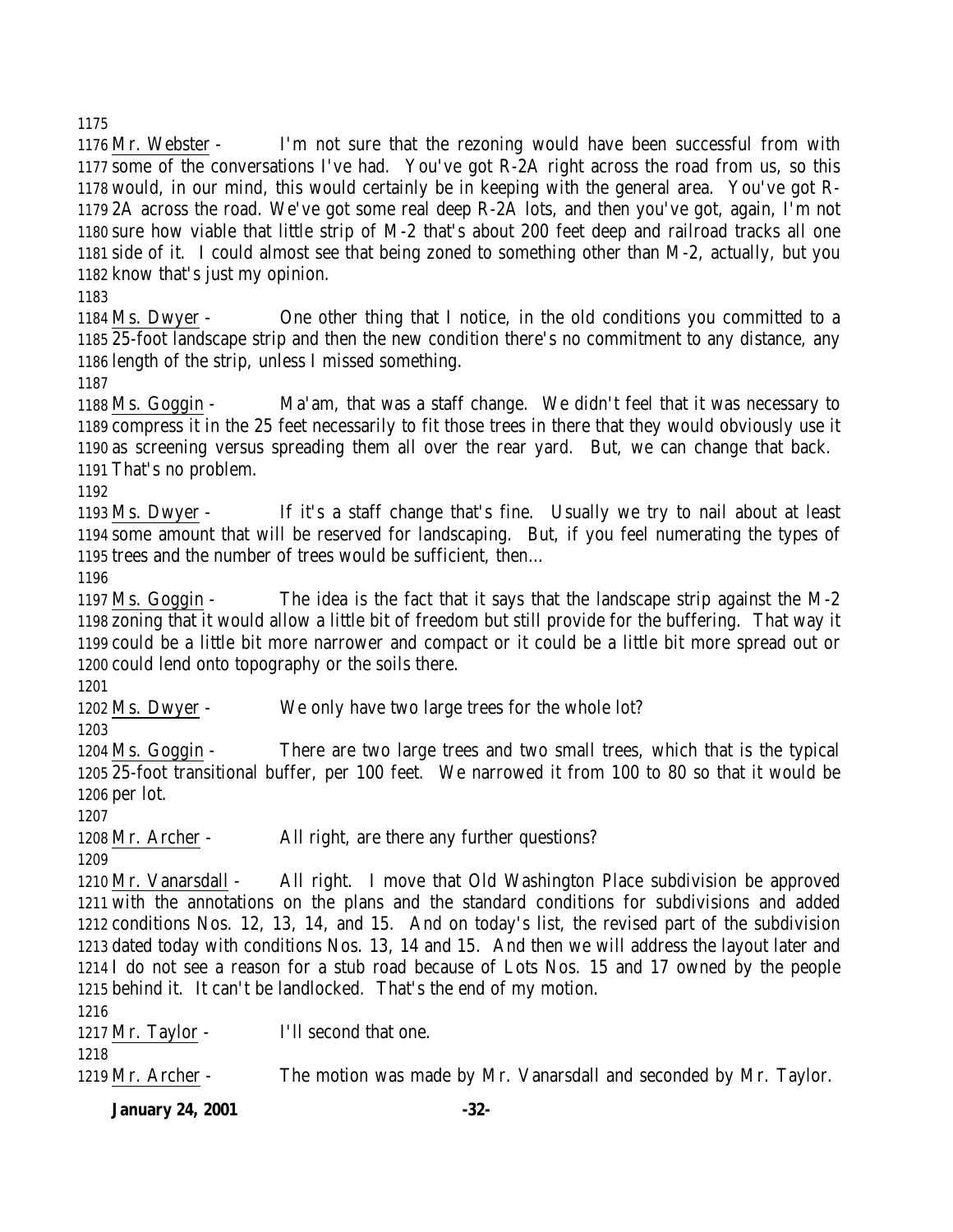1175

1176 Mr. Webster - I'm not sure that the rezoning would have been successful from with 1177 some of the conversations I've had. You've got R-2A right across the road from us, so this 1178 would, in our mind, this would certainly be in keeping with the general area. You've got R-1179 2A across the road. We've got some real deep R-2A lots, and then you've got, again, I'm not 1180 sure how viable that little strip of M-2 that's about 200 feet deep and railroad tracks all one 1181 side of it. I could almost see that being zoned to something other than M-2, actually, but you 1182 know that's just my opinion.

1183

1184 Ms. Dwyer - One other thing that I notice, in the old conditions you committed to a 1185 25-foot landscape strip and then the new condition there's no commitment to any distance, any 1186 length of the strip, unless I missed something.

1187

1188 Ms. Goggin - Ma'am, that was a staff change. We didn't feel that it was necessary to 1189 compress it in the 25 feet necessarily to fit those trees in there that they would obviously use it 1190 as screening versus spreading them all over the rear yard. But, we can change that back. 1191 That's no problem.

1192

1193 Ms. Dwyer - If it's a staff change that's fine. Usually we try to nail about at least 1194 some amount that will be reserved for landscaping. But, if you feel numerating the types of 1195 trees and the number of trees would be sufficient, then…

1196

1197 Ms. Goggin - The idea is the fact that it says that the landscape strip against the M-2 1198 zoning that it would allow a little bit of freedom but still provide for the buffering. That way it 1199 could be a little bit more narrower and compact or it could be a little bit more spread out or 1200 could lend onto topography or the soils there.

1201

1202 Ms. Dwyer - We only have two large trees for the whole lot?

1203

1204 Ms. Goggin - There are two large trees and two small trees, which that is the typical 1205 25-foot transitional buffer, per 100 feet. We narrowed it from 100 to 80 so that it would be 1206 per lot.

1207

1208 Mr. Archer - All right, are there any further questions?

1209

1210 Mr. Vanarsdall - All right. I move that Old Washington Place subdivision be approved 1211 with the annotations on the plans and the standard conditions for subdivisions and added 1212 conditions Nos. 12, 13, 14, and 15. And on today's list, the revised part of the subdivision 1213 dated today with conditions Nos. 13, 14 and 15. And then we will address the layout later and 1214 I do not see a reason for a stub road because of Lots Nos. 15 and 17 owned by the people 1215 behind it. It can't be landlocked. That's the end of my motion.

1216

1217 Mr. Taylor - I'll second that one.

1218

1219 Mr. Archer - The motion was made by Mr. Vanarsdall and seconded by Mr. Taylor.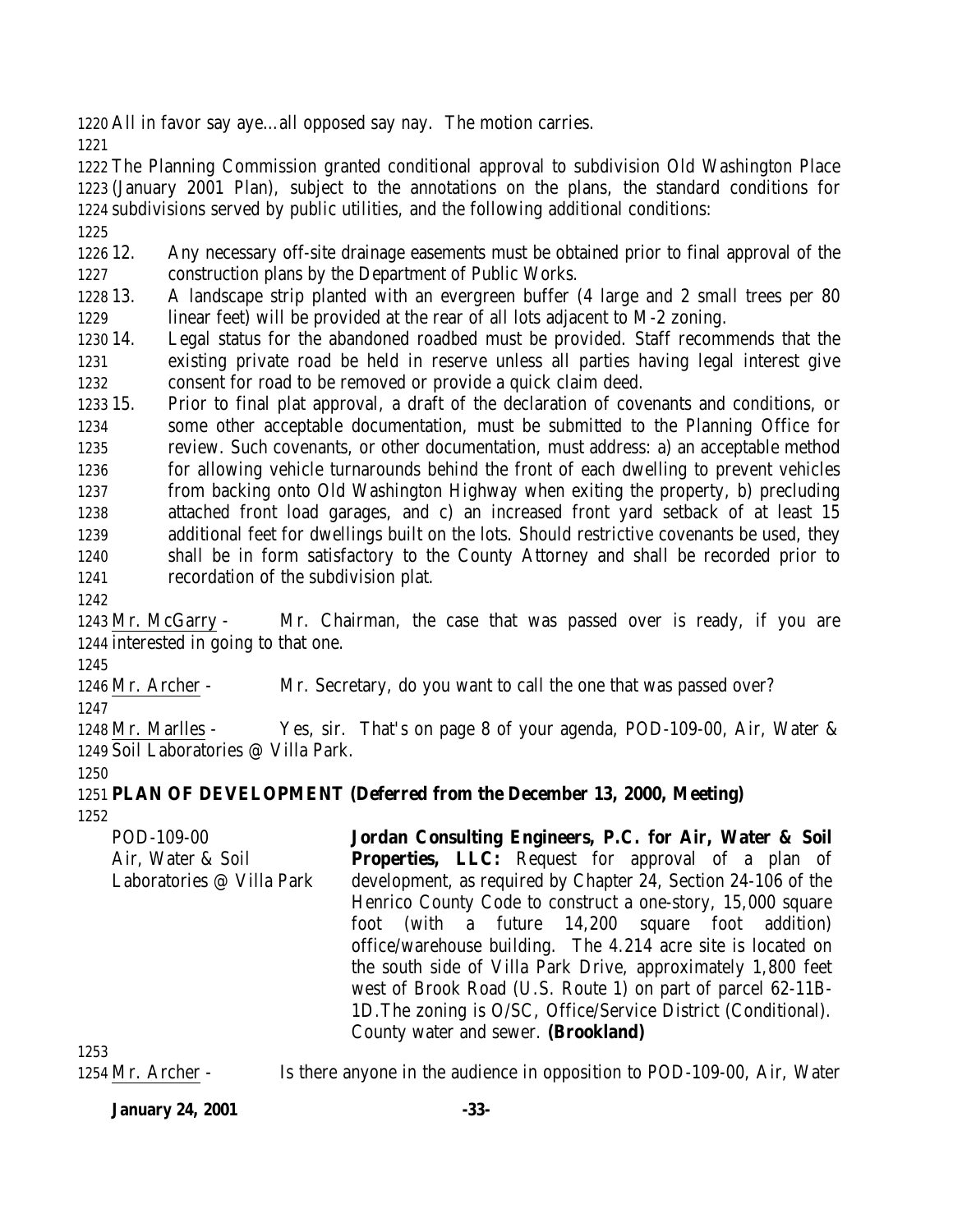All in favor say aye…all opposed say nay. The motion carries.

The Planning Commission granted conditional approval to subdivision Old Washington Place (January 2001 Plan), subject to the annotations on the plans, the standard conditions for subdivisions served by public utilities, and the following additional conditions:

12. Any necessary off-site drainage easements must be obtained prior to final approval of the construction plans by the Department of Public Works.
13. A landscape strip planted with an evergreen buffer (4 large and 2 small trees per 80 linear feet) will be provided at the rear of all lots adjacent to M-2 zoning.
14. Legal status for the abandoned roadbed must be provided. Staff recommends that the existing private road be held in reserve unless all parties having legal interest give consent for road to be removed or provide a quick claim deed.
15. Prior to final plat approval, a draft of the declaration of covenants and conditions, or some other acceptable documentation, must be submitted to the Planning Office for review. Such covenants, or other documentation, must address: a) an acceptable method for allowing vehicle turnarounds behind the front of each dwelling to prevent vehicles from backing onto Old Washington Highway when exiting the property, b) precluding attached front load garages, and c) an increased front yard setback of at least 15 additional feet for dwellings built on the lots. Should restrictive covenants be used, they shall be in form satisfactory to the County Attorney and shall be recorded prior to recordation of the subdivision plat.

Mr. McGarry - Mr. Chairman, the case that was passed over is ready, if you are interested in going to that one.

Mr. Archer - Mr. Secretary, do you want to call the one that was passed over?

Mr. Marlles - Yes, sir. That's on page 8 of your agenda, POD-109-00, Air, Water & Soil Laboratories @ Villa Park.

**PLAN OF DEVELOPMENT (Deferred from the December 13, 2000, Meeting)**

POD-109-00
Air, Water & Soil Laboratories @ Villa Park

**Jordan Consulting Engineers, P.C. for Air, Water & Soil Properties, LLC:** Request for approval of a plan of development, as required by Chapter 24, Section 24-106 of the Henrico County Code to construct a one-story, 15,000 square foot (with a future 14,200 square foot addition) office/warehouse building. The 4.214 acre site is located on the south side of Villa Park Drive, approximately 1,800 feet west of Brook Road (U.S. Route 1) on part of parcel 62-11B-1D.The zoning is O/SC, Office/Service District (Conditional). County water and sewer. **(Brookland)**

Mr. Archer - Is there anyone in the audience in opposition to POD-109-00, Air, Water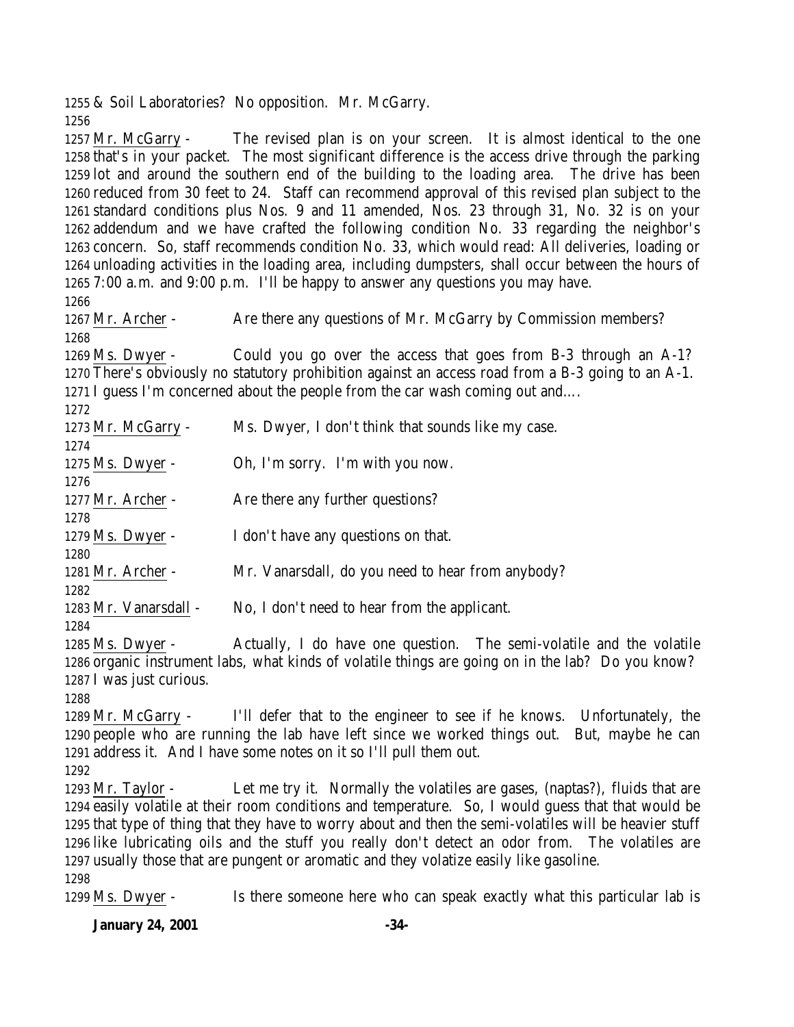& Soil Laboratories? No opposition. Mr. McGarry.

Mr. McGarry - The revised plan is on your screen. It is almost identical to the one that's in your packet. The most significant difference is the access drive through the parking lot and around the southern end of the building to the loading area. The drive has been reduced from 30 feet to 24. Staff can recommend approval of this revised plan subject to the standard conditions plus Nos. 9 and 11 amended, Nos. 23 through 31, No. 32 is on your addendum and we have crafted the following condition No. 33 regarding the neighbor's concern. So, staff recommends condition No. 33, which would read: All deliveries, loading or unloading activities in the loading area, including dumpsters, shall occur between the hours of 7:00 a.m. and 9:00 p.m. I'll be happy to answer any questions you may have.

Mr. Archer - Are there any questions of Mr. McGarry by Commission members?

Ms. Dwyer - Could you go over the access that goes from B-3 through an A-1? There's obviously no statutory prohibition against an access road from a B-3 going to an A-1. I guess I'm concerned about the people from the car wash coming out and....

Mr. McGarry - Ms. Dwyer, I don't think that sounds like my case.

Ms. Dwyer - Oh, I'm sorry. I'm with you now.

Mr. Archer - Are there any further questions?

Ms. Dwyer - I don't have any questions on that.

Mr. Archer - Mr. Vanarsdall, do you need to hear from anybody?

Mr. Vanarsdall - No, I don't need to hear from the applicant.

Ms. Dwyer - Actually, I do have one question. The semi-volatile and the volatile organic instrument labs, what kinds of volatile things are going on in the lab? Do you know? I was just curious.

Mr. McGarry - I'll defer that to the engineer to see if he knows. Unfortunately, the people who are running the lab have left since we worked things out. But, maybe he can address it. And I have some notes on it so I'll pull them out.

Mr. Taylor - Let me try it. Normally the volatiles are gases, (naptas?), fluids that are easily volatile at their room conditions and temperature. So, I would guess that that would be that type of thing that they have to worry about and then the semi-volatiles will be heavier stuff like lubricating oils and the stuff you really don't detect an odor from. The volatiles are usually those that are pungent or aromatic and they volatize easily like gasoline.

Ms. Dwyer - Is there someone here who can speak exactly what this particular lab is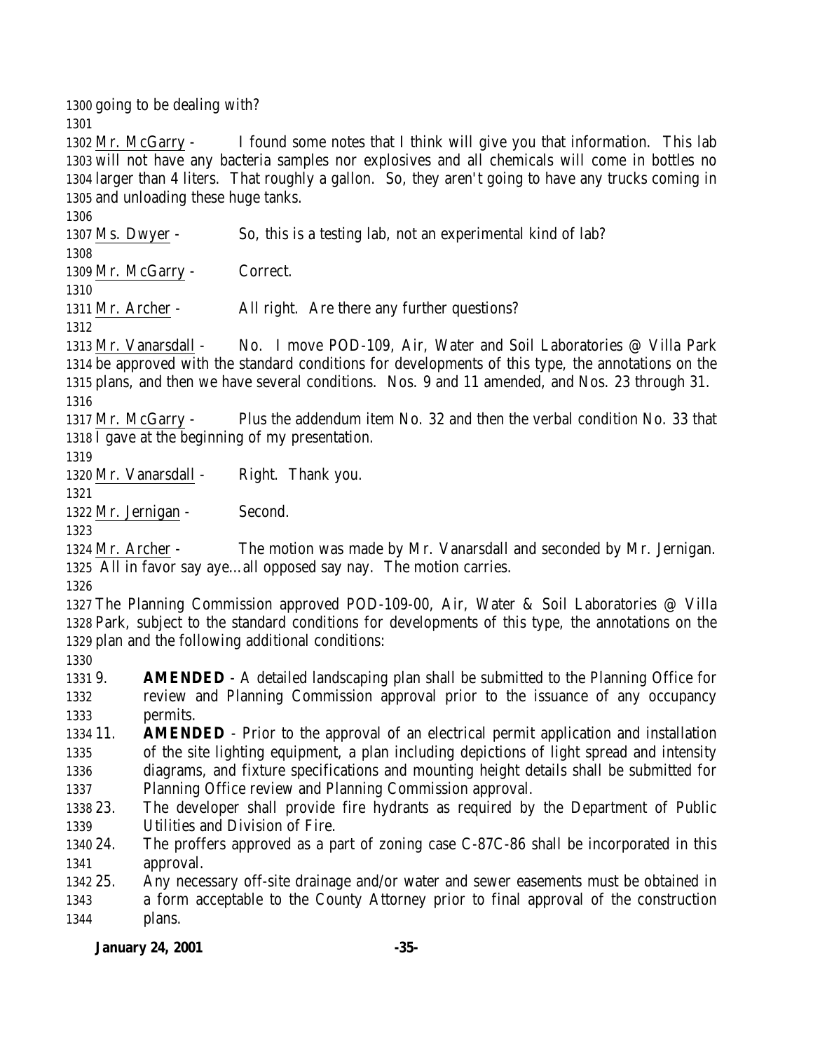going to be dealing with?

Mr. McGarry - I found some notes that I think will give you that information. This lab will not have any bacteria samples nor explosives and all chemicals will come in bottles no larger than 4 liters. That roughly a gallon. So, they aren't going to have any trucks coming in and unloading these huge tanks.

Ms. Dwyer - So, this is a testing lab, not an experimental kind of lab?

Mr. McGarry - Correct.

Mr. Archer - All right. Are there any further questions?

Mr. Vanarsdall - No. I move POD-109, Air, Water and Soil Laboratories @ Villa Park be approved with the standard conditions for developments of this type, the annotations on the plans, and then we have several conditions. Nos. 9 and 11 amended, and Nos. 23 through 31.

Mr. McGarry - Plus the addendum item No. 32 and then the verbal condition No. 33 that I gave at the beginning of my presentation.

Mr. Vanarsdall - Right. Thank you.

Mr. Jernigan - Second.

Mr. Archer - The motion was made by Mr. Vanarsdall and seconded by Mr. Jernigan. All in favor say aye…all opposed say nay. The motion carries.

The Planning Commission approved POD-109-00, Air, Water & Soil Laboratories @ Villa Park, subject to the standard conditions for developments of this type, the annotations on the plan and the following additional conditions:

9. **AMENDED** - A detailed landscaping plan shall be submitted to the Planning Office for review and Planning Commission approval prior to the issuance of any occupancy permits.
11. **AMENDED** - Prior to the approval of an electrical permit application and installation of the site lighting equipment, a plan including depictions of light spread and intensity diagrams, and fixture specifications and mounting height details shall be submitted for Planning Office review and Planning Commission approval.
23. The developer shall provide fire hydrants as required by the Department of Public Utilities and Division of Fire.
24. The proffers approved as a part of zoning case C-87C-86 shall be incorporated in this approval.
25. Any necessary off-site drainage and/or water and sewer easements must be obtained in a form acceptable to the County Attorney prior to final approval of the construction plans.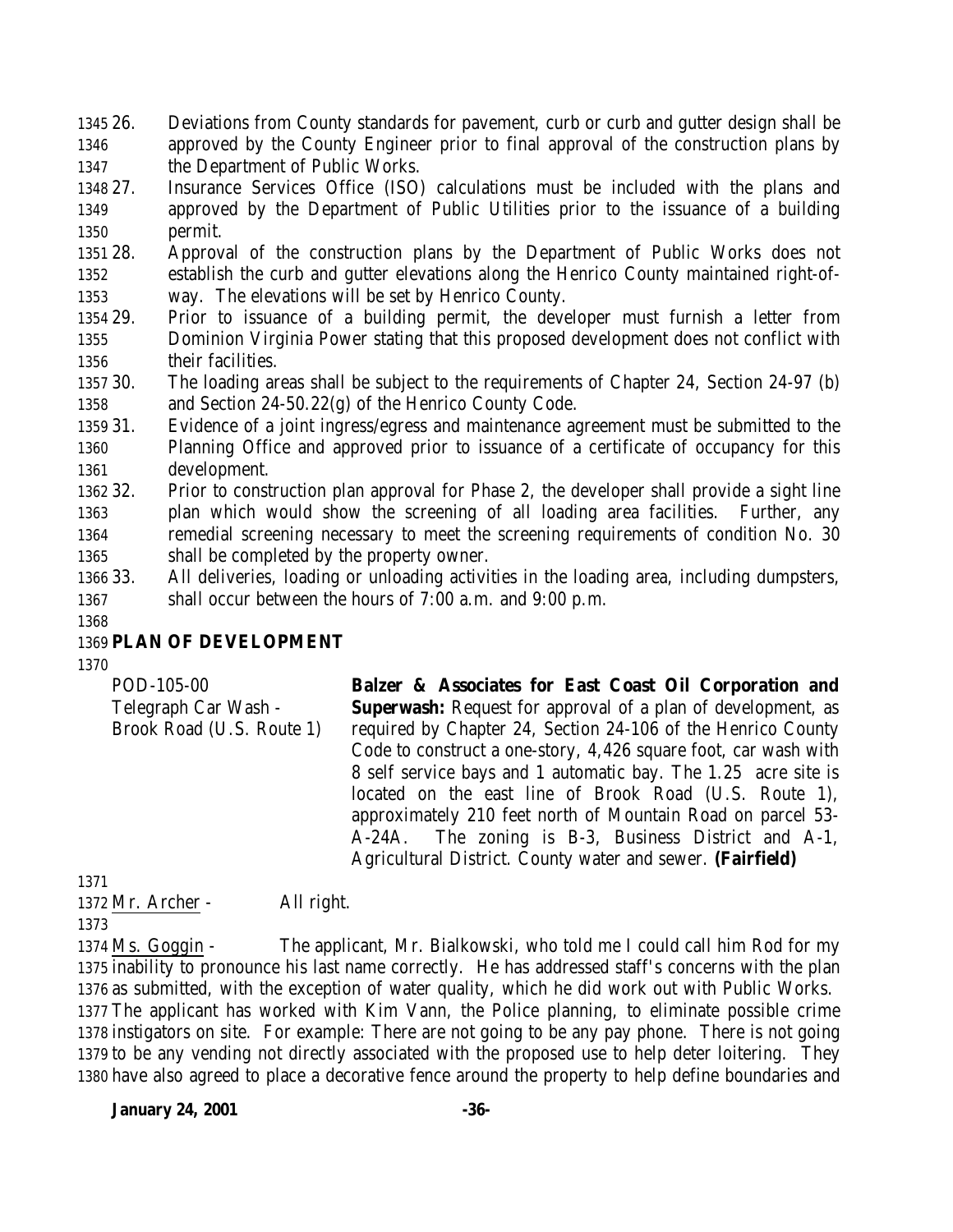26. Deviations from County standards for pavement, curb or curb and gutter design shall be approved by the County Engineer prior to final approval of the construction plans by the Department of Public Works.
27. Insurance Services Office (ISO) calculations must be included with the plans and approved by the Department of Public Utilities prior to the issuance of a building permit.
28. Approval of the construction plans by the Department of Public Works does not establish the curb and gutter elevations along the Henrico County maintained right-of-way. The elevations will be set by Henrico County.
29. Prior to issuance of a building permit, the developer must furnish a letter from Dominion Virginia Power stating that this proposed development does not conflict with their facilities.
30. The loading areas shall be subject to the requirements of Chapter 24, Section 24-97 (b) and Section 24-50.22(g) of the Henrico County Code.
31. Evidence of a joint ingress/egress and maintenance agreement must be submitted to the Planning Office and approved prior to issuance of a certificate of occupancy for this development.
32. Prior to construction plan approval for Phase 2, the developer shall provide a sight line plan which would show the screening of all loading area facilities. Further, any remedial screening necessary to meet the screening requirements of condition No. 30 shall be completed by the property owner.
33. All deliveries, loading or unloading activities in the loading area, including dumpsters, shall occur between the hours of 7:00 a.m. and 9:00 p.m.

**PLAN OF DEVELOPMENT**

POD-105-00
Telegraph Car Wash - Brook Road (U.S. Route 1)

**Balzer & Associates for East Coast Oil Corporation and Superwash:** Request for approval of a plan of development, as required by Chapter 24, Section 24-106 of the Henrico County Code to construct a one-story, 4,426 square foot, car wash with 8 self service bays and 1 automatic bay. The 1.25 acre site is located on the east line of Brook Road (U.S. Route 1), approximately 210 feet north of Mountain Road on parcel 53-A-24A. The zoning is B-3, Business District and A-1, Agricultural District. County water and sewer. **(Fairfield)**

Mr. Archer - All right.

Ms. Goggin - The applicant, Mr. Bialkowski, who told me I could call him Rod for my inability to pronounce his last name correctly. He has addressed staff's concerns with the plan as submitted, with the exception of water quality, which he did work out with Public Works. The applicant has worked with Kim Vann, the Police planning, to eliminate possible crime instigators on site. For example: There are not going to be any pay phone. There is not going to be any vending not directly associated with the proposed use to help deter loitering. They have also agreed to place a decorative fence around the property to help define boundaries and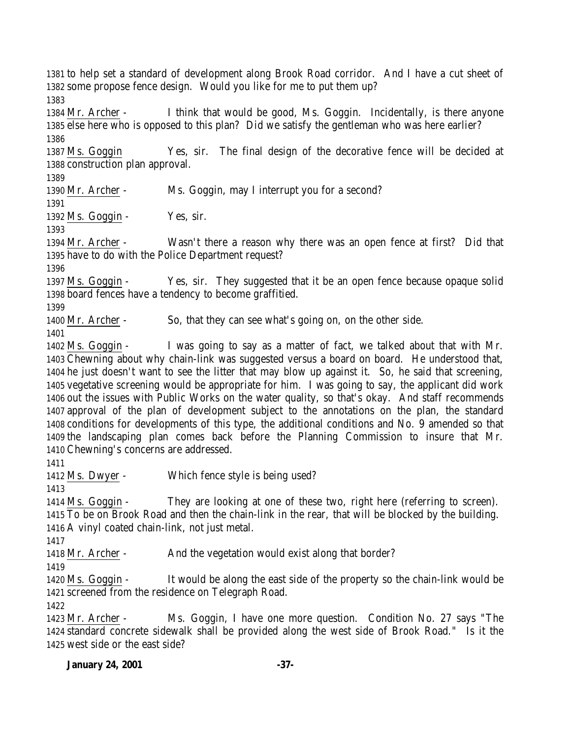to help set a standard of development along Brook Road corridor. And I have a cut sheet of some propose fence design. Would you like for me to put them up?

Mr. Archer - I think that would be good, Ms. Goggin. Incidentally, is there anyone else here who is opposed to this plan? Did we satisfy the gentleman who was here earlier?

Ms. Goggin Yes, sir. The final design of the decorative fence will be decided at construction plan approval.

Mr. Archer - Ms. Goggin, may I interrupt you for a second?

Ms. Goggin - Yes, sir.

Mr. Archer - Wasn't there a reason why there was an open fence at first? Did that have to do with the Police Department request?

Ms. Goggin - Yes, sir. They suggested that it be an open fence because opaque solid board fences have a tendency to become graffitied.

Mr. Archer - So, that they can see what's going on, on the other side.

Ms. Goggin - I was going to say as a matter of fact, we talked about that with Mr. Chewning about why chain-link was suggested versus a board on board. He understood that, he just doesn't want to see the litter that may blow up against it. So, he said that screening, vegetative screening would be appropriate for him. I was going to say, the applicant did work out the issues with Public Works on the water quality, so that's okay. And staff recommends approval of the plan of development subject to the annotations on the plan, the standard conditions for developments of this type, the additional conditions and No. 9 amended so that the landscaping plan comes back before the Planning Commission to insure that Mr. Chewning's concerns are addressed.

Ms. Dwyer - Which fence style is being used?

Ms. Goggin - They are looking at one of these two, right here (referring to screen). To be on Brook Road and then the chain-link in the rear, that will be blocked by the building. A vinyl coated chain-link, not just metal.

Mr. Archer - And the vegetation would exist along that border?

Ms. Goggin - It would be along the east side of the property so the chain-link would be screened from the residence on Telegraph Road.

Mr. Archer - Ms. Goggin, I have one more question. Condition No. 27 says "The standard concrete sidewalk shall be provided along the west side of Brook Road." Is it the west side or the east side?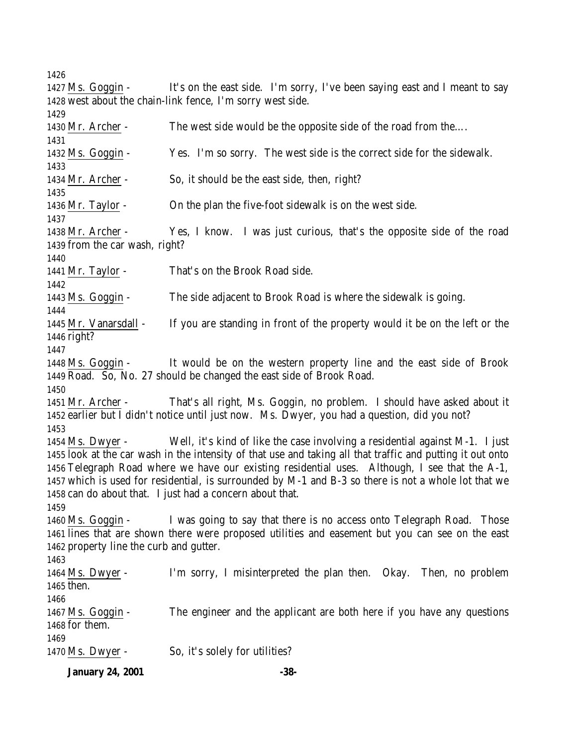Ms. Goggin - It's on the east side. I'm sorry, I've been saying east and I meant to say west about the chain-link fence, I'm sorry west side.

Mr. Archer - The west side would be the opposite side of the road from the….

Ms. Goggin - Yes. I'm so sorry. The west side is the correct side for the sidewalk.

Mr. Archer - So, it should be the east side, then, right?

Mr. Taylor - On the plan the five-foot sidewalk is on the west side.

Mr. Archer - Yes, I know. I was just curious, that's the opposite side of the road from the car wash, right?

Mr. Taylor - That's on the Brook Road side.

Ms. Goggin - The side adjacent to Brook Road is where the sidewalk is going.

Mr. Vanarsdall - If you are standing in front of the property would it be on the left or the right?

Ms. Goggin - It would be on the western property line and the east side of Brook Road. So, No. 27 should be changed the east side of Brook Road.

Mr. Archer - That's all right, Ms. Goggin, no problem. I should have asked about it earlier but I didn't notice until just now. Ms. Dwyer, you had a question, did you not?

Ms. Dwyer - Well, it's kind of like the case involving a residential against M-1. I just look at the car wash in the intensity of that use and taking all that traffic and putting it out onto Telegraph Road where we have our existing residential uses. Although, I see that the A-1, which is used for residential, is surrounded by M-1 and B-3 so there is not a whole lot that we can do about that. I just had a concern about that.

Ms. Goggin - I was going to say that there is no access onto Telegraph Road. Those lines that are shown there were proposed utilities and easement but you can see on the east property line the curb and gutter.

Ms. Dwyer - I'm sorry, I misinterpreted the plan then. Okay. Then, no problem then.

Ms. Goggin - The engineer and the applicant are both here if you have any questions for them.

Ms. Dwyer - So, it's solely for utilities?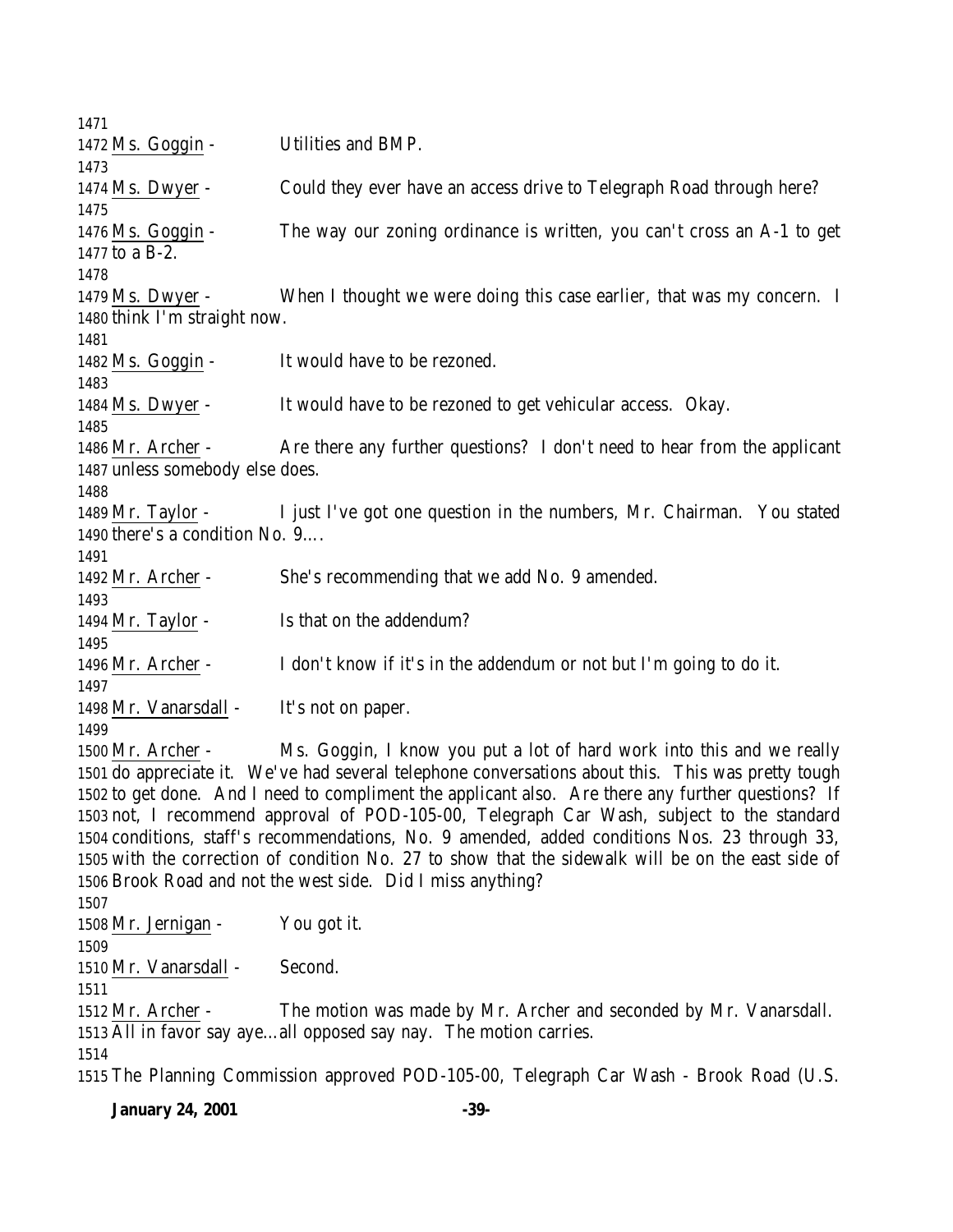1471
1472 Ms. Goggin - Utilities and BMP.
1473
1474 Ms. Dwyer - Could they ever have an access drive to Telegraph Road through here?
1475
1476 Ms. Goggin - The way our zoning ordinance is written, you can't cross an A-1 to get
1477 to a B-2.
1478
1479 Ms. Dwyer - When I thought we were doing this case earlier, that was my concern. I
1480 think I'm straight now.
1481
1482 Ms. Goggin - It would have to be rezoned.
1483
1484 Ms. Dwyer - It would have to be rezoned to get vehicular access. Okay.
1485
1486 Mr. Archer - Are there any further questions? I don't need to hear from the applicant
1487 unless somebody else does.
1488
1489 Mr. Taylor - I just I've got one question in the numbers, Mr. Chairman. You stated
1490 there's a condition No. 9….
1491
1492 Mr. Archer - She's recommending that we add No. 9 amended.
1493
1494 Mr. Taylor - Is that on the addendum?
1495
1496 Mr. Archer - I don't know if it's in the addendum or not but I'm going to do it.
1497
1498 Mr. Vanarsdall - It's not on paper.
1499
1500 Mr. Archer - Ms. Goggin, I know you put a lot of hard work into this and we really
1501 do appreciate it. We've had several telephone conversations about this. This was pretty tough
1502 to get done. And I need to compliment the applicant also. Are there any further questions? If
1503 not, I recommend approval of POD-105-00, Telegraph Car Wash, subject to the standard
1504 conditions, staff's recommendations, No. 9 amended, added conditions Nos. 23 through 33,
1505 with the correction of condition No. 27 to show that the sidewalk will be on the east side of
1506 Brook Road and not the west side. Did I miss anything?
1507
1508 Mr. Jernigan - You got it.
1509
1510 Mr. Vanarsdall - Second.
1511
1512 Mr. Archer - The motion was made by Mr. Archer and seconded by Mr. Vanarsdall.
1513 All in favor say aye…all opposed say nay. The motion carries.
1514
1515 The Planning Commission approved POD-105-00, Telegraph Car Wash - Brook Road (U.S.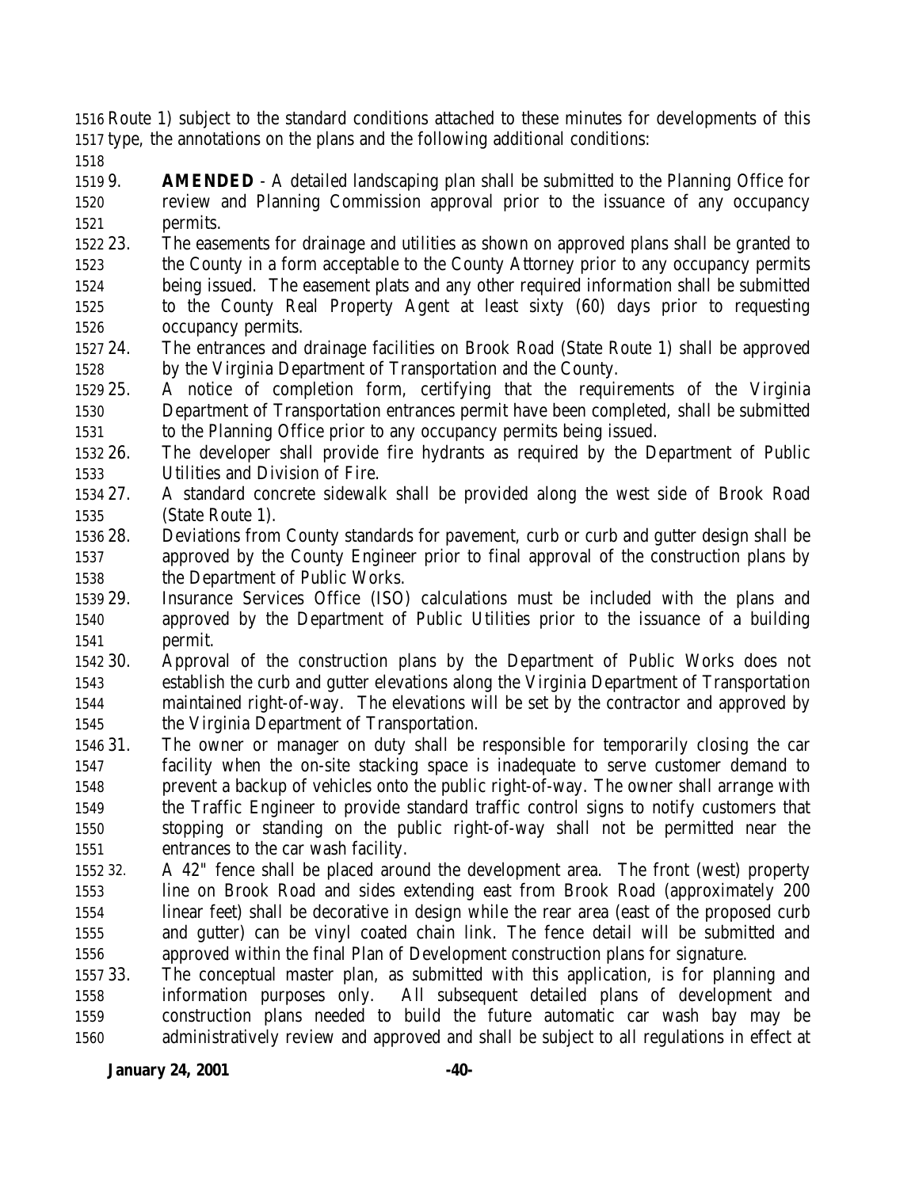Route 1) subject to the standard conditions attached to these minutes for developments of this type, the annotations on the plans and the following additional conditions:

9. **AMENDED** - A detailed landscaping plan shall be submitted to the Planning Office for review and Planning Commission approval prior to the issuance of any occupancy permits.

23. The easements for drainage and utilities as shown on approved plans shall be granted to the County in a form acceptable to the County Attorney prior to any occupancy permits being issued. The easement plats and any other required information shall be submitted to the County Real Property Agent at least sixty (60) days prior to requesting occupancy permits.

24. The entrances and drainage facilities on Brook Road (State Route 1) shall be approved by the Virginia Department of Transportation and the County.

25. A notice of completion form, certifying that the requirements of the Virginia Department of Transportation entrances permit have been completed, shall be submitted to the Planning Office prior to any occupancy permits being issued.

26. The developer shall provide fire hydrants as required by the Department of Public Utilities and Division of Fire.

27. A standard concrete sidewalk shall be provided along the west side of Brook Road (State Route 1).

28. Deviations from County standards for pavement, curb or curb and gutter design shall be approved by the County Engineer prior to final approval of the construction plans by the Department of Public Works.

29. Insurance Services Office (ISO) calculations must be included with the plans and approved by the Department of Public Utilities prior to the issuance of a building permit.

30. Approval of the construction plans by the Department of Public Works does not establish the curb and gutter elevations along the Virginia Department of Transportation maintained right-of-way. The elevations will be set by the contractor and approved by the Virginia Department of Transportation.

31. The owner or manager on duty shall be responsible for temporarily closing the car facility when the on-site stacking space is inadequate to serve customer demand to prevent a backup of vehicles onto the public right-of-way. The owner shall arrange with the Traffic Engineer to provide standard traffic control signs to notify customers that stopping or standing on the public right-of-way shall not be permitted near the entrances to the car wash facility.

32. A 42" fence shall be placed around the development area. The front (west) property line on Brook Road and sides extending east from Brook Road (approximately 200 linear feet) shall be decorative in design while the rear area (east of the proposed curb and gutter) can be vinyl coated chain link. The fence detail will be submitted and approved within the final Plan of Development construction plans for signature.

33. The conceptual master plan, as submitted with this application, is for planning and information purposes only. All subsequent detailed plans of development and construction plans needed to build the future automatic car wash bay may be administratively review and approved and shall be subject to all regulations in effect at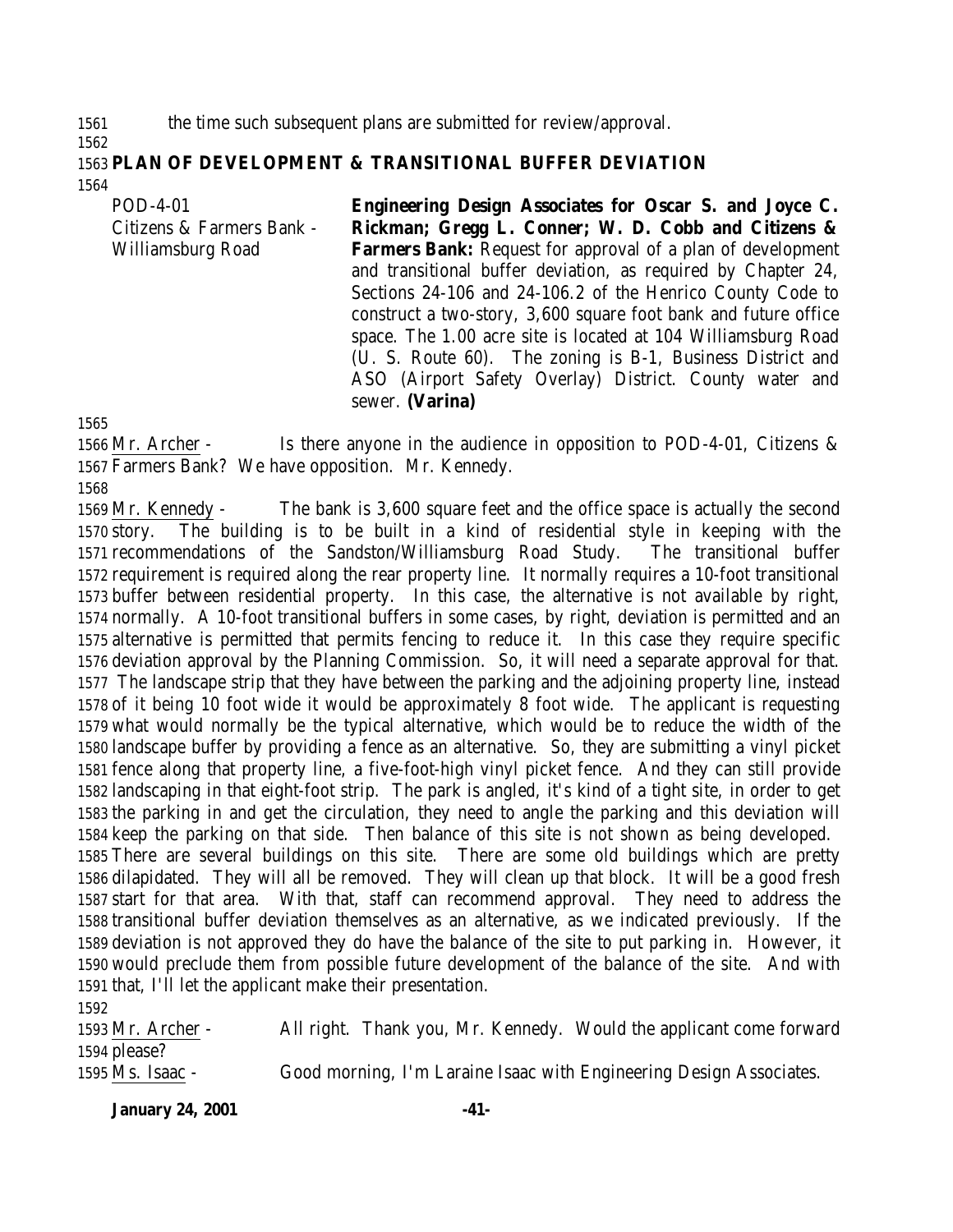the time such subsequent plans are submitted for review/approval.

**PLAN OF DEVELOPMENT & TRANSITIONAL BUFFER DEVIATION**

| | |
|---|---|
| POD-4-01<br>Citizens & Farmers Bank - Williamsburg Road | **Engineering Design Associates for Oscar S. and Joyce C. Rickman; Gregg L. Conner; W. D. Cobb and Citizens & Farmers Bank:** Request for approval of a plan of development and transitional buffer deviation, as required by Chapter 24, Sections 24-106 and 24-106.2 of the Henrico County Code to construct a two-story, 3,600 square foot bank and future office space. The 1.00 acre site is located at 104 Williamsburg Road (U. S. Route 60). The zoning is B-1, Business District and ASO (Airport Safety Overlay) District. County water and sewer. **(Varina)** |

Mr. Archer - Is there anyone in the audience in opposition to POD-4-01, Citizens & Farmers Bank? We have opposition. Mr. Kennedy.

Mr. Kennedy - The bank is 3,600 square feet and the office space is actually the second story. The building is to be built in a kind of residential style in keeping with the recommendations of the Sandston/Williamsburg Road Study. The transitional buffer requirement is required along the rear property line. It normally requires a 10-foot transitional buffer between residential property. In this case, the alternative is not available by right, normally. A 10-foot transitional buffers in some cases, by right, deviation is permitted and an alternative is permitted that permits fencing to reduce it. In this case they require specific deviation approval by the Planning Commission. So, it will need a separate approval for that. The landscape strip that they have between the parking and the adjoining property line, instead of it being 10 foot wide it would be approximately 8 foot wide. The applicant is requesting what would normally be the typical alternative, which would be to reduce the width of the landscape buffer by providing a fence as an alternative. So, they are submitting a vinyl picket fence along that property line, a five-foot-high vinyl picket fence. And they can still provide landscaping in that eight-foot strip. The park is angled, it's kind of a tight site, in order to get the parking in and get the circulation, they need to angle the parking and this deviation will keep the parking on that side. Then balance of this site is not shown as being developed. There are several buildings on this site. There are some old buildings which are pretty dilapidated. They will all be removed. They will clean up that block. It will be a good fresh start for that area. With that, staff can recommend approval. They need to address the transitional buffer deviation themselves as an alternative, as we indicated previously. If the deviation is not approved they do have the balance of the site to put parking in. However, it would preclude them from possible future development of the balance of the site. And with that, I'll let the applicant make their presentation.

Mr. Archer - All right. Thank you, Mr. Kennedy. Would the applicant come forward please?

Ms. Isaac - Good morning, I'm Laraine Isaac with Engineering Design Associates.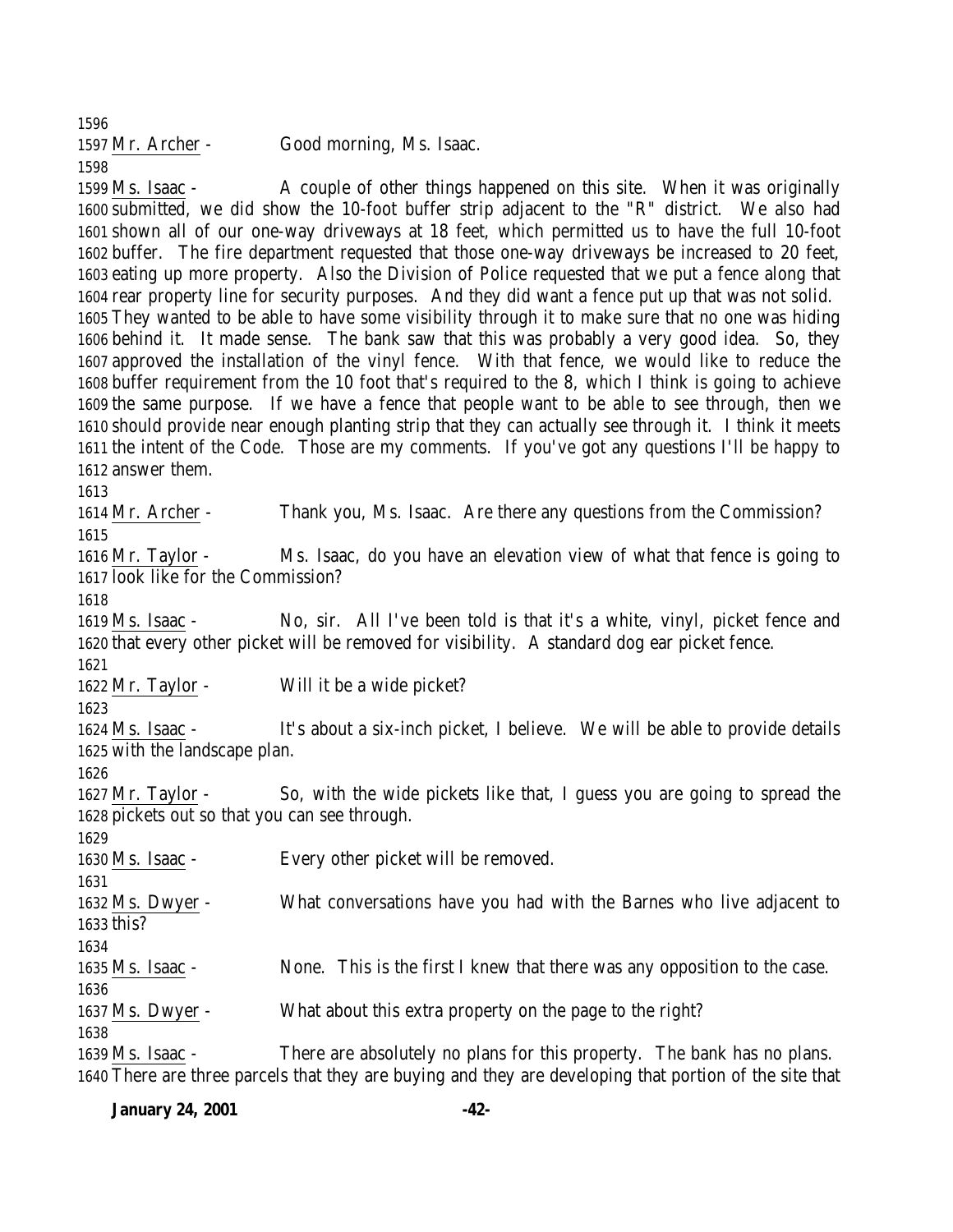1596

1597 Mr. Archer - Good morning, Ms. Isaac.

1598

1599 Ms. Isaac - A couple of other things happened on this site. When it was originally
1600 submitted, we did show the 10-foot buffer strip adjacent to the "R" district. We also had
1601 shown all of our one-way driveways at 18 feet, which permitted us to have the full 10-foot
1602 buffer. The fire department requested that those one-way driveways be increased to 20 feet,
1603 eating up more property. Also the Division of Police requested that we put a fence along that
1604 rear property line for security purposes. And they did want a fence put up that was not solid.
1605 They wanted to be able to have some visibility through it to make sure that no one was hiding
1606 behind it. It made sense. The bank saw that this was probably a very good idea. So, they
1607 approved the installation of the vinyl fence. With that fence, we would like to reduce the
1608 buffer requirement from the 10 foot that's required to the 8, which I think is going to achieve
1609 the same purpose. If we have a fence that people want to be able to see through, then we
1610 should provide near enough planting strip that they can actually see through it. I think it meets
1611 the intent of the Code. Those are my comments. If you've got any questions I'll be happy to
1612 answer them.

1613

1614 Mr. Archer - Thank you, Ms. Isaac. Are there any questions from the Commission?

1615

1616 Mr. Taylor - Ms. Isaac, do you have an elevation view of what that fence is going to
1617 look like for the Commission?

1618

1619 Ms. Isaac - No, sir. All I've been told is that it's a white, vinyl, picket fence and
1620 that every other picket will be removed for visibility. A standard dog ear picket fence.

1621

1622 Mr. Taylor - Will it be a wide picket?

1623

1624 Ms. Isaac - It's about a six-inch picket, I believe. We will be able to provide details
1625 with the landscape plan.

1626

1627 Mr. Taylor - So, with the wide pickets like that, I guess you are going to spread the
1628 pickets out so that you can see through.

1629

1630 Ms. Isaac - Every other picket will be removed.

1631

1632 Ms. Dwyer - What conversations have you had with the Barnes who live adjacent to
1633 this?

1634

1635 Ms. Isaac - None. This is the first I knew that there was any opposition to the case.

1636

1637 Ms. Dwyer - What about this extra property on the page to the right?

1638

1639 Ms. Isaac - There are absolutely no plans for this property. The bank has no plans.
1640 There are three parcels that they are buying and they are developing that portion of the site that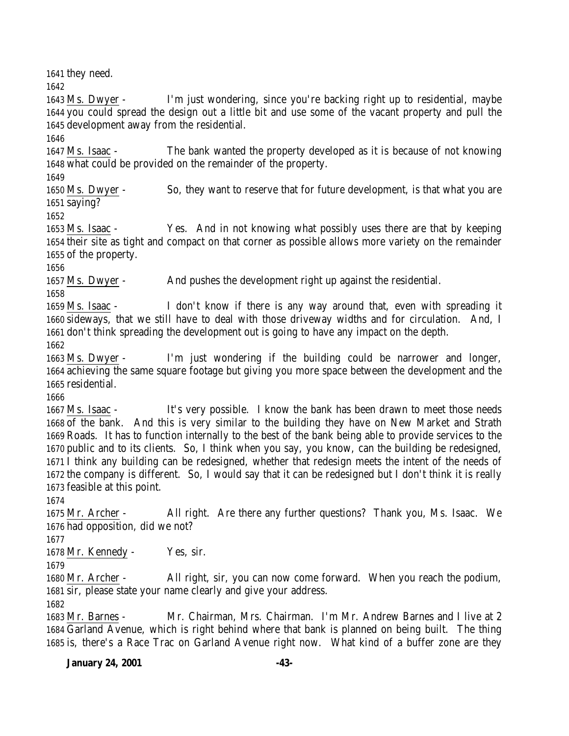they need.

Ms. Dwyer - I'm just wondering, since you're backing right up to residential, maybe you could spread the design out a little bit and use some of the vacant property and pull the development away from the residential.

Ms. Isaac - The bank wanted the property developed as it is because of not knowing what could be provided on the remainder of the property.

Ms. Dwyer - So, they want to reserve that for future development, is that what you are saying?

Ms. Isaac - Yes. And in not knowing what possibly uses there are that by keeping their site as tight and compact on that corner as possible allows more variety on the remainder of the property.

Ms. Dwyer - And pushes the development right up against the residential.

Ms. Isaac - I don't know if there is any way around that, even with spreading it sideways, that we still have to deal with those driveway widths and for circulation. And, I don't think spreading the development out is going to have any impact on the depth.

Ms. Dwyer - I'm just wondering if the building could be narrower and longer, achieving the same square footage but giving you more space between the development and the residential.

Ms. Isaac - It's very possible. I know the bank has been drawn to meet those needs of the bank. And this is very similar to the building they have on New Market and Strath Roads. It has to function internally to the best of the bank being able to provide services to the public and to its clients. So, I think when you say, you know, can the building be redesigned, I think any building can be redesigned, whether that redesign meets the intent of the needs of the company is different. So, I would say that it can be redesigned but I don't think it is really feasible at this point.

Mr. Archer - All right. Are there any further questions? Thank you, Ms. Isaac. We had opposition, did we not?

Mr. Kennedy - Yes, sir.

Mr. Archer - All right, sir, you can now come forward. When you reach the podium, sir, please state your name clearly and give your address.

Mr. Barnes - Mr. Chairman, Mrs. Chairman. I'm Mr. Andrew Barnes and I live at 2 Garland Avenue, which is right behind where that bank is planned on being built. The thing is, there's a Race Trac on Garland Avenue right now. What kind of a buffer zone are they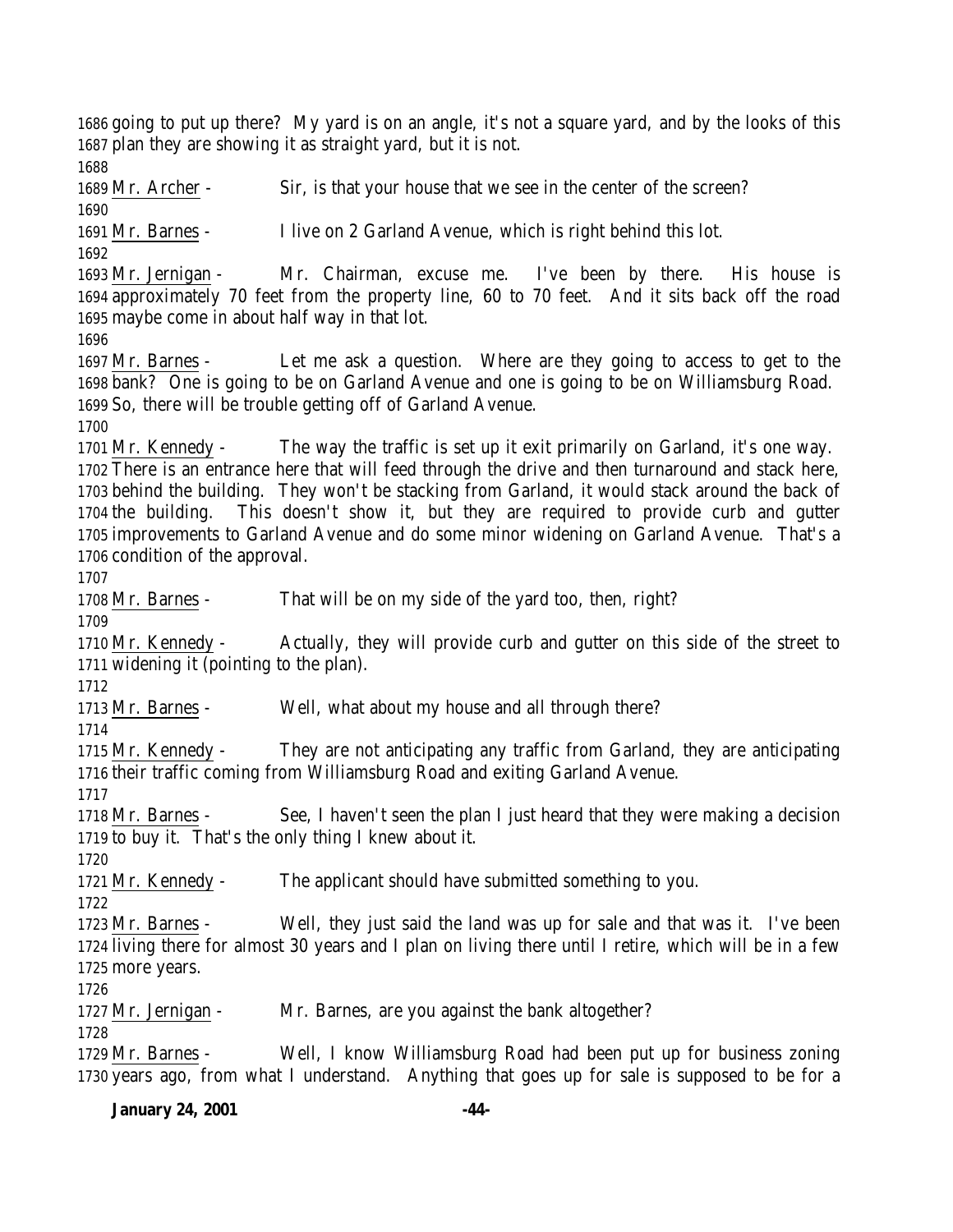1686 going to put up there? My yard is on an angle, it's not a square yard, and by the looks of this
1687 plan they are showing it as straight yard, but it is not.
1688
1689 Mr. Archer - Sir, is that your house that we see in the center of the screen?
1690
1691 Mr. Barnes - I live on 2 Garland Avenue, which is right behind this lot.
1692
1693 Mr. Jernigan - Mr. Chairman, excuse me. I've been by there. His house is
1694 approximately 70 feet from the property line, 60 to 70 feet. And it sits back off the road
1695 maybe come in about half way in that lot.
1696
1697 Mr. Barnes - Let me ask a question. Where are they going to access to get to the
1698 bank? One is going to be on Garland Avenue and one is going to be on Williamsburg Road.
1699 So, there will be trouble getting off of Garland Avenue.
1700
1701 Mr. Kennedy - The way the traffic is set up it exit primarily on Garland, it's one way.
1702 There is an entrance here that will feed through the drive and then turnaround and stack here,
1703 behind the building. They won't be stacking from Garland, it would stack around the back of
1704 the building. This doesn't show it, but they are required to provide curb and gutter
1705 improvements to Garland Avenue and do some minor widening on Garland Avenue. That's a
1706 condition of the approval.
1707
1708 Mr. Barnes - That will be on my side of the yard too, then, right?
1709
1710 Mr. Kennedy - Actually, they will provide curb and gutter on this side of the street to
1711 widening it (pointing to the plan).
1712
1713 Mr. Barnes - Well, what about my house and all through there?
1714
1715 Mr. Kennedy - They are not anticipating any traffic from Garland, they are anticipating
1716 their traffic coming from Williamsburg Road and exiting Garland Avenue.
1717
1718 Mr. Barnes - See, I haven't seen the plan I just heard that they were making a decision
1719 to buy it. That's the only thing I knew about it.
1720
1721 Mr. Kennedy - The applicant should have submitted something to you.
1722
1723 Mr. Barnes - Well, they just said the land was up for sale and that was it. I've been
1724 living there for almost 30 years and I plan on living there until I retire, which will be in a few
1725 more years.
1726
1727 Mr. Jernigan - Mr. Barnes, are you against the bank altogether?
1728
1729 Mr. Barnes - Well, I know Williamsburg Road had been put up for business zoning
1730 years ago, from what I understand. Anything that goes up for sale is supposed to be for a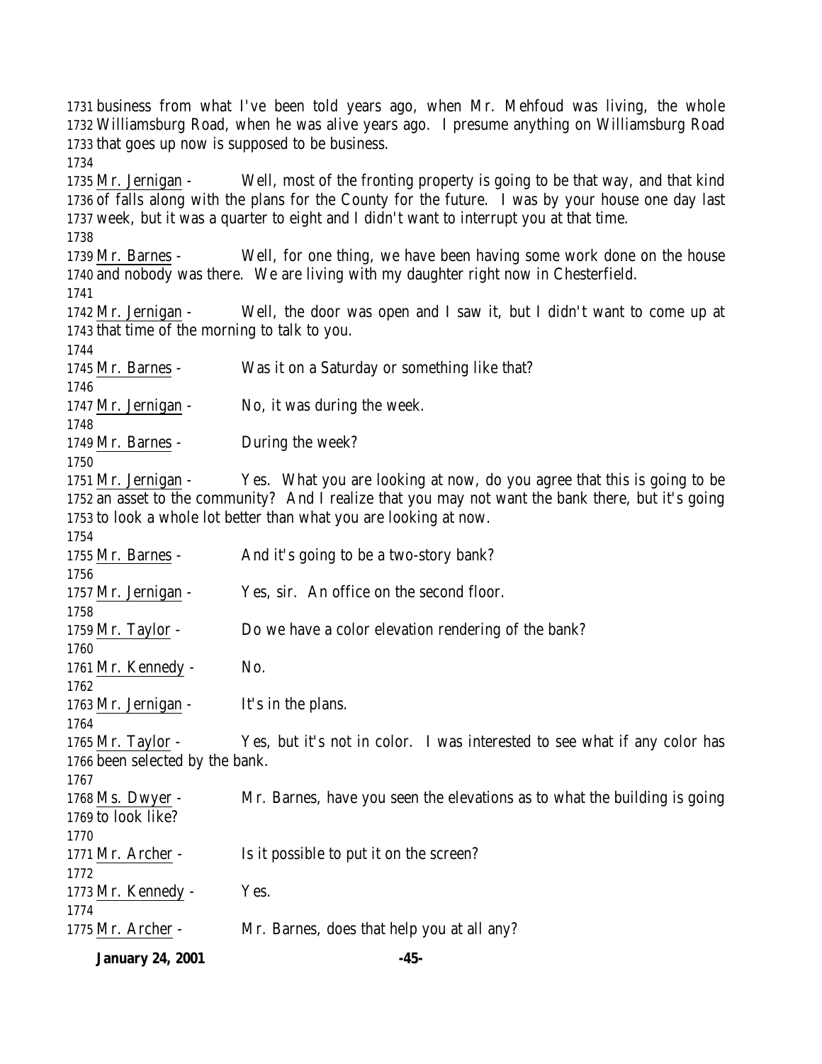business from what I've been told years ago, when Mr. Mehfoud was living, the whole Williamsburg Road, when he was alive years ago. I presume anything on Williamsburg Road that goes up now is supposed to be business.

Mr. Jernigan - Well, most of the fronting property is going to be that way, and that kind of falls along with the plans for the County for the future. I was by your house one day last week, but it was a quarter to eight and I didn't want to interrupt you at that time.

Mr. Barnes - Well, for one thing, we have been having some work done on the house and nobody was there. We are living with my daughter right now in Chesterfield.

Mr. Jernigan - Well, the door was open and I saw it, but I didn't want to come up at that time of the morning to talk to you.

Mr. Barnes - Was it on a Saturday or something like that?

Mr. Jernigan - No, it was during the week.

Mr. Barnes - During the week?

Mr. Jernigan - Yes. What you are looking at now, do you agree that this is going to be an asset to the community? And I realize that you may not want the bank there, but it's going to look a whole lot better than what you are looking at now.

Mr. Barnes - And it's going to be a two-story bank?

Mr. Jernigan - Yes, sir. An office on the second floor.

Mr. Taylor - Do we have a color elevation rendering of the bank?

Mr. Kennedy - No.

Mr. Jernigan - It's in the plans.

Mr. Taylor - Yes, but it's not in color. I was interested to see what if any color has been selected by the bank.

Ms. Dwyer - Mr. Barnes, have you seen the elevations as to what the building is going to look like?

Mr. Archer - Is it possible to put it on the screen?

Mr. Kennedy - Yes.

Mr. Archer - Mr. Barnes, does that help you at all any?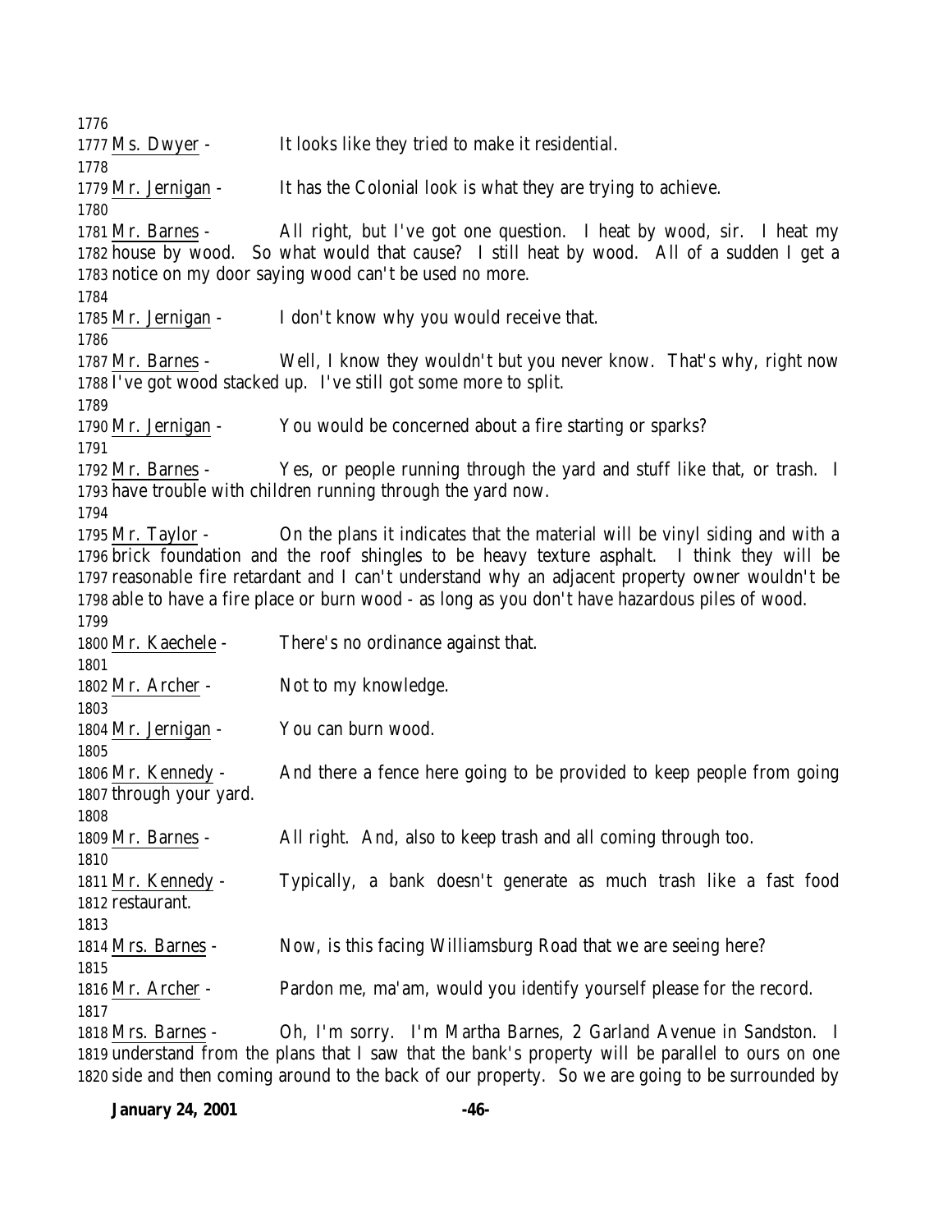Ms. Dwyer - It looks like they tried to make it residential.

Mr. Jernigan - It has the Colonial look is what they are trying to achieve.

Mr. Barnes - All right, but I've got one question. I heat by wood, sir. I heat my house by wood. So what would that cause? I still heat by wood. All of a sudden I get a notice on my door saying wood can't be used no more.

Mr. Jernigan - I don't know why you would receive that.

Mr. Barnes - Well, I know they wouldn't but you never know. That's why, right now I've got wood stacked up. I've still got some more to split.

Mr. Jernigan - You would be concerned about a fire starting or sparks?

Mr. Barnes - Yes, or people running through the yard and stuff like that, or trash. I have trouble with children running through the yard now.

Mr. Taylor - On the plans it indicates that the material will be vinyl siding and with a brick foundation and the roof shingles to be heavy texture asphalt. I think they will be reasonable fire retardant and I can't understand why an adjacent property owner wouldn't be able to have a fire place or burn wood - as long as you don't have hazardous piles of wood.

Mr. Kaechele - There's no ordinance against that.

Mr. Archer - Not to my knowledge.

Mr. Jernigan - You can burn wood.

Mr. Kennedy - And there a fence here going to be provided to keep people from going through your yard.

Mr. Barnes - All right. And, also to keep trash and all coming through too.

Mr. Kennedy - Typically, a bank doesn't generate as much trash like a fast food restaurant.

Mrs. Barnes - Now, is this facing Williamsburg Road that we are seeing here?

Mr. Archer - Pardon me, ma'am, would you identify yourself please for the record.

Mrs. Barnes - Oh, I'm sorry. I'm Martha Barnes, 2 Garland Avenue in Sandston. I understand from the plans that I saw that the bank's property will be parallel to ours on one side and then coming around to the back of our property. So we are going to be surrounded by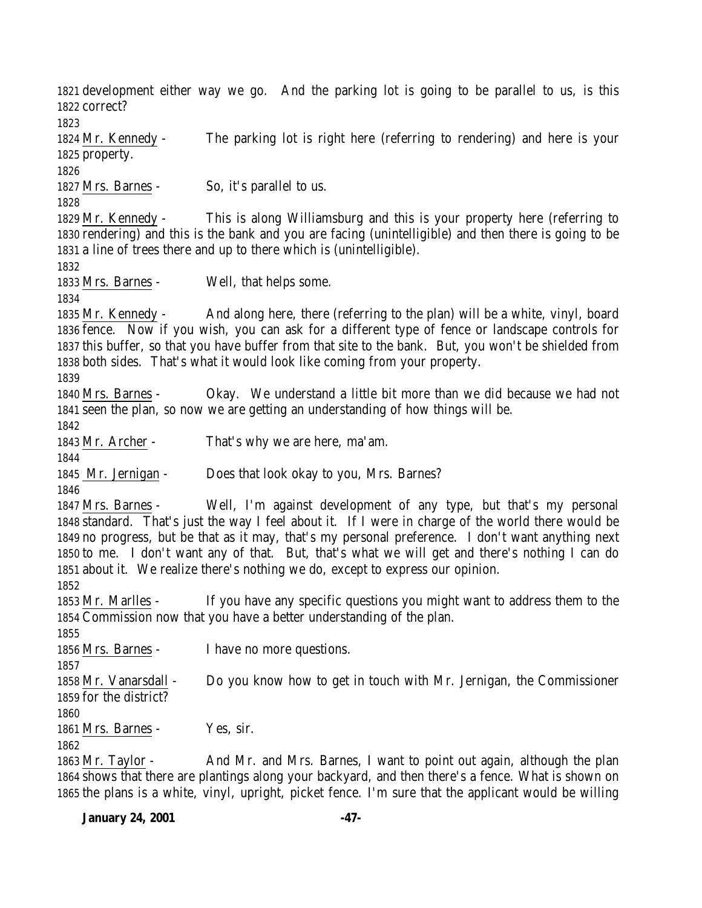development either way we go. And the parking lot is going to be parallel to us, is this correct?

Mr. Kennedy - The parking lot is right here (referring to rendering) and here is your property.

Mrs. Barnes - So, it's parallel to us.

Mr. Kennedy - This is along Williamsburg and this is your property here (referring to rendering) and this is the bank and you are facing (unintelligible) and then there is going to be a line of trees there and up to there which is (unintelligible).

Mrs. Barnes - Well, that helps some.

Mr. Kennedy - And along here, there (referring to the plan) will be a white, vinyl, board fence. Now if you wish, you can ask for a different type of fence or landscape controls for this buffer, so that you have buffer from that site to the bank. But, you won't be shielded from both sides. That's what it would look like coming from your property.

Mrs. Barnes - Okay. We understand a little bit more than we did because we had not seen the plan, so now we are getting an understanding of how things will be.

Mr. Archer - That's why we are here, ma'am.

Mr. Jernigan - Does that look okay to you, Mrs. Barnes?

Mrs. Barnes - Well, I'm against development of any type, but that's my personal standard. That's just the way I feel about it. If I were in charge of the world there would be no progress, but be that as it may, that's my personal preference. I don't want anything next to me. I don't want any of that. But, that's what we will get and there's nothing I can do about it. We realize there's nothing we do, except to express our opinion.

Mr. Marlles - If you have any specific questions you might want to address them to the Commission now that you have a better understanding of the plan.

Mrs. Barnes - I have no more questions.

Mr. Vanarsdall - Do you know how to get in touch with Mr. Jernigan, the Commissioner for the district?

Mrs. Barnes - Yes, sir.

Mr. Taylor - And Mr. and Mrs. Barnes, I want to point out again, although the plan shows that there are plantings along your backyard, and then there's a fence. What is shown on the plans is a white, vinyl, upright, picket fence. I'm sure that the applicant would be willing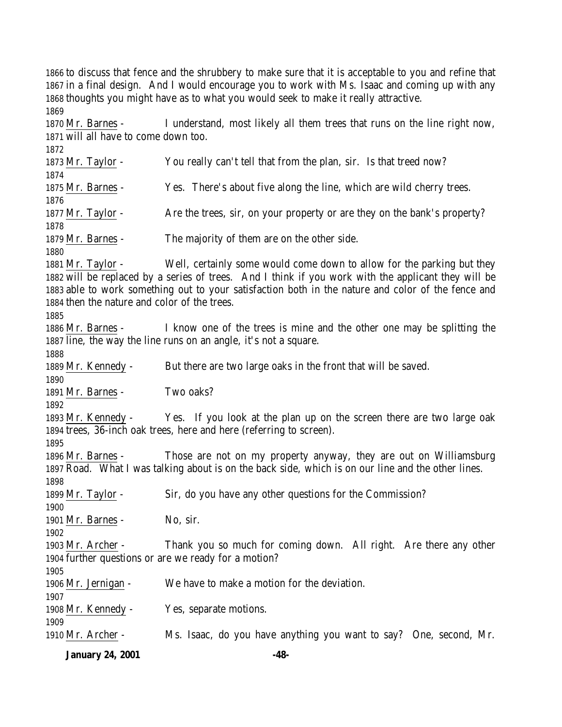to discuss that fence and the shrubbery to make sure that it is acceptable to you and refine that in a final design. And I would encourage you to work with Ms. Isaac and coming up with any thoughts you might have as to what you would seek to make it really attractive.

Mr. Barnes - I understand, most likely all them trees that runs on the line right now, will all have to come down too.

Mr. Taylor - You really can't tell that from the plan, sir. Is that treed now?

Mr. Barnes - Yes. There's about five along the line, which are wild cherry trees.

Mr. Taylor - Are the trees, sir, on your property or are they on the bank's property?

Mr. Barnes - The majority of them are on the other side.

Mr. Taylor - Well, certainly some would come down to allow for the parking but they will be replaced by a series of trees. And I think if you work with the applicant they will be able to work something out to your satisfaction both in the nature and color of the fence and then the nature and color of the trees.

Mr. Barnes - I know one of the trees is mine and the other one may be splitting the line, the way the line runs on an angle, it's not a square.

Mr. Kennedy - But there are two large oaks in the front that will be saved.

Mr. Barnes - Two oaks?

Mr. Kennedy - Yes. If you look at the plan up on the screen there are two large oak trees, 36-inch oak trees, here and here (referring to screen).

Mr. Barnes - Those are not on my property anyway, they are out on Williamsburg Road. What I was talking about is on the back side, which is on our line and the other lines.

Mr. Taylor - Sir, do you have any other questions for the Commission?

Mr. Barnes - No, sir.

Mr. Archer - Thank you so much for coming down. All right. Are there any other further questions or are we ready for a motion?

Mr. Jernigan - We have to make a motion for the deviation.

Mr. Kennedy - Yes, separate motions.

Mr. Archer - Ms. Isaac, do you have anything you want to say? One, second, Mr.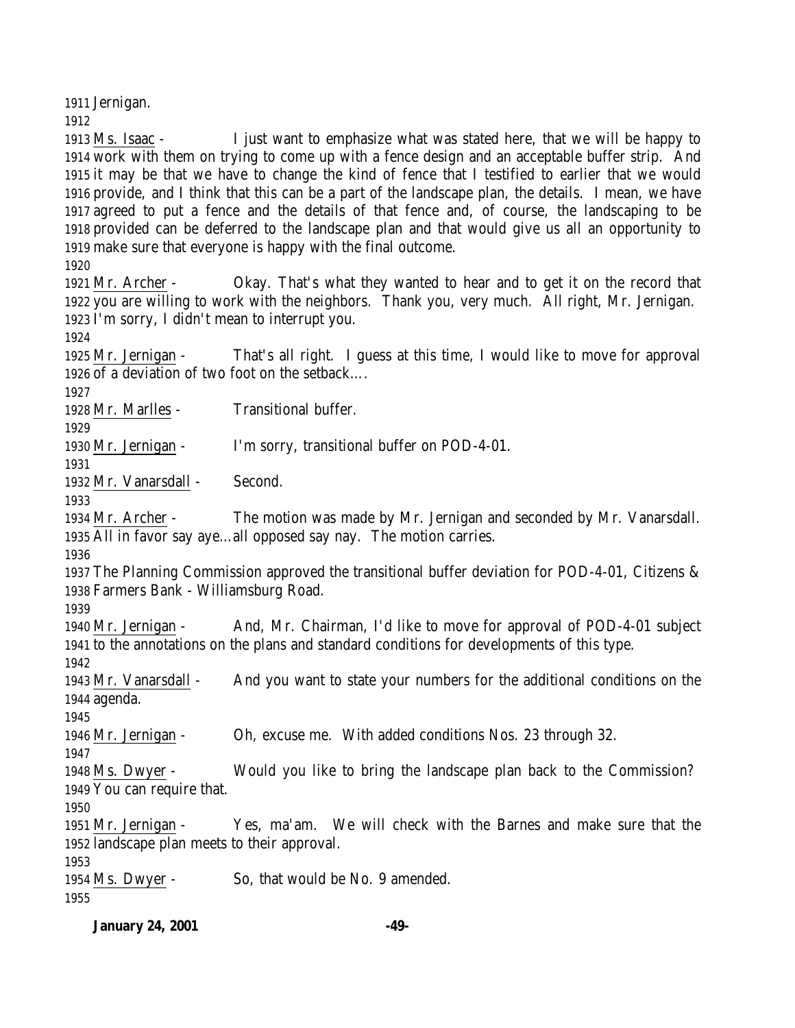Jernigan.

Ms. Isaac - I just want to emphasize what was stated here, that we will be happy to work with them on trying to come up with a fence design and an acceptable buffer strip. And it may be that we have to change the kind of fence that I testified to earlier that we would provide, and I think that this can be a part of the landscape plan, the details. I mean, we have agreed to put a fence and the details of that fence and, of course, the landscaping to be provided can be deferred to the landscape plan and that would give us all an opportunity to make sure that everyone is happy with the final outcome.

Mr. Archer - Okay. That's what they wanted to hear and to get it on the record that you are willing to work with the neighbors. Thank you, very much. All right, Mr. Jernigan. I'm sorry, I didn't mean to interrupt you.

Mr. Jernigan - That's all right. I guess at this time, I would like to move for approval of a deviation of two foot on the setback….

Mr. Marlles - Transitional buffer.

Mr. Jernigan - I'm sorry, transitional buffer on POD-4-01.

Mr. Vanarsdall - Second.

Mr. Archer - The motion was made by Mr. Jernigan and seconded by Mr. Vanarsdall. All in favor say aye…all opposed say nay. The motion carries.

The Planning Commission approved the transitional buffer deviation for POD-4-01, Citizens & Farmers Bank - Williamsburg Road.

Mr. Jernigan - And, Mr. Chairman, I'd like to move for approval of POD-4-01 subject to the annotations on the plans and standard conditions for developments of this type.

Mr. Vanarsdall - And you want to state your numbers for the additional conditions on the agenda.

Mr. Jernigan - Oh, excuse me. With added conditions Nos. 23 through 32.

Ms. Dwyer - Would you like to bring the landscape plan back to the Commission? You can require that.

Mr. Jernigan - Yes, ma'am. We will check with the Barnes and make sure that the landscape plan meets to their approval.

Ms. Dwyer - So, that would be No. 9 amended.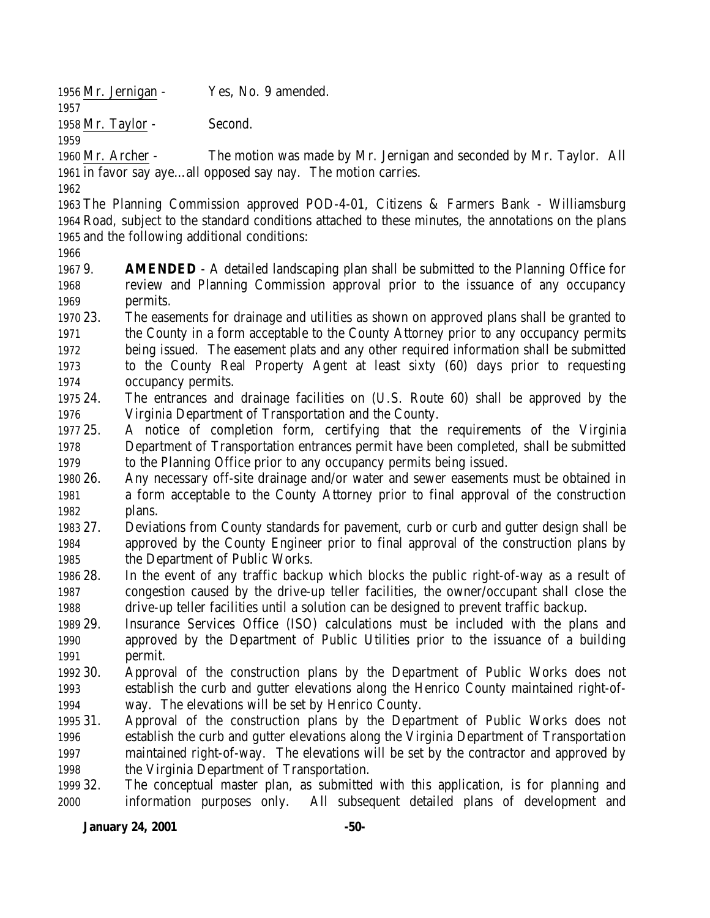Mr. Jernigan - Yes, No. 9 amended.

Mr. Taylor - Second.

Mr. Archer - The motion was made by Mr. Jernigan and seconded by Mr. Taylor. All in favor say aye…all opposed say nay. The motion carries.

The Planning Commission approved POD-4-01, Citizens & Farmers Bank - Williamsburg Road, subject to the standard conditions attached to these minutes, the annotations on the plans and the following additional conditions:

9. **AMENDED** - A detailed landscaping plan shall be submitted to the Planning Office for review and Planning Commission approval prior to the issuance of any occupancy permits.
23. The easements for drainage and utilities as shown on approved plans shall be granted to the County in a form acceptable to the County Attorney prior to any occupancy permits being issued. The easement plats and any other required information shall be submitted to the County Real Property Agent at least sixty (60) days prior to requesting occupancy permits.
24. The entrances and drainage facilities on (U.S. Route 60) shall be approved by the Virginia Department of Transportation and the County.
25. A notice of completion form, certifying that the requirements of the Virginia Department of Transportation entrances permit have been completed, shall be submitted to the Planning Office prior to any occupancy permits being issued.
26. Any necessary off-site drainage and/or water and sewer easements must be obtained in a form acceptable to the County Attorney prior to final approval of the construction plans.
27. Deviations from County standards for pavement, curb or curb and gutter design shall be approved by the County Engineer prior to final approval of the construction plans by the Department of Public Works.
28. In the event of any traffic backup which blocks the public right-of-way as a result of congestion caused by the drive-up teller facilities, the owner/occupant shall close the drive-up teller facilities until a solution can be designed to prevent traffic backup.
29. Insurance Services Office (ISO) calculations must be included with the plans and approved by the Department of Public Utilities prior to the issuance of a building permit.
30. Approval of the construction plans by the Department of Public Works does not establish the curb and gutter elevations along the Henrico County maintained right-of-way. The elevations will be set by Henrico County.
31. Approval of the construction plans by the Department of Public Works does not establish the curb and gutter elevations along the Virginia Department of Transportation maintained right-of-way. The elevations will be set by the contractor and approved by the Virginia Department of Transportation.
32. The conceptual master plan, as submitted with this application, is for planning and information purposes only. All subsequent detailed plans of development and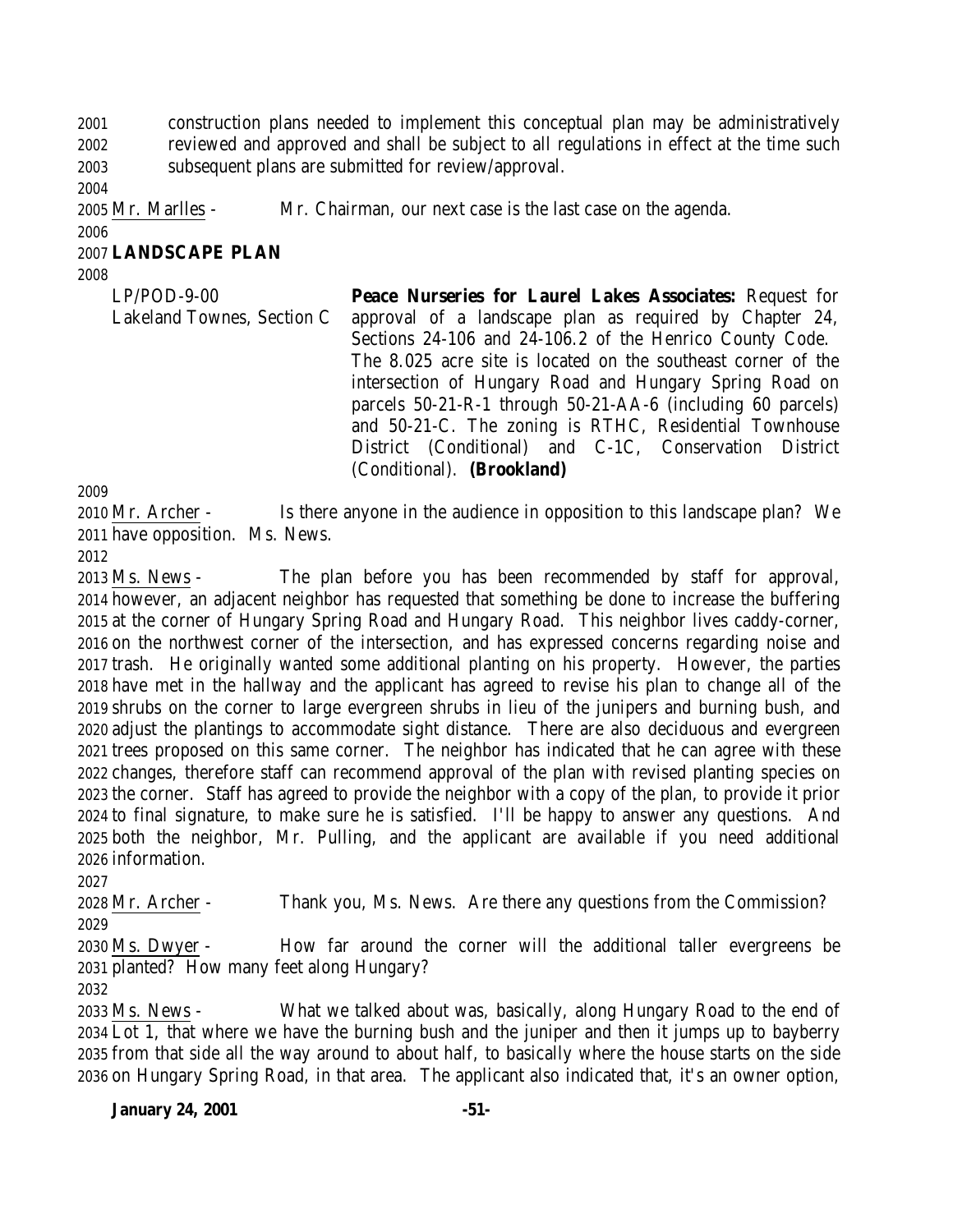construction plans needed to implement this conceptual plan may be administratively reviewed and approved and shall be subject to all regulations in effect at the time such subsequent plans are submitted for review/approval.

Mr. Marlles - Mr. Chairman, our next case is the last case on the agenda.

**LANDSCAPE PLAN**

LP/POD-9-00
Lakeland Townes, Section C

**Peace Nurseries for Laurel Lakes Associates:** Request for approval of a landscape plan as required by Chapter 24, Sections 24-106 and 24-106.2 of the Henrico County Code. The 8.025 acre site is located on the southeast corner of the intersection of Hungary Road and Hungary Spring Road on parcels 50-21-R-1 through 50-21-AA-6 (including 60 parcels) and 50-21-C. The zoning is RTHC, Residential Townhouse District (Conditional) and C-1C, Conservation District (Conditional). **(Brookland)**

Mr. Archer - Is there anyone in the audience in opposition to this landscape plan? We have opposition. Ms. News.

Ms. News - The plan before you has been recommended by staff for approval, however, an adjacent neighbor has requested that something be done to increase the buffering at the corner of Hungary Spring Road and Hungary Road. This neighbor lives caddy-corner, on the northwest corner of the intersection, and has expressed concerns regarding noise and trash. He originally wanted some additional planting on his property. However, the parties have met in the hallway and the applicant has agreed to revise his plan to change all of the shrubs on the corner to large evergreen shrubs in lieu of the junipers and burning bush, and adjust the plantings to accommodate sight distance. There are also deciduous and evergreen trees proposed on this same corner. The neighbor has indicated that he can agree with these changes, therefore staff can recommend approval of the plan with revised planting species on the corner. Staff has agreed to provide the neighbor with a copy of the plan, to provide it prior to final signature, to make sure he is satisfied. I'll be happy to answer any questions. And both the neighbor, Mr. Pulling, and the applicant are available if you need additional information.

Mr. Archer - Thank you, Ms. News. Are there any questions from the Commission?

Ms. Dwyer - How far around the corner will the additional taller evergreens be planted? How many feet along Hungary?

Ms. News - What we talked about was, basically, along Hungary Road to the end of Lot 1, that where we have the burning bush and the juniper and then it jumps up to bayberry from that side all the way around to about half, to basically where the house starts on the side on Hungary Spring Road, in that area. The applicant also indicated that, it's an owner option,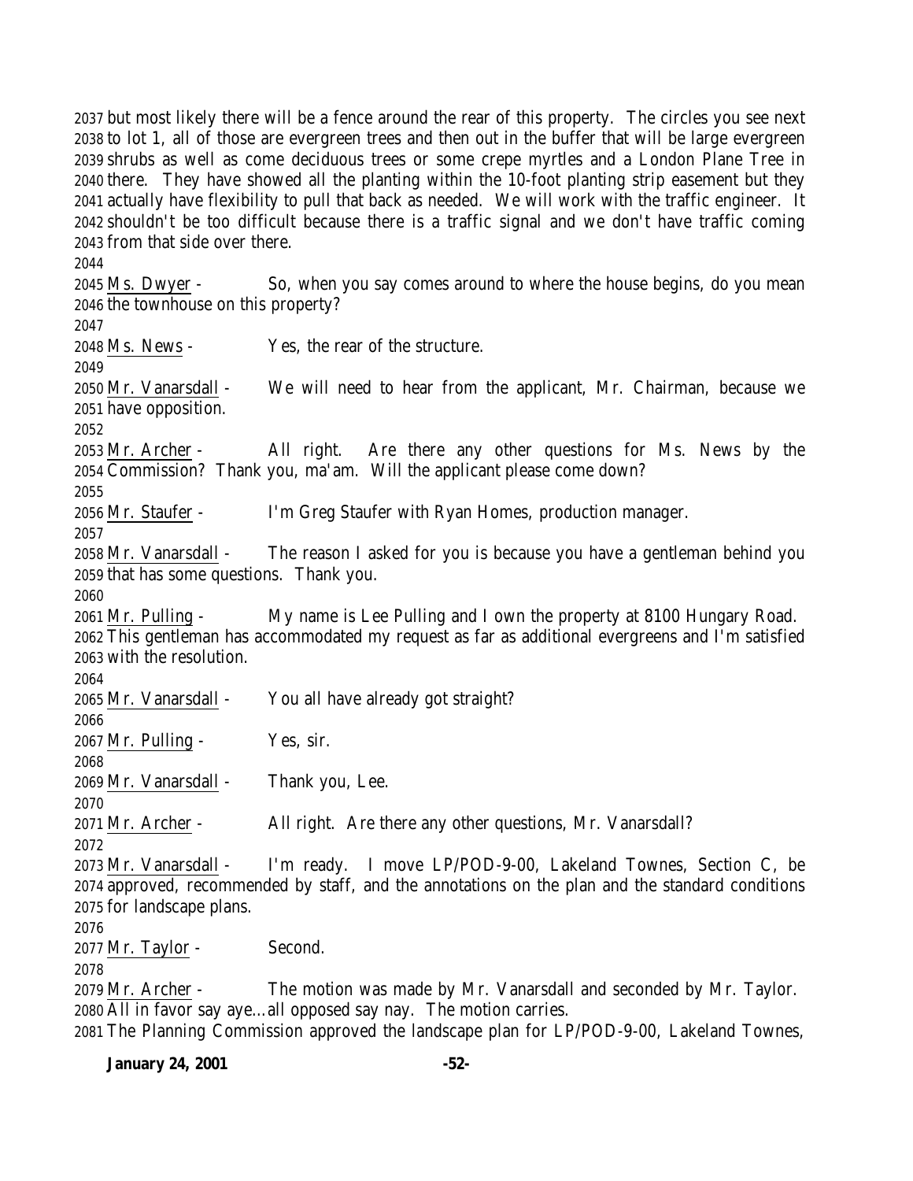but most likely there will be a fence around the rear of this property. The circles you see next to lot 1, all of those are evergreen trees and then out in the buffer that will be large evergreen shrubs as well as some deciduous trees or some crepe myrtles and a London Plane Tree in there. They have showed all the planting within the 10-foot planting strip easement but they actually have flexibility to pull that back as needed. We will work with the traffic engineer. It shouldn't be too difficult because there is a traffic signal and we don't have traffic coming from that side over there.

Ms. Dwyer - So, when you say comes around to where the house begins, do you mean the townhouse on this property?

Ms. News - Yes, the rear of the structure.

Mr. Vanarsdall - We will need to hear from the applicant, Mr. Chairman, because we have opposition.

Mr. Archer - All right. Are there any other questions for Ms. News by the Commission? Thank you, ma'am. Will the applicant please come down?

Mr. Staufer - I'm Greg Staufer with Ryan Homes, production manager.

Mr. Vanarsdall - The reason I asked for you is because you have a gentleman behind you that has some questions. Thank you.

Mr. Pulling - My name is Lee Pulling and I own the property at 8100 Hungary Road. This gentleman has accommodated my request as far as additional evergreens and I'm satisfied with the resolution.

Mr. Vanarsdall - You all have already got straight?

Mr. Pulling - Yes, sir.

Mr. Vanarsdall - Thank you, Lee.

Mr. Archer - All right. Are there any other questions, Mr. Vanarsdall?

Mr. Vanarsdall - I'm ready. I move LP/POD-9-00, Lakeland Townes, Section C, be approved, recommended by staff, and the annotations on the plan and the standard conditions for landscape plans.

Mr. Taylor - Second.

Mr. Archer - The motion was made by Mr. Vanarsdall and seconded by Mr. Taylor. All in favor say aye…all opposed say nay. The motion carries.

The Planning Commission approved the landscape plan for LP/POD-9-00, Lakeland Townes,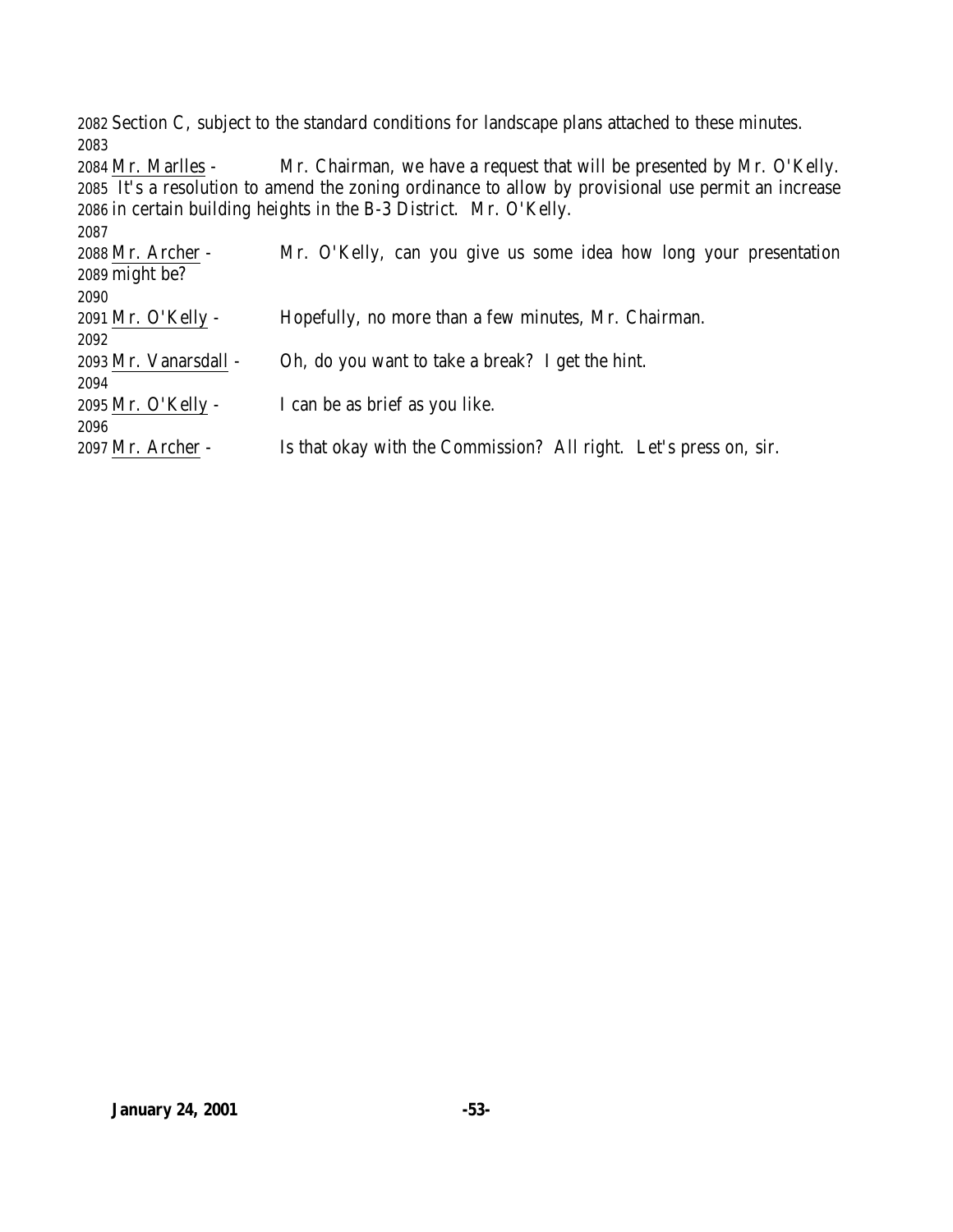Section C, subject to the standard conditions for landscape plans attached to these minutes.

Mr. Marlles - Mr. Chairman, we have a request that will be presented by Mr. O'Kelly. It's a resolution to amend the zoning ordinance to allow by provisional use permit an increase in certain building heights in the B-3 District. Mr. O'Kelly.

Mr. Archer - Mr. O'Kelly, can you give us some idea how long your presentation might be?

Mr. O'Kelly - Hopefully, no more than a few minutes, Mr. Chairman.

Mr. Vanarsdall - Oh, do you want to take a break? I get the hint.

Mr. O'Kelly - I can be as brief as you like.

Mr. Archer - Is that okay with the Commission? All right. Let's press on, sir.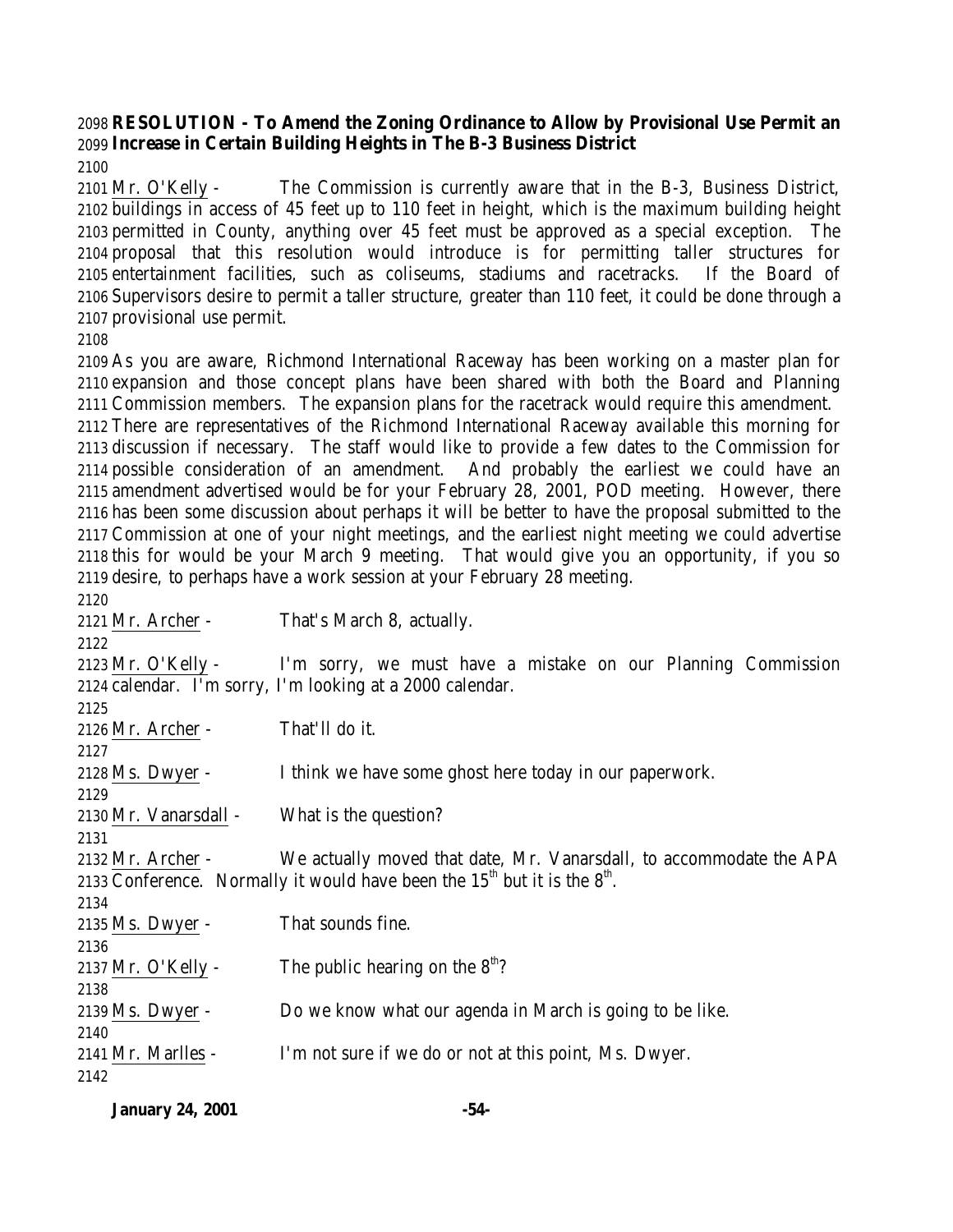**RESOLUTION - To Amend the Zoning Ordinance to Allow by Provisional Use Permit an Increase in Certain Building Heights in The B-3 Business District**

Mr. O'Kelly - The Commission is currently aware that in the B-3, Business District, buildings in access of 45 feet up to 110 feet in height, which is the maximum building height permitted in County, anything over 45 feet must be approved as a special exception. The proposal that this resolution would introduce is for permitting taller structures for entertainment facilities, such as coliseums, stadiums and racetracks. If the Board of Supervisors desire to permit a taller structure, greater than 110 feet, it could be done through a provisional use permit.

As you are aware, Richmond International Raceway has been working on a master plan for expansion and those concept plans have been shared with both the Board and Planning Commission members. The expansion plans for the racetrack would require this amendment. There are representatives of the Richmond International Raceway available this morning for discussion if necessary. The staff would like to provide a few dates to the Commission for possible consideration of an amendment. And probably the earliest we could have an amendment advertised would be for your February 28, 2001, POD meeting. However, there has been some discussion about perhaps it will be better to have the proposal submitted to the Commission at one of your night meetings, and the earliest night meeting we could advertise this for would be your March 9 meeting. That would give you an opportunity, if you so desire, to perhaps have a work session at your February 28 meeting.

Mr. Archer - That's March 8, actually.

Mr. O'Kelly - I'm sorry, we must have a mistake on our Planning Commission calendar. I'm sorry, I'm looking at a 2000 calendar.

Mr. Archer - That'll do it.

Ms. Dwyer - I think we have some ghost here today in our paperwork.

Mr. Vanarsdall - What is the question?

Mr. Archer - We actually moved that date, Mr. Vanarsdall, to accommodate the APA Conference. Normally it would have been the 15th but it is the 8th.

Ms. Dwyer - That sounds fine.

Mr. O'Kelly - The public hearing on the 8th?

Ms. Dwyer - Do we know what our agenda in March is going to be like.

Mr. Marlles - I'm not sure if we do or not at this point, Ms. Dwyer.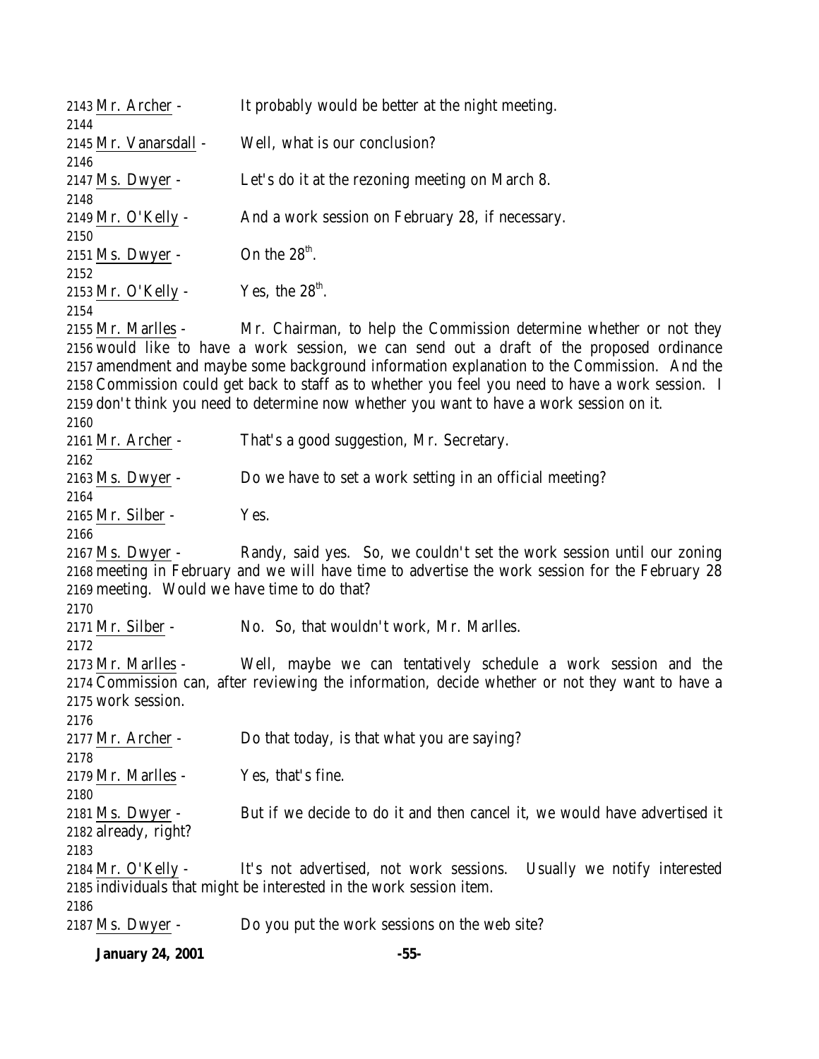2143 Mr. Archer - It probably would be better at the night meeting.

2144

2145 Mr. Vanarsdall - Well, what is our conclusion?

2146

2147 Ms. Dwyer - Let's do it at the rezoning meeting on March 8.

2148

2149 Mr. O'Kelly - And a work session on February 28, if necessary.

2150

2151 Ms. Dwyer - On the 28th.

2152

2153 Mr. O'Kelly - Yes, the 28th.

2154

2155 Mr. Marlles - Mr. Chairman, to help the Commission determine whether or not they
2156 would like to have a work session, we can send out a draft of the proposed ordinance
2157 amendment and maybe some background information explanation to the Commission. And the
2158 Commission could get back to staff as to whether you feel you need to have a work session. I
2159 don't think you need to determine now whether you want to have a work session on it.

2160

2161 Mr. Archer - That's a good suggestion, Mr. Secretary.

2162

2163 Ms. Dwyer - Do we have to set a work setting in an official meeting?

2164

2165 Mr. Silber - Yes.

2166

2167 Ms. Dwyer - Randy, said yes. So, we couldn't set the work session until our zoning
2168 meeting in February and we will have time to advertise the work session for the February 28
2169 meeting. Would we have time to do that?

2170

2171 Mr. Silber - No. So, that wouldn't work, Mr. Marlles.

2172

2173 Mr. Marlles - Well, maybe we can tentatively schedule a work session and the
2174 Commission can, after reviewing the information, decide whether or not they want to have a
2175 work session.

2176

2177 Mr. Archer - Do that today, is that what you are saying?

2178

2179 Mr. Marlles - Yes, that's fine.

2180

2181 Ms. Dwyer - But if we decide to do it and then cancel it, we would have advertised it
2182 already, right?

2183

2184 Mr. O'Kelly - It's not advertised, not work sessions. Usually we notify interested
2185 individuals that might be interested in the work session item.

2186

2187 Ms. Dwyer - Do you put the work sessions on the web site?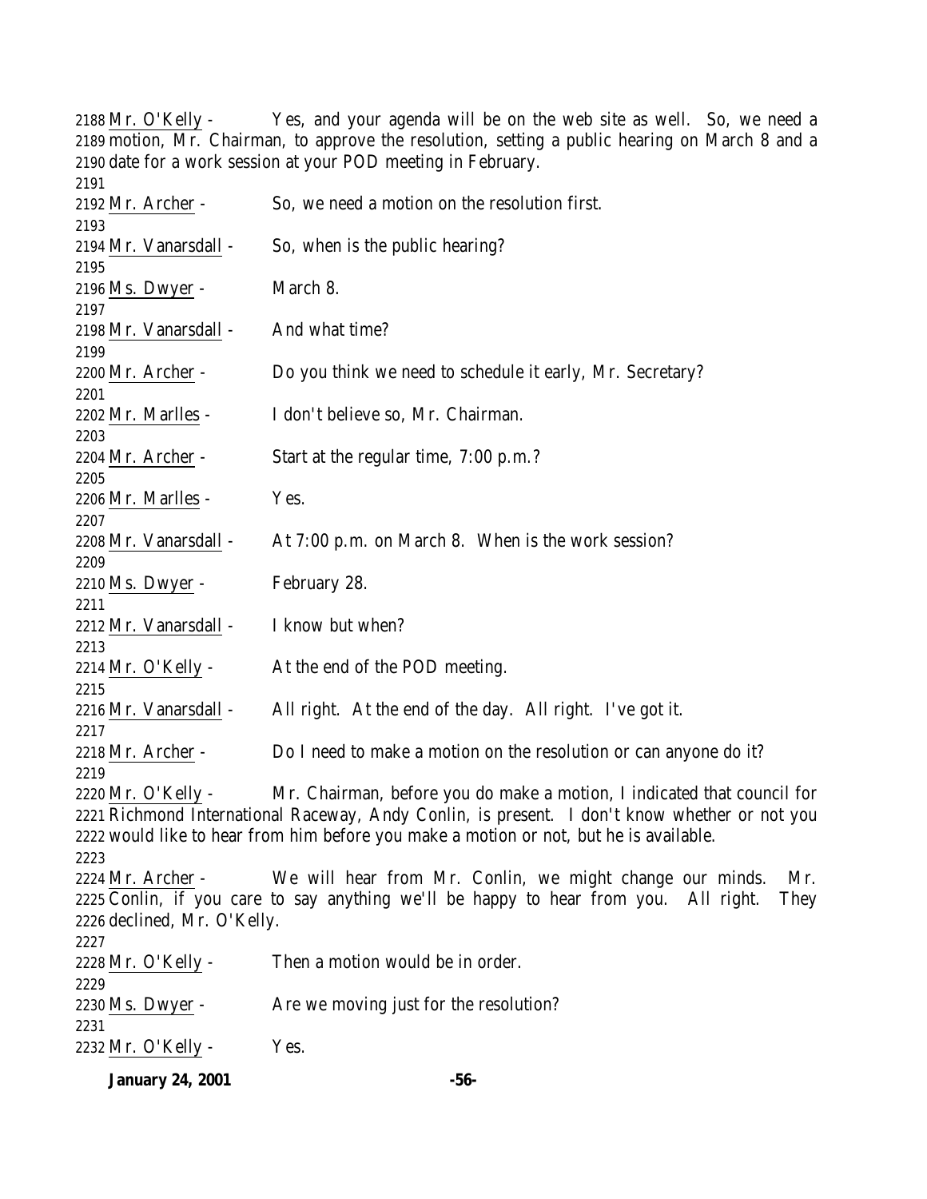2188 Mr. O'Kelly - Yes, and your agenda will be on the web site as well. So, we need a
2189 motion, Mr. Chairman, to approve the resolution, setting a public hearing on March 8 and a
2190 date for a work session at your POD meeting in February.
2191
2192 Mr. Archer - So, we need a motion on the resolution first.
2193
2194 Mr. Vanarsdall - So, when is the public hearing?
2195
2196 Ms. Dwyer - March 8.
2197
2198 Mr. Vanarsdall - And what time?
2199
2200 Mr. Archer - Do you think we need to schedule it early, Mr. Secretary?
2201
2202 Mr. Marlles - I don't believe so, Mr. Chairman.
2203
2204 Mr. Archer - Start at the regular time, 7:00 p.m.?
2205
2206 Mr. Marlles - Yes.
2207
2208 Mr. Vanarsdall - At 7:00 p.m. on March 8. When is the work session?
2209
2210 Ms. Dwyer - February 28.
2211
2212 Mr. Vanarsdall - I know but when?
2213
2214 Mr. O'Kelly - At the end of the POD meeting.
2215
2216 Mr. Vanarsdall - All right. At the end of the day. All right. I've got it.
2217
2218 Mr. Archer - Do I need to make a motion on the resolution or can anyone do it?
2219
2220 Mr. O'Kelly - Mr. Chairman, before you do make a motion, I indicated that council for
2221 Richmond International Raceway, Andy Conlin, is present. I don't know whether or not you
2222 would like to hear from him before you make a motion or not, but he is available.
2223
2224 Mr. Archer - We will hear from Mr. Conlin, we might change our minds. Mr.
2225 Conlin, if you care to say anything we'll be happy to hear from you. All right. They
2226 declined, Mr. O'Kelly.
2227
2228 Mr. O'Kelly - Then a motion would be in order.
2229
2230 Ms. Dwyer - Are we moving just for the resolution?
2231
2232 Mr. O'Kelly - Yes.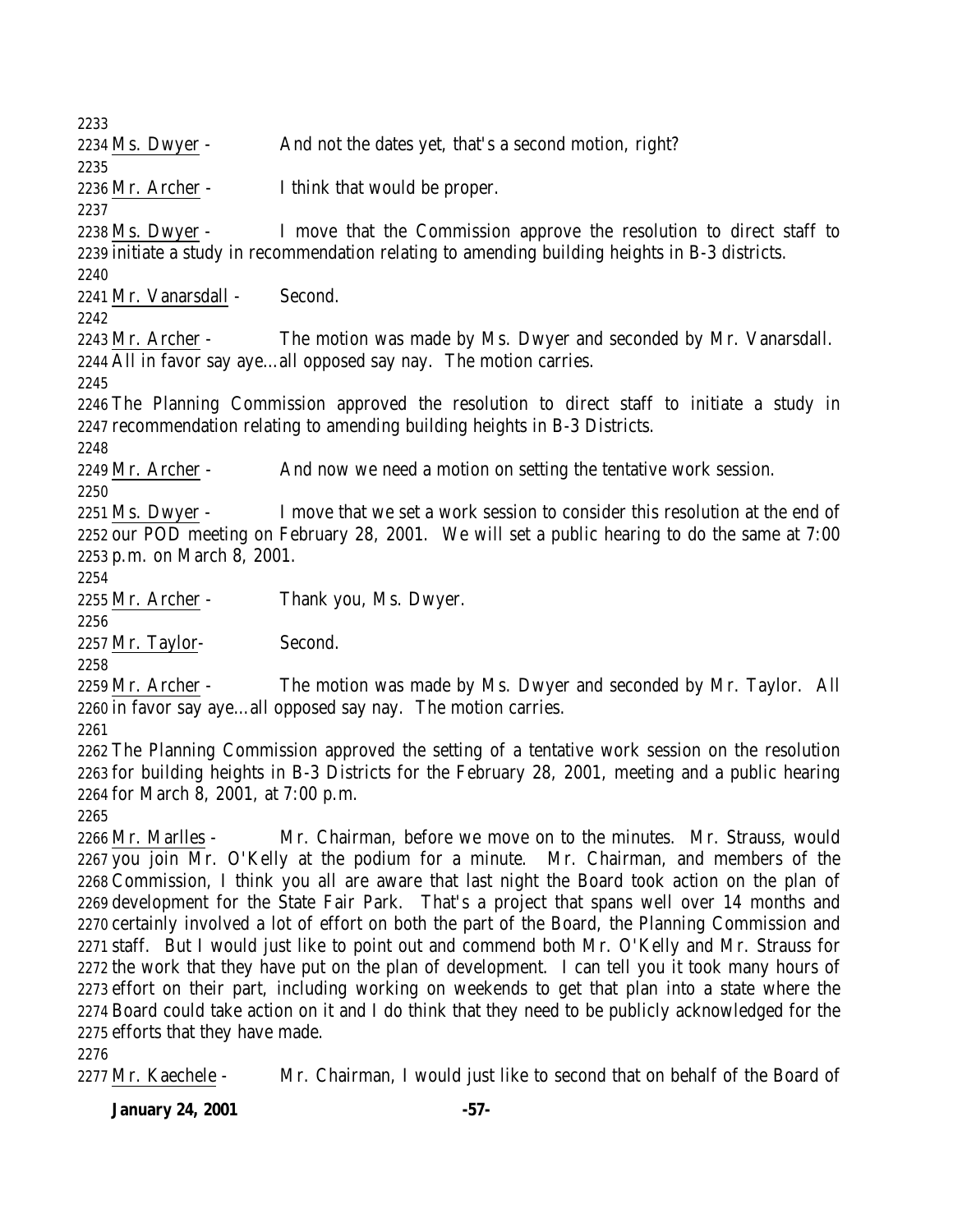Ms. Dwyer - And not the dates yet, that's a second motion, right?

Mr. Archer - I think that would be proper.

Ms. Dwyer - I move that the Commission approve the resolution to direct staff to initiate a study in recommendation relating to amending building heights in B-3 districts.

Mr. Vanarsdall - Second.

Mr. Archer - The motion was made by Ms. Dwyer and seconded by Mr. Vanarsdall. All in favor say aye…all opposed say nay. The motion carries.

The Planning Commission approved the resolution to direct staff to initiate a study in recommendation relating to amending building heights in B-3 Districts.

Mr. Archer - And now we need a motion on setting the tentative work session.

Ms. Dwyer - I move that we set a work session to consider this resolution at the end of our POD meeting on February 28, 2001. We will set a public hearing to do the same at 7:00 p.m. on March 8, 2001.

Mr. Archer - Thank you, Ms. Dwyer.

Mr. Taylor- Second.

Mr. Archer - The motion was made by Ms. Dwyer and seconded by Mr. Taylor. All in favor say aye…all opposed say nay. The motion carries.

The Planning Commission approved the setting of a tentative work session on the resolution for building heights in B-3 Districts for the February 28, 2001, meeting and a public hearing for March 8, 2001, at 7:00 p.m.

Mr. Marlles - Mr. Chairman, before we move on to the minutes. Mr. Strauss, would you join Mr. O'Kelly at the podium for a minute. Mr. Chairman, and members of the Commission, I think you all are aware that last night the Board took action on the plan of development for the State Fair Park. That's a project that spans well over 14 months and certainly involved a lot of effort on both the part of the Board, the Planning Commission and staff. But I would just like to point out and commend both Mr. O'Kelly and Mr. Strauss for the work that they have put on the plan of development. I can tell you it took many hours of effort on their part, including working on weekends to get that plan into a state where the Board could take action on it and I do think that they need to be publicly acknowledged for the efforts that they have made.

Mr. Kaechele - Mr. Chairman, I would just like to second that on behalf of the Board of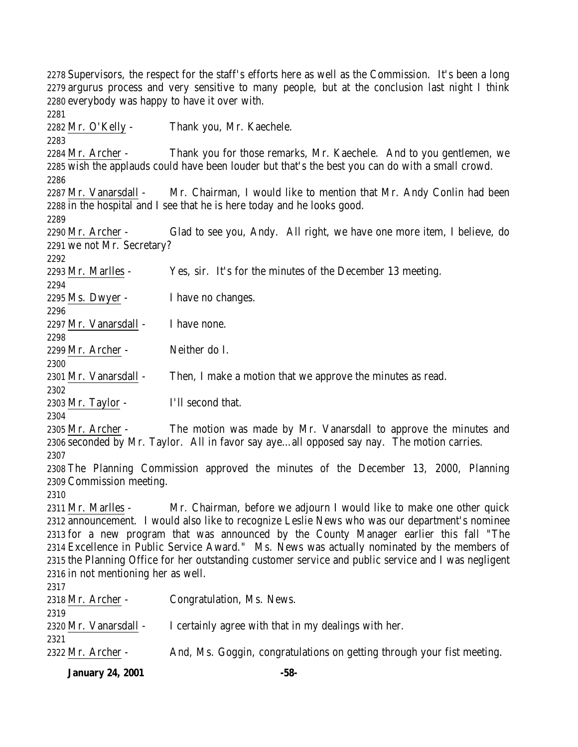Supervisors, the respect for the staff's efforts here as well as the Commission. It's been a long argurus process and very sensitive to many people, but at the conclusion last night I think everybody was happy to have it over with.

Mr. O'Kelly - Thank you, Mr. Kaechele.

Mr. Archer - Thank you for those remarks, Mr. Kaechele. And to you gentlemen, we wish the applauds could have been louder but that's the best you can do with a small crowd.

Mr. Vanarsdall - Mr. Chairman, I would like to mention that Mr. Andy Conlin had been in the hospital and I see that he is here today and he looks good.

Mr. Archer - Glad to see you, Andy. All right, we have one more item, I believe, do we not Mr. Secretary?

Mr. Marlles - Yes, sir. It's for the minutes of the December 13 meeting.

Ms. Dwyer - I have no changes.

Mr. Vanarsdall - I have none.

Mr. Archer - Neither do I.

Mr. Vanarsdall - Then, I make a motion that we approve the minutes as read.

Mr. Taylor - I'll second that.

Mr. Archer - The motion was made by Mr. Vanarsdall to approve the minutes and seconded by Mr. Taylor. All in favor say aye…all opposed say nay. The motion carries.

The Planning Commission approved the minutes of the December 13, 2000, Planning Commission meeting.

Mr. Marlles - Mr. Chairman, before we adjourn I would like to make one other quick announcement. I would also like to recognize Leslie News who was our department's nominee for a new program that was announced by the County Manager earlier this fall "The Excellence in Public Service Award." Ms. News was actually nominated by the members of the Planning Office for her outstanding customer service and public service and I was negligent in not mentioning her as well.

Mr. Archer - Congratulation, Ms. News.

Mr. Vanarsdall - I certainly agree with that in my dealings with her.

Mr. Archer - And, Ms. Goggin, congratulations on getting through your fist meeting.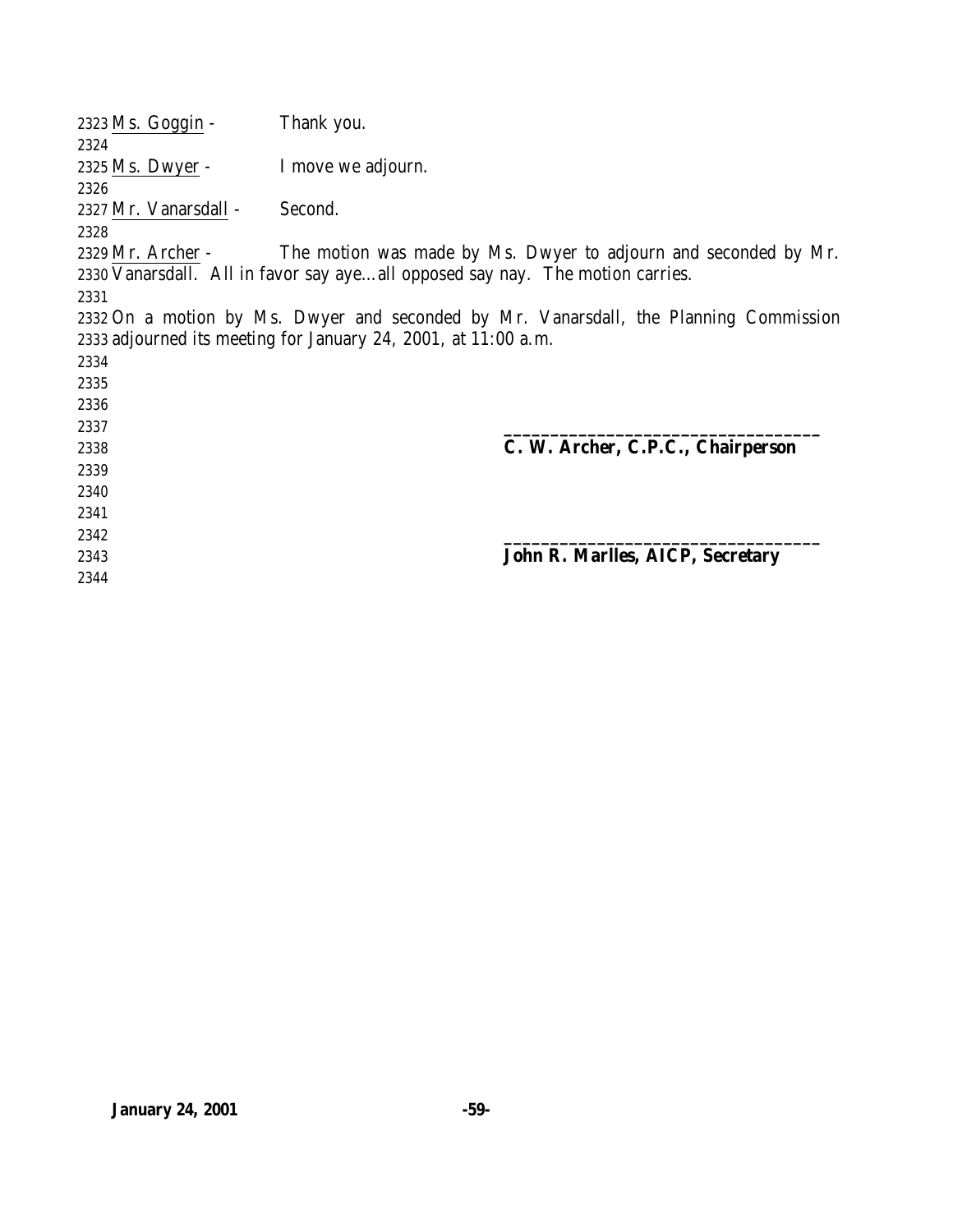2323 Ms. Goggin - Thank you.
2324
2325 Ms. Dwyer - I move we adjourn.
2326
2327 Mr. Vanarsdall - Second.
2328
2329 Mr. Archer - The motion was made by Ms. Dwyer to adjourn and seconded by Mr.
2330 Vanarsdall. All in favor say aye…all opposed say nay. The motion carries.
2331
2332 On a motion by Ms. Dwyer and seconded by Mr. Vanarsdall, the Planning Commission
2333 adjourned its meeting for January 24, 2001, at 11:00 a.m.
2334
2335
2336
2337 \_\_\_\_\_\_\_\_\_\_\_\_\_\_\_\_\_\_\_\_\_\_\_\_\_\_\_\_\_\_\_\_\_\_
2338 **C. W. Archer, C.P.C., Chairperson**
2339
2340
2341
2342 \_\_\_\_\_\_\_\_\_\_\_\_\_\_\_\_\_\_\_\_\_\_\_\_\_\_\_\_\_\_\_\_\_\_
2343 **John R. Marlles, AICP, Secretary**
2344